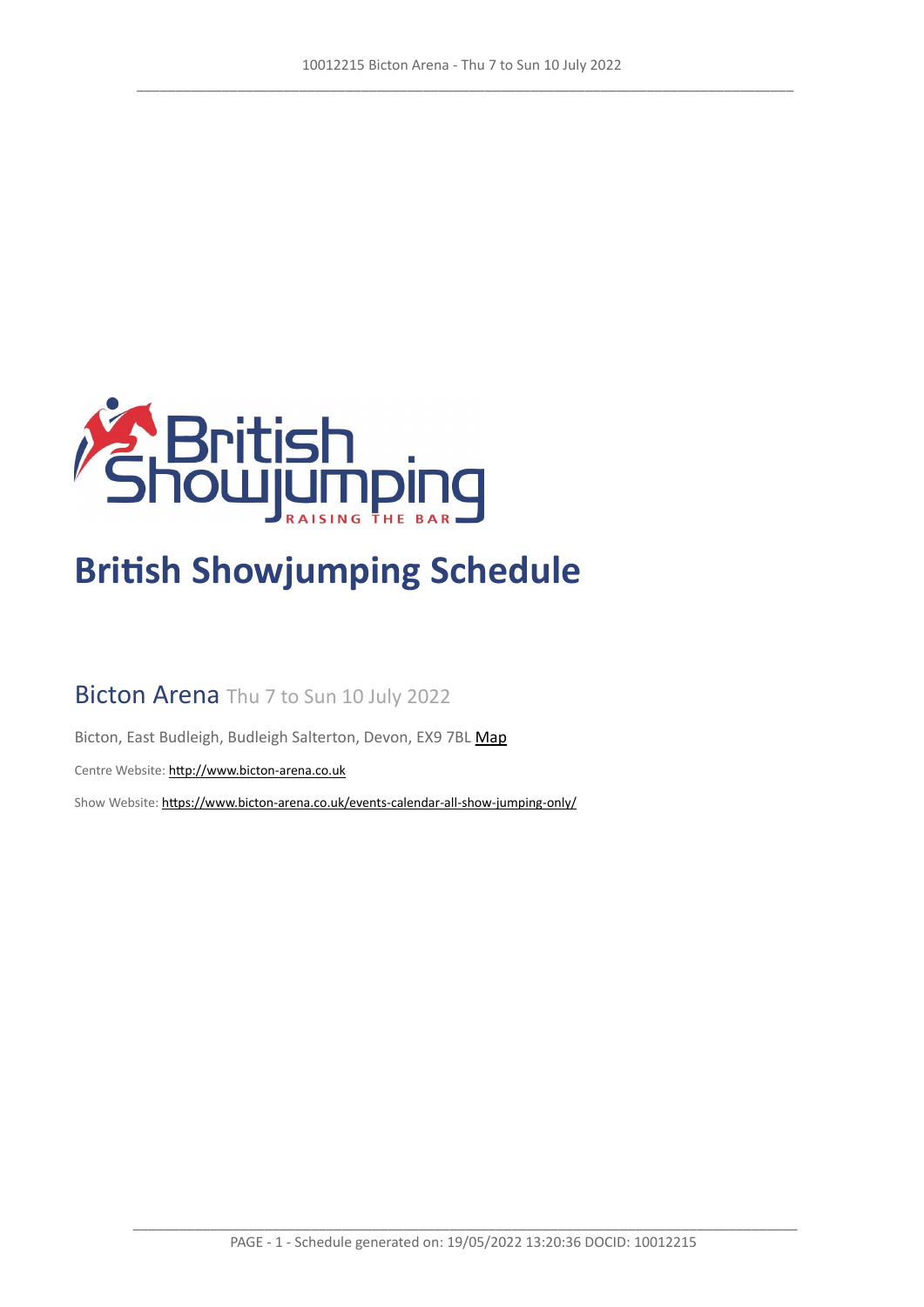# British Showjumping Schedule

## Bicton Arena Thu 7 to Sun 10 July 2022

Bicton, East Budleigh, Budleigh Salterton, Devon, EX9 7BL Map

Centre Website: http://www.bicton-arena.co.uk

Show Website: https://www.bicton-arena.co.uk/events-calendar-all-show-jumping-only/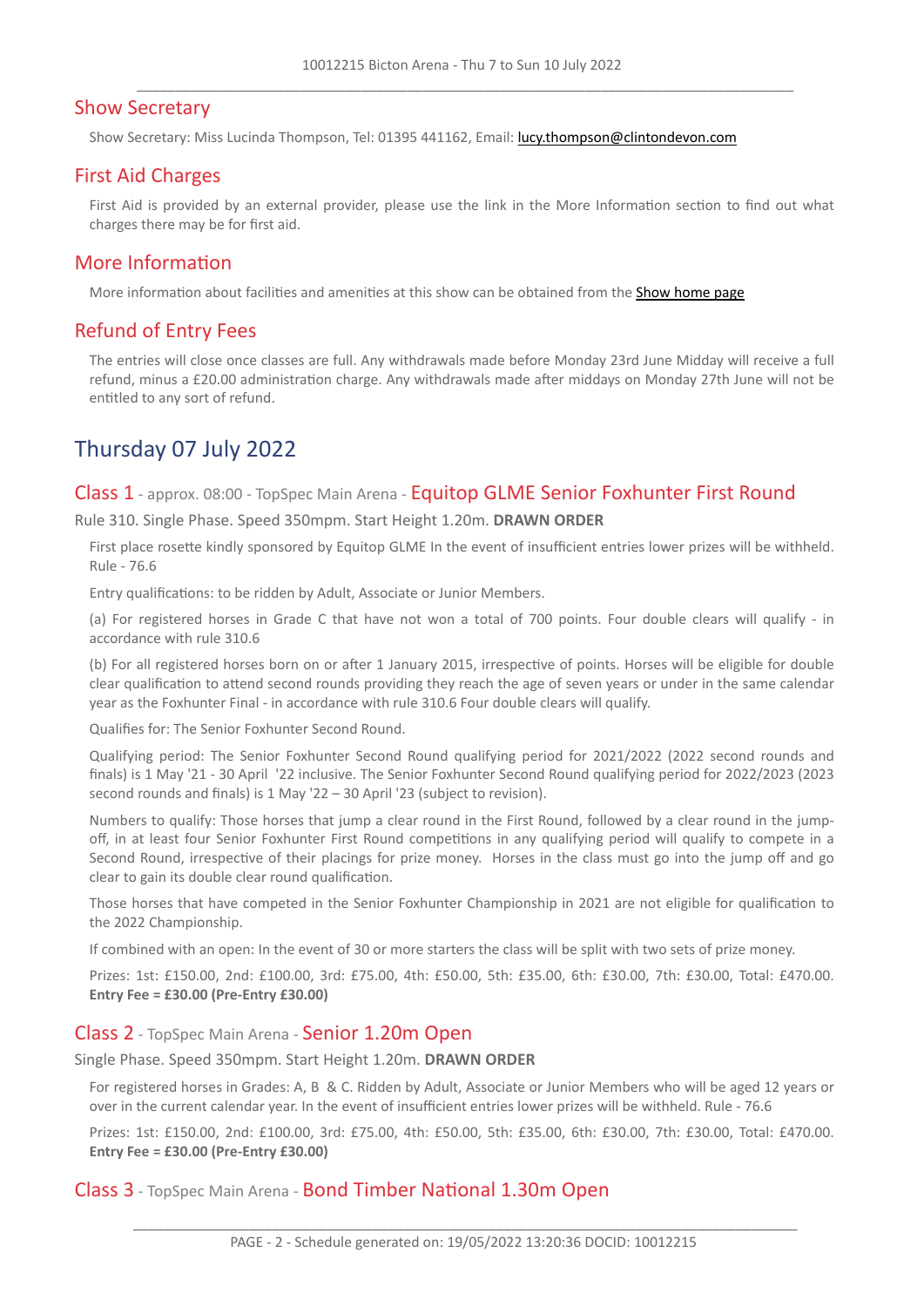## Show Secretary

Show Secretary: Miss Lucinda Thompson, Tel: 01395 441162, Email: lucy.thompson@clintondevon.com

## First Aid Charges

First Aid is provided by an external provider, please use the link in the More Information section to find out what charges there may be for first aid.

## More Information

More information about facilities and amenities at this show can be obtained from the Show home page

## Refund of Entry Fees

The entries will close once classes are full. Any withdrawals made before Monday 23rd June Midday will receive a full refund, minus a £20.00 administration charge. Any withdrawals made after middays on Monday 27th June will not be entitled to any sort of refund.

# Thursday 07 July 2022

### Class 1 - approx. 08:00 - TopSpec Main Arena - Equitop GLME Senior Foxhunter First Round

Rule 310. Single Phase. Speed 350mpm. Start Height 1.20m. **DRAWN ORDER**

First place rosette kindly sponsored by Equitop GLME In the event of insufficient entries lower prizes will be withheld. Rule - 76.6

Entry qualifications: to be ridden by Adult, Associate or Junior Members.

(a) For registered horses in Grade C that have not won a total of 700 points. Four double clears will qualify - in accordance with rule 310.6

(b) For all registered horses born on or after 1 January 2015, irrespective of points. Horses will be eligible for double clear qualification to attend second rounds providing they reach the age of seven years or under in the same calendar year as the Foxhunter Final - in accordance with rule 310.6 Four double clears will qualify.

Qualifies for: The Senior Foxhunter Second Round.

Qualifying period: The Senior Foxhunter Second Round qualifying period for 2021/2022 (2022 second rounds and finals) is 1 May '21 - 30 April '22 inclusive. The Senior Foxhunter Second Round qualifying period for 2022/2023 (2023 second rounds and finals) is 1 May '22 – 30 April '23 (subject to revision).

Numbers to qualify: Those horses that jump a clear round in the First Round, followed by a clear round in the jump-off, in at least four Senior Foxhunter First Round competitions in any qualifying period will qualify to compete in a Second Round, irrespective of their placings for prize money. Horses in the class must go into the jump off and go clear to gain its double clear round qualification.

Those horses that have competed in the Senior Foxhunter Championship in 2021 are not eligible for qualification to the 2022 Championship.

If combined with an open: In the event of 30 or more starters the class will be split with two sets of prize money.

Prizes: 1st: £150.00, 2nd: £100.00, 3rd: £75.00, 4th: £50.00, 5th: £35.00, 6th: £30.00, 7th: £30.00, Total: £470.00.
**Entry Fee = £30.00 (Pre-Entry £30.00)**

### Class 2 - TopSpec Main Arena - Senior 1.20m Open

Single Phase. Speed 350mpm. Start Height 1.20m. **DRAWN ORDER**

For registered horses in Grades: A, B & C. Ridden by Adult, Associate or Junior Members who will be aged 12 years or over in the current calendar year. In the event of insufficient entries lower prizes will be withheld. Rule - 76.6

Prizes: 1st: £150.00, 2nd: £100.00, 3rd: £75.00, 4th: £50.00, 5th: £35.00, 6th: £30.00, 7th: £30.00, Total: £470.00.
**Entry Fee = £30.00 (Pre-Entry £30.00)**

### Class 3 - TopSpec Main Arena - Bond Timber National 1.30m Open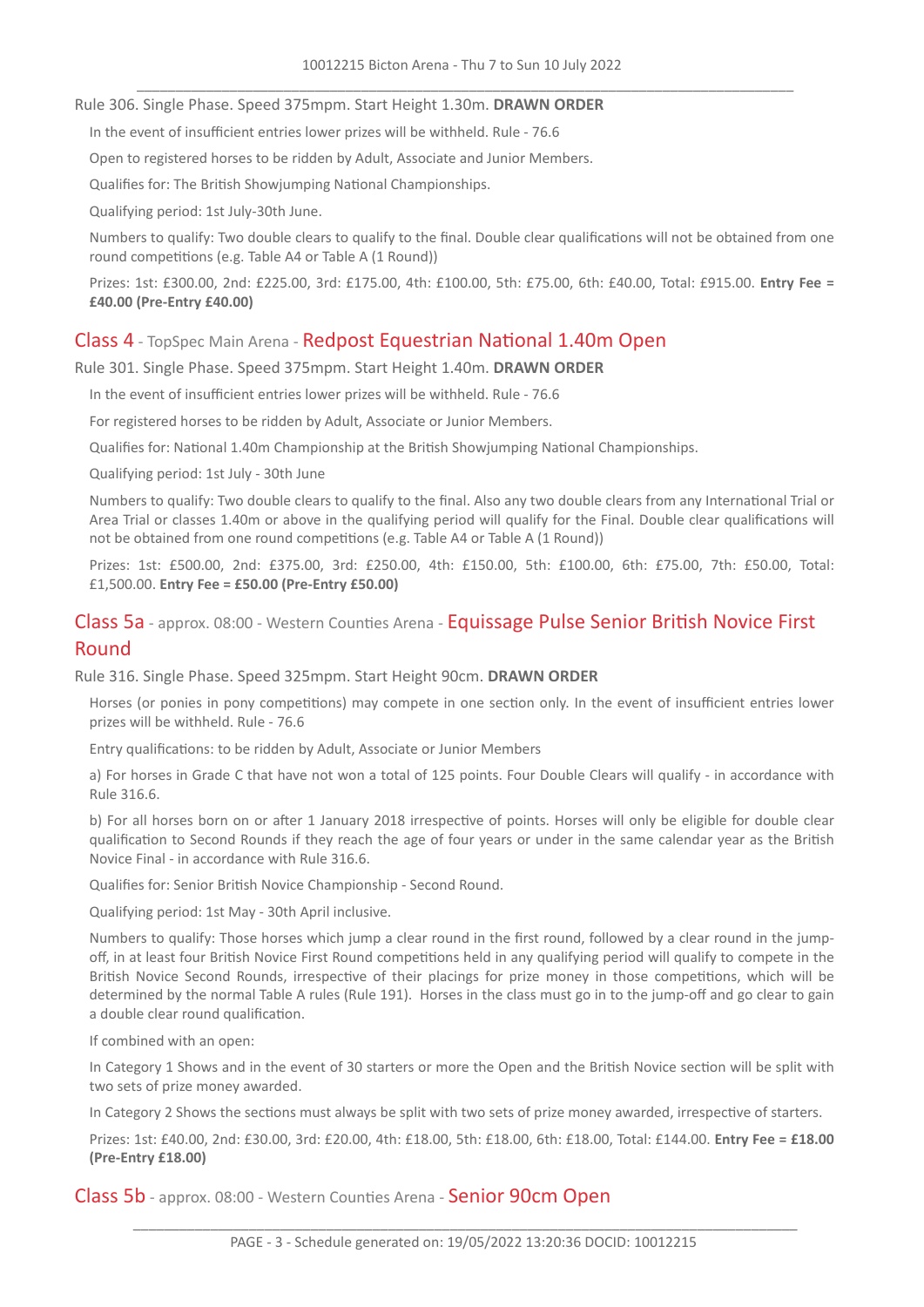Rule 306. Single Phase. Speed 375mpm. Start Height 1.30m. **DRAWN ORDER**

In the event of insufficient entries lower prizes will be withheld. Rule - 76.6

Open to registered horses to be ridden by Adult, Associate and Junior Members.

Qualifies for: The British Showjumping National Championships.

Qualifying period: 1st July-30th June.

Numbers to qualify: Two double clears to qualify to the final. Double clear qualifications will not be obtained from one round competitions (e.g. Table A4 or Table A (1 Round))

Prizes: 1st: £300.00, 2nd: £225.00, 3rd: £175.00, 4th: £100.00, 5th: £75.00, 6th: £40.00, Total: £915.00. **Entry Fee = £40.00 (Pre-Entry £40.00)**

## Class 4 - TopSpec Main Arena - Redpost Equestrian National 1.40m Open

Rule 301. Single Phase. Speed 375mpm. Start Height 1.40m. **DRAWN ORDER**

In the event of insufficient entries lower prizes will be withheld. Rule - 76.6

For registered horses to be ridden by Adult, Associate or Junior Members.

Qualifies for: National 1.40m Championship at the British Showjumping National Championships.

Qualifying period: 1st July - 30th June

Numbers to qualify: Two double clears to qualify to the final. Also any two double clears from any International Trial or Area Trial or classes 1.40m or above in the qualifying period will qualify for the Final. Double clear qualifications will not be obtained from one round competitions (e.g. Table A4 or Table A (1 Round))

Prizes: 1st: £500.00, 2nd: £375.00, 3rd: £250.00, 4th: £150.00, 5th: £100.00, 6th: £75.00, 7th: £50.00, Total: £1,500.00. **Entry Fee = £50.00 (Pre-Entry £50.00)**

## Class 5a - approx. 08:00 - Western Counties Arena - Equissage Pulse Senior British Novice First Round

Rule 316. Single Phase. Speed 325mpm. Start Height 90cm. **DRAWN ORDER**

Horses (or ponies in pony competitions) may compete in one section only. In the event of insufficient entries lower prizes will be withheld. Rule - 76.6

Entry qualifications: to be ridden by Adult, Associate or Junior Members

a) For horses in Grade C that have not won a total of 125 points. Four Double Clears will qualify - in accordance with Rule 316.6.

b) For all horses born on or after 1 January 2018 irrespective of points. Horses will only be eligible for double clear qualification to Second Rounds if they reach the age of four years or under in the same calendar year as the British Novice Final - in accordance with Rule 316.6.

Qualifies for: Senior British Novice Championship - Second Round.

Qualifying period: 1st May - 30th April inclusive.

Numbers to qualify: Those horses which jump a clear round in the first round, followed by a clear round in the jump-off, in at least four British Novice First Round competitions held in any qualifying period will qualify to compete in the British Novice Second Rounds, irrespective of their placings for prize money in those competitions, which will be determined by the normal Table A rules (Rule 191). Horses in the class must go in to the jump-off and go clear to gain a double clear round qualification.

If combined with an open:

In Category 1 Shows and in the event of 30 starters or more the Open and the British Novice section will be split with two sets of prize money awarded.

In Category 2 Shows the sections must always be split with two sets of prize money awarded, irrespective of starters.

Prizes: 1st: £40.00, 2nd: £30.00, 3rd: £20.00, 4th: £18.00, 5th: £18.00, 6th: £18.00, Total: £144.00. **Entry Fee = £18.00 (Pre-Entry £18.00)**

## Class 5b - approx. 08:00 - Western Counties Arena - Senior 90cm Open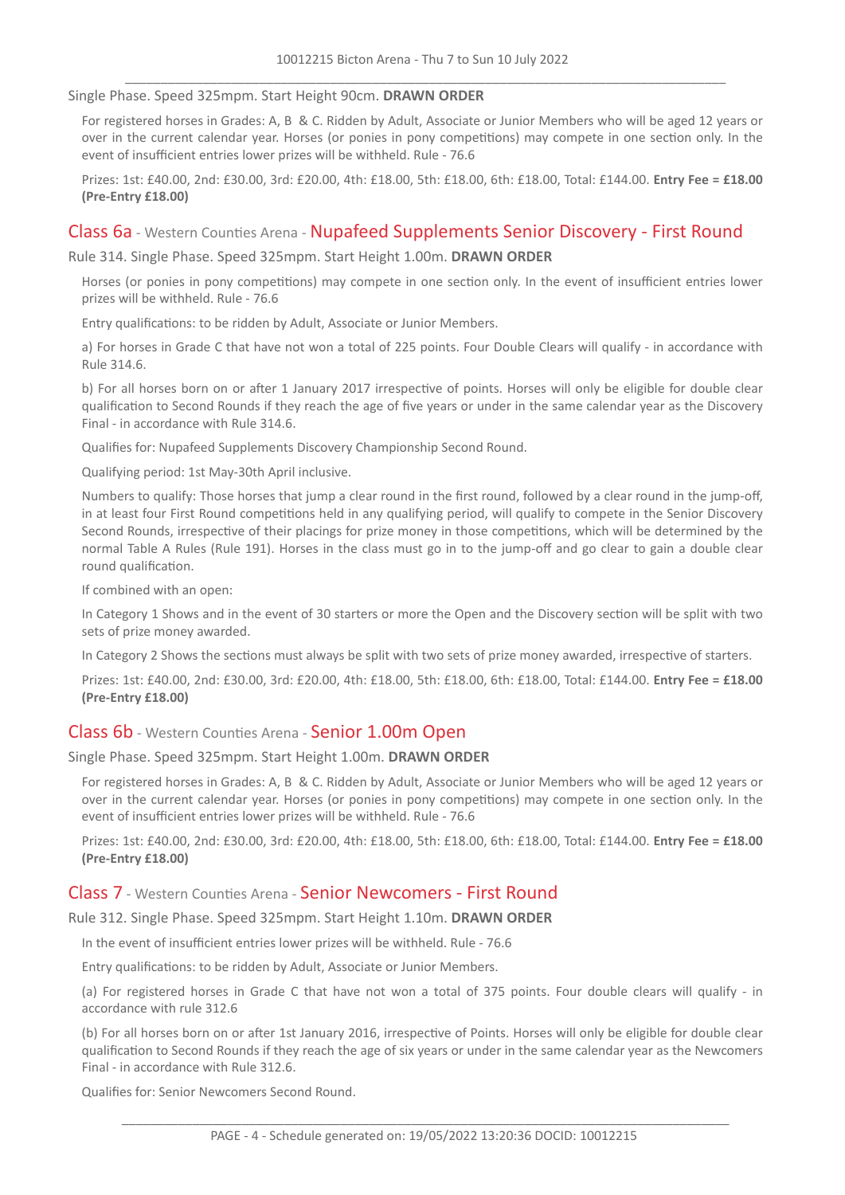Single Phase. Speed 325mpm. Start Height 90cm. **DRAWN ORDER**

For registered horses in Grades: A, B & C. Ridden by Adult, Associate or Junior Members who will be aged 12 years or over in the current calendar year. Horses (or ponies in pony competitions) may compete in one section only. In the event of insufficient entries lower prizes will be withheld. Rule - 76.6

Prizes: 1st: £40.00, 2nd: £30.00, 3rd: £20.00, 4th: £18.00, 5th: £18.00, 6th: £18.00, Total: £144.00. **Entry Fee = £18.00 (Pre-Entry £18.00)**

## Class 6a - Western Counties Arena - Nupafeed Supplements Senior Discovery - First Round

Rule 314. Single Phase. Speed 325mpm. Start Height 1.00m. **DRAWN ORDER**

Horses (or ponies in pony competitions) may compete in one section only. In the event of insufficient entries lower prizes will be withheld. Rule - 76.6

Entry qualifications: to be ridden by Adult, Associate or Junior Members.

a) For horses in Grade C that have not won a total of 225 points. Four Double Clears will qualify - in accordance with Rule 314.6.

b) For all horses born on or after 1 January 2017 irrespective of points. Horses will only be eligible for double clear qualification to Second Rounds if they reach the age of five years or under in the same calendar year as the Discovery Final - in accordance with Rule 314.6.

Qualifies for: Nupafeed Supplements Discovery Championship Second Round.

Qualifying period: 1st May-30th April inclusive.

Numbers to qualify: Those horses that jump a clear round in the first round, followed by a clear round in the jump-off, in at least four First Round competitions held in any qualifying period, will qualify to compete in the Senior Discovery Second Rounds, irrespective of their placings for prize money in those competitions, which will be determined by the normal Table A Rules (Rule 191). Horses in the class must go in to the jump-off and go clear to gain a double clear round qualification.

If combined with an open:

In Category 1 Shows and in the event of 30 starters or more the Open and the Discovery section will be split with two sets of prize money awarded.

In Category 2 Shows the sections must always be split with two sets of prize money awarded, irrespective of starters.

Prizes: 1st: £40.00, 2nd: £30.00, 3rd: £20.00, 4th: £18.00, 5th: £18.00, 6th: £18.00, Total: £144.00. **Entry Fee = £18.00 (Pre-Entry £18.00)**

## Class 6b - Western Counties Arena - Senior 1.00m Open

Single Phase. Speed 325mpm. Start Height 1.00m. **DRAWN ORDER**

For registered horses in Grades: A, B & C. Ridden by Adult, Associate or Junior Members who will be aged 12 years or over in the current calendar year. Horses (or ponies in pony competitions) may compete in one section only. In the event of insufficient entries lower prizes will be withheld. Rule - 76.6

Prizes: 1st: £40.00, 2nd: £30.00, 3rd: £20.00, 4th: £18.00, 5th: £18.00, 6th: £18.00, Total: £144.00. **Entry Fee = £18.00 (Pre-Entry £18.00)**

## Class 7 - Western Counties Arena - Senior Newcomers - First Round

Rule 312. Single Phase. Speed 325mpm. Start Height 1.10m. **DRAWN ORDER**

In the event of insufficient entries lower prizes will be withheld. Rule - 76.6

Entry qualifications: to be ridden by Adult, Associate or Junior Members.

(a) For registered horses in Grade C that have not won a total of 375 points. Four double clears will qualify - in accordance with rule 312.6

(b) For all horses born on or after 1st January 2016, irrespective of Points. Horses will only be eligible for double clear qualification to Second Rounds if they reach the age of six years or under in the same calendar year as the Newcomers Final - in accordance with Rule 312.6.

Qualifies for: Senior Newcomers Second Round.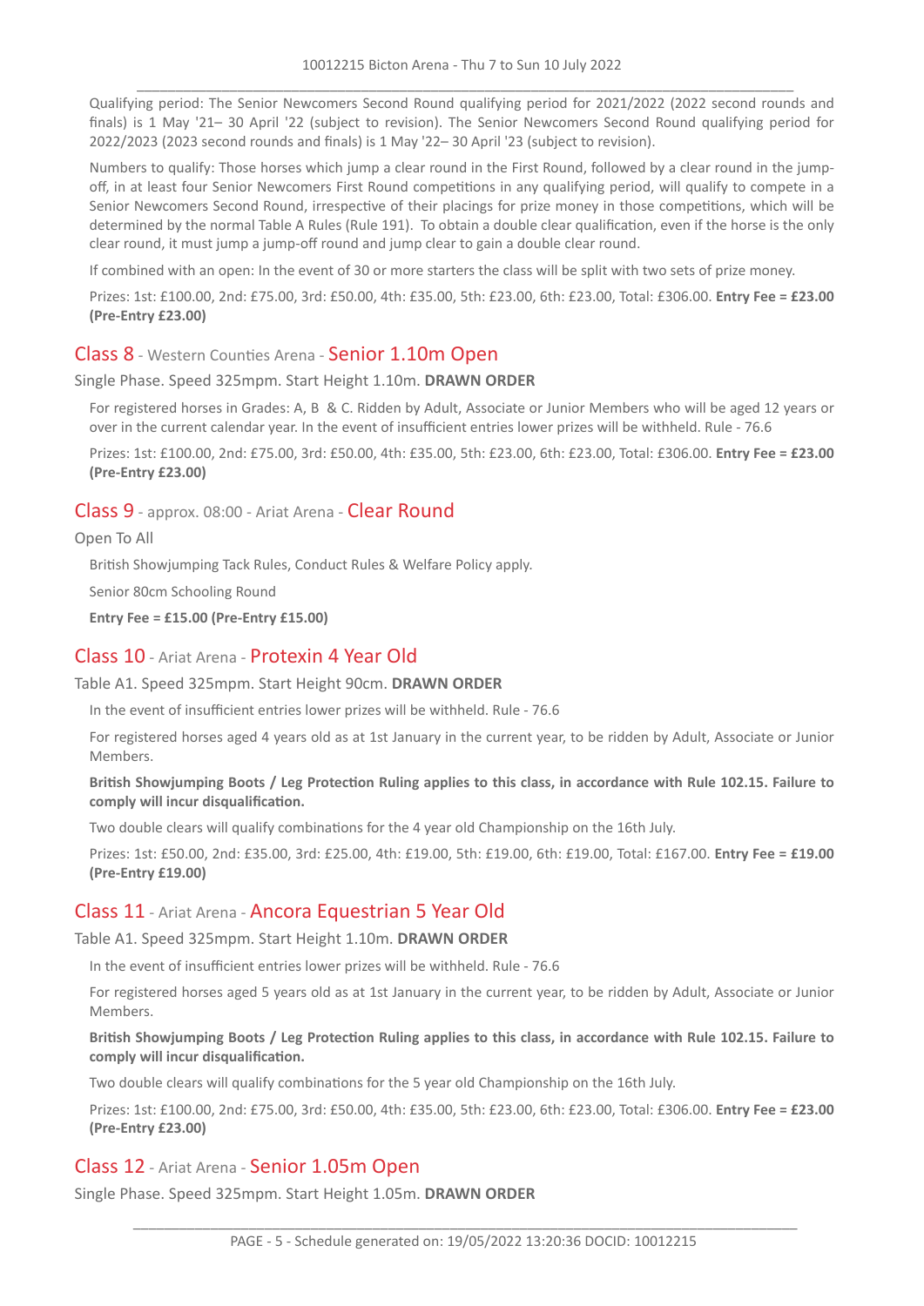Qualifying period: The Senior Newcomers Second Round qualifying period for 2021/2022 (2022 second rounds and finals) is 1 May '21– 30 April '22 (subject to revision). The Senior Newcomers Second Round qualifying period for 2022/2023 (2023 second rounds and finals) is 1 May '22– 30 April '23 (subject to revision).

Numbers to qualify: Those horses which jump a clear round in the First Round, followed by a clear round in the jump-off, in at least four Senior Newcomers First Round competitions in any qualifying period, will qualify to compete in a Senior Newcomers Second Round, irrespective of their placings for prize money in those competitions, which will be determined by the normal Table A Rules (Rule 191). To obtain a double clear qualification, even if the horse is the only clear round, it must jump a jump-off round and jump clear to gain a double clear round.

If combined with an open: In the event of 30 or more starters the class will be split with two sets of prize money.

Prizes: 1st: £100.00, 2nd: £75.00, 3rd: £50.00, 4th: £35.00, 5th: £23.00, 6th: £23.00, Total: £306.00. **Entry Fee = £23.00 (Pre-Entry £23.00)**

## Class 8 - Western Counties Arena - Senior 1.10m Open

Single Phase. Speed 325mpm. Start Height 1.10m. **DRAWN ORDER**

For registered horses in Grades: A, B & C. Ridden by Adult, Associate or Junior Members who will be aged 12 years or over in the current calendar year. In the event of insufficient entries lower prizes will be withheld. Rule - 76.6

Prizes: 1st: £100.00, 2nd: £75.00, 3rd: £50.00, 4th: £35.00, 5th: £23.00, 6th: £23.00, Total: £306.00. **Entry Fee = £23.00 (Pre-Entry £23.00)**

## Class 9 - approx. 08:00 - Ariat Arena - Clear Round

Open To All

British Showjumping Tack Rules, Conduct Rules & Welfare Policy apply.

Senior 80cm Schooling Round

**Entry Fee = £15.00 (Pre-Entry £15.00)**

## Class 10 - Ariat Arena - Protexin 4 Year Old

Table A1. Speed 325mpm. Start Height 90cm. **DRAWN ORDER**

In the event of insufficient entries lower prizes will be withheld. Rule - 76.6

For registered horses aged 4 years old as at 1st January in the current year, to be ridden by Adult, Associate or Junior Members.

**British Showjumping Boots / Leg Protection Ruling applies to this class, in accordance with Rule 102.15. Failure to comply will incur disqualification.**

Two double clears will qualify combinations for the 4 year old Championship on the 16th July.

Prizes: 1st: £50.00, 2nd: £35.00, 3rd: £25.00, 4th: £19.00, 5th: £19.00, 6th: £19.00, Total: £167.00. **Entry Fee = £19.00 (Pre-Entry £19.00)**

## Class 11 - Ariat Arena - Ancora Equestrian 5 Year Old

Table A1. Speed 325mpm. Start Height 1.10m. **DRAWN ORDER**

In the event of insufficient entries lower prizes will be withheld. Rule - 76.6

For registered horses aged 5 years old as at 1st January in the current year, to be ridden by Adult, Associate or Junior Members.

**British Showjumping Boots / Leg Protection Ruling applies to this class, in accordance with Rule 102.15. Failure to comply will incur disqualification.**

Two double clears will qualify combinations for the 5 year old Championship on the 16th July.

Prizes: 1st: £100.00, 2nd: £75.00, 3rd: £50.00, 4th: £35.00, 5th: £23.00, 6th: £23.00, Total: £306.00. **Entry Fee = £23.00 (Pre-Entry £23.00)**

## Class 12 - Ariat Arena - Senior 1.05m Open

Single Phase. Speed 325mpm. Start Height 1.05m. **DRAWN ORDER**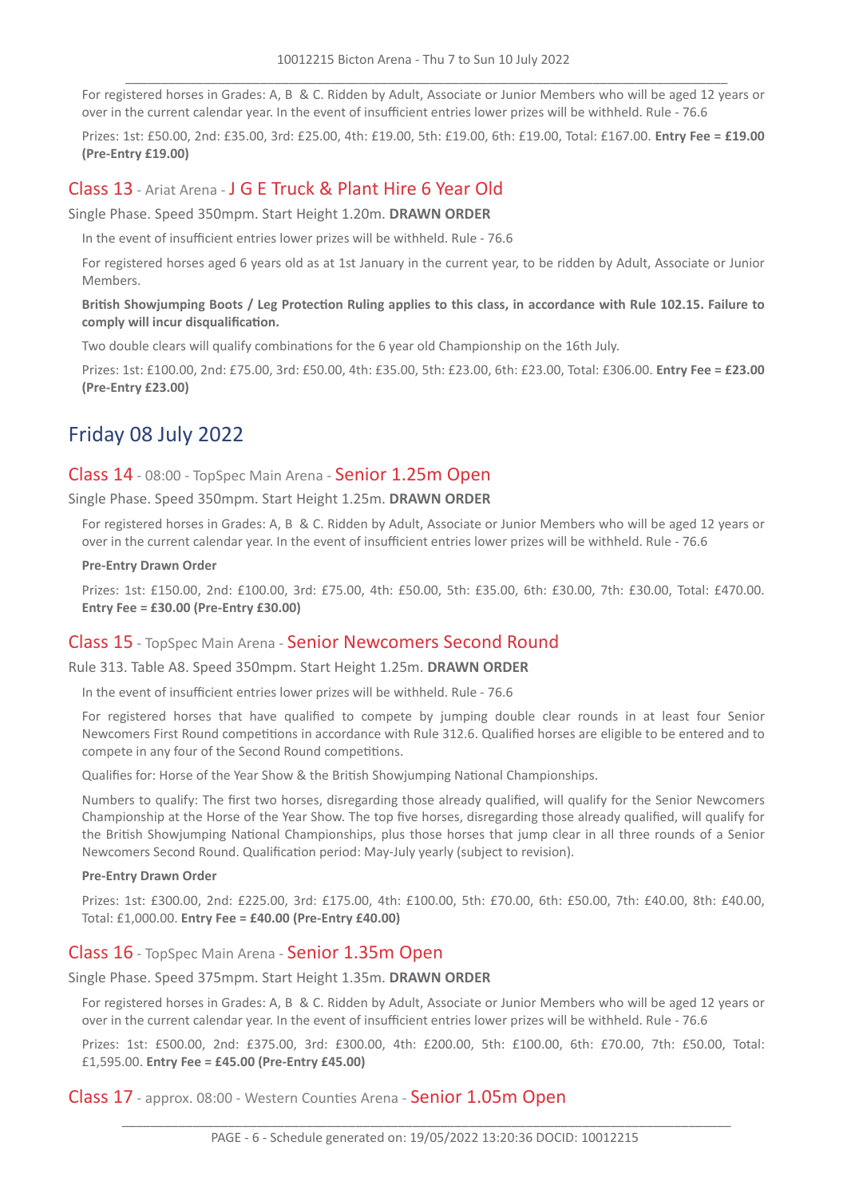For registered horses in Grades: A, B & C. Ridden by Adult, Associate or Junior Members who will be aged 12 years or over in the current calendar year. In the event of insufficient entries lower prizes will be withheld. Rule - 76.6

Prizes: 1st: £50.00, 2nd: £35.00, 3rd: £25.00, 4th: £19.00, 5th: £19.00, 6th: £19.00, Total: £167.00. **Entry Fee = £19.00 (Pre-Entry £19.00)**

### Class 13 - Ariat Arena - J G E Truck & Plant Hire 6 Year Old

Single Phase. Speed 350mpm. Start Height 1.20m. **DRAWN ORDER**

In the event of insufficient entries lower prizes will be withheld. Rule - 76.6

For registered horses aged 6 years old as at 1st January in the current year, to be ridden by Adult, Associate or Junior Members.

**British Showjumping Boots / Leg Protection Ruling applies to this class, in accordance with Rule 102.15. Failure to comply will incur disqualification.**

Two double clears will qualify combinations for the 6 year old Championship on the 16th July.

Prizes: 1st: £100.00, 2nd: £75.00, 3rd: £50.00, 4th: £35.00, 5th: £23.00, 6th: £23.00, Total: £306.00. **Entry Fee = £23.00 (Pre-Entry £23.00)**

## Friday 08 July 2022

### Class 14 - 08:00 - TopSpec Main Arena - Senior 1.25m Open

Single Phase. Speed 350mpm. Start Height 1.25m. **DRAWN ORDER**

For registered horses in Grades: A, B & C. Ridden by Adult, Associate or Junior Members who will be aged 12 years or over in the current calendar year. In the event of insufficient entries lower prizes will be withheld. Rule - 76.6

**Pre-Entry Drawn Order**

Prizes: 1st: £150.00, 2nd: £100.00, 3rd: £75.00, 4th: £50.00, 5th: £35.00, 6th: £30.00, 7th: £30.00, Total: £470.00. **Entry Fee = £30.00 (Pre-Entry £30.00)**

### Class 15 - TopSpec Main Arena - Senior Newcomers Second Round

Rule 313. Table A8. Speed 350mpm. Start Height 1.25m. **DRAWN ORDER**

In the event of insufficient entries lower prizes will be withheld. Rule - 76.6

For registered horses that have qualified to compete by jumping double clear rounds in at least four Senior Newcomers First Round competitions in accordance with Rule 312.6. Qualified horses are eligible to be entered and to compete in any four of the Second Round competitions.

Qualifies for: Horse of the Year Show & the British Showjumping National Championships.

Numbers to qualify: The first two horses, disregarding those already qualified, will qualify for the Senior Newcomers Championship at the Horse of the Year Show. The top five horses, disregarding those already qualified, will qualify for the British Showjumping National Championships, plus those horses that jump clear in all three rounds of a Senior Newcomers Second Round. Qualification period: May-July yearly (subject to revision).

**Pre-Entry Drawn Order**

Prizes: 1st: £300.00, 2nd: £225.00, 3rd: £175.00, 4th: £100.00, 5th: £70.00, 6th: £50.00, 7th: £40.00, 8th: £40.00, Total: £1,000.00. **Entry Fee = £40.00 (Pre-Entry £40.00)**

### Class 16 - TopSpec Main Arena - Senior 1.35m Open

Single Phase. Speed 375mpm. Start Height 1.35m. **DRAWN ORDER**

For registered horses in Grades: A, B & C. Ridden by Adult, Associate or Junior Members who will be aged 12 years or over in the current calendar year. In the event of insufficient entries lower prizes will be withheld. Rule - 76.6

Prizes: 1st: £500.00, 2nd: £375.00, 3rd: £300.00, 4th: £200.00, 5th: £100.00, 6th: £70.00, 7th: £50.00, Total: £1,595.00. **Entry Fee = £45.00 (Pre-Entry £45.00)**

### Class 17 - approx. 08:00 - Western Counties Arena - Senior 1.05m Open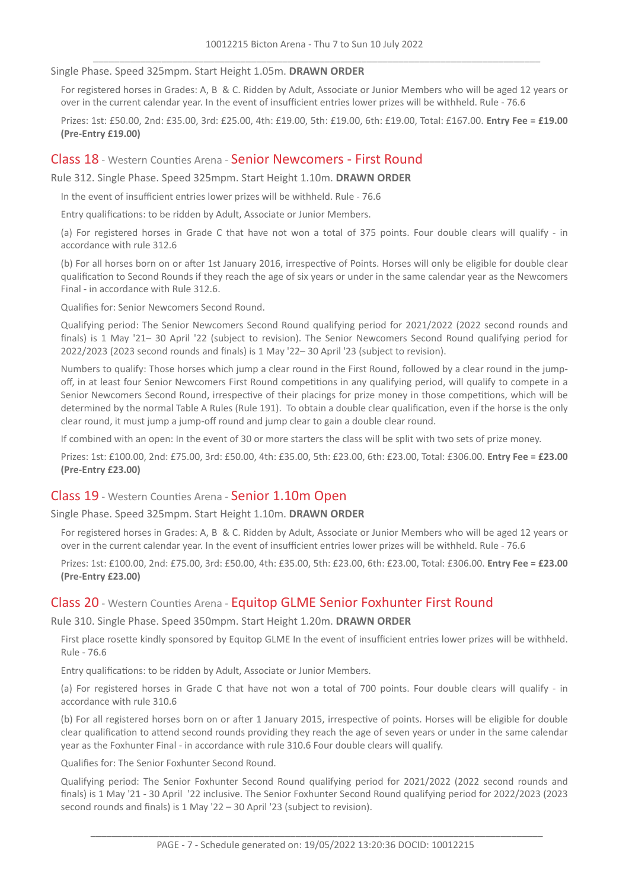Single Phase. Speed 325mpm. Start Height 1.05m. **DRAWN ORDER**

For registered horses in Grades: A, B & C. Ridden by Adult, Associate or Junior Members who will be aged 12 years or over in the current calendar year. In the event of insufficient entries lower prizes will be withheld. Rule - 76.6

Prizes: 1st: £50.00, 2nd: £35.00, 3rd: £25.00, 4th: £19.00, 5th: £19.00, 6th: £19.00, Total: £167.00. **Entry Fee = £19.00 (Pre-Entry £19.00)**

## Class 18 - Western Counties Arena - Senior Newcomers - First Round

Rule 312. Single Phase. Speed 325mpm. Start Height 1.10m. **DRAWN ORDER**

In the event of insufficient entries lower prizes will be withheld. Rule - 76.6

Entry qualifications: to be ridden by Adult, Associate or Junior Members.

(a) For registered horses in Grade C that have not won a total of 375 points. Four double clears will qualify - in accordance with rule 312.6

(b) For all horses born on or after 1st January 2016, irrespective of Points. Horses will only be eligible for double clear qualification to Second Rounds if they reach the age of six years or under in the same calendar year as the Newcomers Final - in accordance with Rule 312.6.

Qualifies for: Senior Newcomers Second Round.

Qualifying period: The Senior Newcomers Second Round qualifying period for 2021/2022 (2022 second rounds and finals) is 1 May '21– 30 April '22 (subject to revision). The Senior Newcomers Second Round qualifying period for 2022/2023 (2023 second rounds and finals) is 1 May '22– 30 April '23 (subject to revision).

Numbers to qualify: Those horses which jump a clear round in the First Round, followed by a clear round in the jump-off, in at least four Senior Newcomers First Round competitions in any qualifying period, will qualify to compete in a Senior Newcomers Second Round, irrespective of their placings for prize money in those competitions, which will be determined by the normal Table A Rules (Rule 191). To obtain a double clear qualification, even if the horse is the only clear round, it must jump a jump-off round and jump clear to gain a double clear round.

If combined with an open: In the event of 30 or more starters the class will be split with two sets of prize money.

Prizes: 1st: £100.00, 2nd: £75.00, 3rd: £50.00, 4th: £35.00, 5th: £23.00, 6th: £23.00, Total: £306.00. **Entry Fee = £23.00 (Pre-Entry £23.00)**

## Class 19 - Western Counties Arena - Senior 1.10m Open

Single Phase. Speed 325mpm. Start Height 1.10m. **DRAWN ORDER**

For registered horses in Grades: A, B & C. Ridden by Adult, Associate or Junior Members who will be aged 12 years or over in the current calendar year. In the event of insufficient entries lower prizes will be withheld. Rule - 76.6

Prizes: 1st: £100.00, 2nd: £75.00, 3rd: £50.00, 4th: £35.00, 5th: £23.00, 6th: £23.00, Total: £306.00. **Entry Fee = £23.00 (Pre-Entry £23.00)**

## Class 20 - Western Counties Arena - Equitop GLME Senior Foxhunter First Round

Rule 310. Single Phase. Speed 350mpm. Start Height 1.20m. **DRAWN ORDER**

First place rosette kindly sponsored by Equitop GLME In the event of insufficient entries lower prizes will be withheld. Rule - 76.6

Entry qualifications: to be ridden by Adult, Associate or Junior Members.

(a) For registered horses in Grade C that have not won a total of 700 points. Four double clears will qualify - in accordance with rule 310.6

(b) For all registered horses born on or after 1 January 2015, irrespective of points. Horses will be eligible for double clear qualification to attend second rounds providing they reach the age of seven years or under in the same calendar year as the Foxhunter Final - in accordance with rule 310.6 Four double clears will qualify.

Qualifies for: The Senior Foxhunter Second Round.

Qualifying period: The Senior Foxhunter Second Round qualifying period for 2021/2022 (2022 second rounds and finals) is 1 May '21 - 30 April '22 inclusive. The Senior Foxhunter Second Round qualifying period for 2022/2023 (2023 second rounds and finals) is 1 May '22 – 30 April '23 (subject to revision).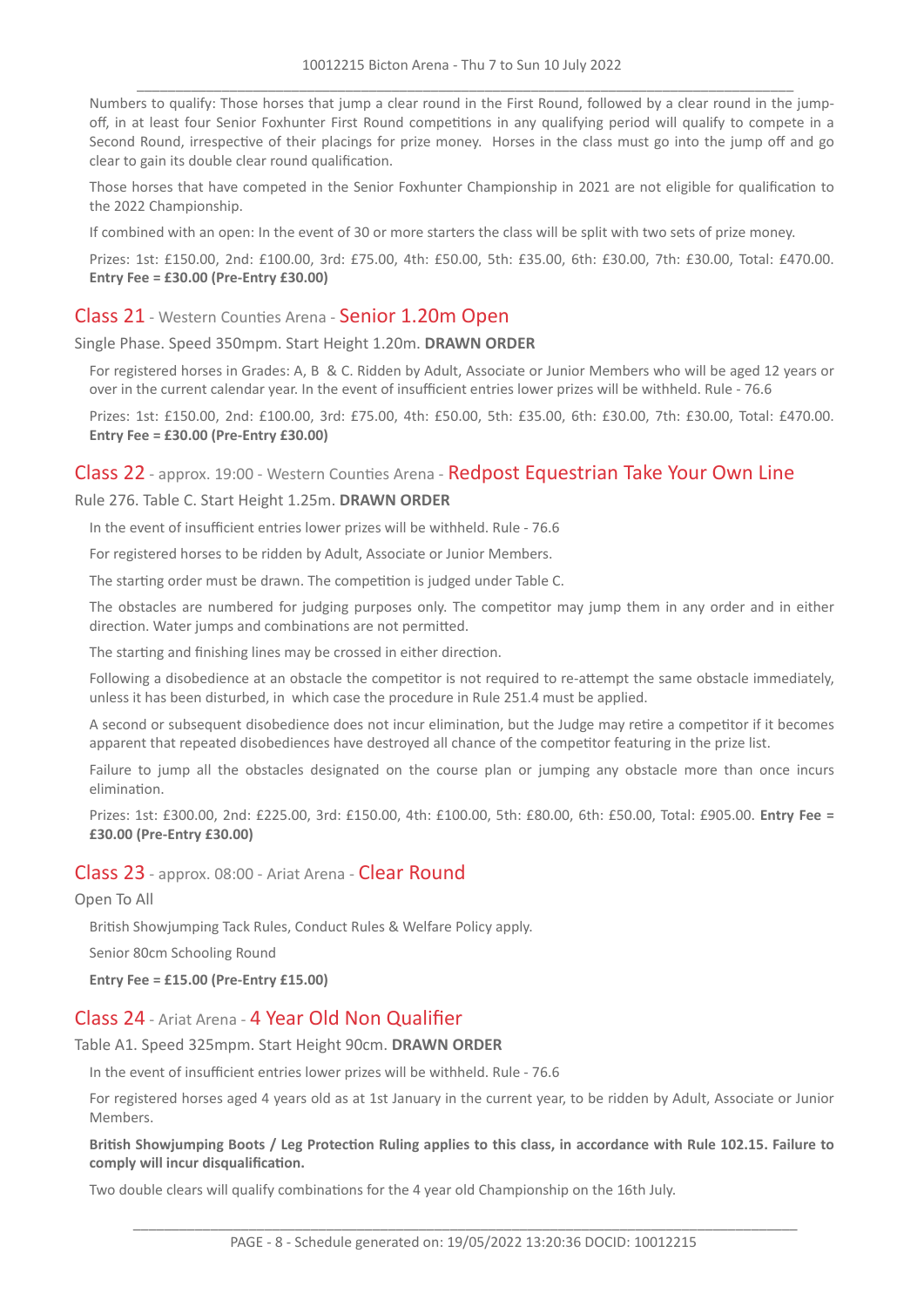Numbers to qualify: Those horses that jump a clear round in the First Round, followed by a clear round in the jump-off, in at least four Senior Foxhunter First Round competitions in any qualifying period will qualify to compete in a Second Round, irrespective of their placings for prize money. Horses in the class must go into the jump off and go clear to gain its double clear round qualification.

Those horses that have competed in the Senior Foxhunter Championship in 2021 are not eligible for qualification to the 2022 Championship.

If combined with an open: In the event of 30 or more starters the class will be split with two sets of prize money.

Prizes: 1st: £150.00, 2nd: £100.00, 3rd: £75.00, 4th: £50.00, 5th: £35.00, 6th: £30.00, 7th: £30.00, Total: £470.00. **Entry Fee = £30.00 (Pre-Entry £30.00)**

## Class 21 - Western Counties Arena - Senior 1.20m Open

Single Phase. Speed 350mpm. Start Height 1.20m. **DRAWN ORDER**

For registered horses in Grades: A, B & C. Ridden by Adult, Associate or Junior Members who will be aged 12 years or over in the current calendar year. In the event of insufficient entries lower prizes will be withheld. Rule - 76.6

Prizes: 1st: £150.00, 2nd: £100.00, 3rd: £75.00, 4th: £50.00, 5th: £35.00, 6th: £30.00, 7th: £30.00, Total: £470.00. **Entry Fee = £30.00 (Pre-Entry £30.00)**

## Class 22 - approx. 19:00 - Western Counties Arena - Redpost Equestrian Take Your Own Line

Rule 276. Table C. Start Height 1.25m. **DRAWN ORDER**

In the event of insufficient entries lower prizes will be withheld. Rule - 76.6

For registered horses to be ridden by Adult, Associate or Junior Members.

The starting order must be drawn. The competition is judged under Table C.

The obstacles are numbered for judging purposes only. The competitor may jump them in any order and in either direction. Water jumps and combinations are not permitted.

The starting and finishing lines may be crossed in either direction.

Following a disobedience at an obstacle the competitor is not required to re-attempt the same obstacle immediately, unless it has been disturbed, in which case the procedure in Rule 251.4 must be applied.

A second or subsequent disobedience does not incur elimination, but the Judge may retire a competitor if it becomes apparent that repeated disobediences have destroyed all chance of the competitor featuring in the prize list.

Failure to jump all the obstacles designated on the course plan or jumping any obstacle more than once incurs elimination.

Prizes: 1st: £300.00, 2nd: £225.00, 3rd: £150.00, 4th: £100.00, 5th: £80.00, 6th: £50.00, Total: £905.00. **Entry Fee = £30.00 (Pre-Entry £30.00)**

## Class 23 - approx. 08:00 - Ariat Arena - Clear Round

Open To All

British Showjumping Tack Rules, Conduct Rules & Welfare Policy apply.

Senior 80cm Schooling Round

**Entry Fee = £15.00 (Pre-Entry £15.00)**

## Class 24 - Ariat Arena - 4 Year Old Non Qualifier

Table A1. Speed 325mpm. Start Height 90cm. **DRAWN ORDER**

In the event of insufficient entries lower prizes will be withheld. Rule - 76.6

For registered horses aged 4 years old as at 1st January in the current year, to be ridden by Adult, Associate or Junior Members.

**British Showjumping Boots / Leg Protection Ruling applies to this class, in accordance with Rule 102.15. Failure to comply will incur disqualification.**

Two double clears will qualify combinations for the 4 year old Championship on the 16th July.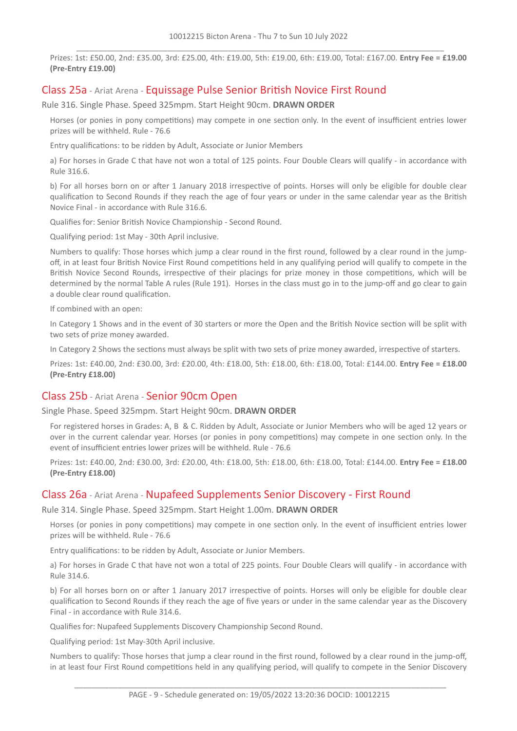Prizes: 1st: £50.00, 2nd: £35.00, 3rd: £25.00, 4th: £19.00, 5th: £19.00, 6th: £19.00, Total: £167.00. **Entry Fee = £19.00 (Pre-Entry £19.00)**

## Class 25a - Ariat Arena - Equissage Pulse Senior British Novice First Round

Rule 316. Single Phase. Speed 325mpm. Start Height 90cm. **DRAWN ORDER**

Horses (or ponies in pony competitions) may compete in one section only. In the event of insufficient entries lower prizes will be withheld. Rule - 76.6

Entry qualifications: to be ridden by Adult, Associate or Junior Members

a) For horses in Grade C that have not won a total of 125 points. Four Double Clears will qualify - in accordance with Rule 316.6.

b) For all horses born on or after 1 January 2018 irrespective of points. Horses will only be eligible for double clear qualification to Second Rounds if they reach the age of four years or under in the same calendar year as the British Novice Final - in accordance with Rule 316.6.

Qualifies for: Senior British Novice Championship - Second Round.

Qualifying period: 1st May - 30th April inclusive.

Numbers to qualify: Those horses which jump a clear round in the first round, followed by a clear round in the jump-off, in at least four British Novice First Round competitions held in any qualifying period will qualify to compete in the British Novice Second Rounds, irrespective of their placings for prize money in those competitions, which will be determined by the normal Table A rules (Rule 191). Horses in the class must go in to the jump-off and go clear to gain a double clear round qualification.

If combined with an open:

In Category 1 Shows and in the event of 30 starters or more the Open and the British Novice section will be split with two sets of prize money awarded.

In Category 2 Shows the sections must always be split with two sets of prize money awarded, irrespective of starters.

Prizes: 1st: £40.00, 2nd: £30.00, 3rd: £20.00, 4th: £18.00, 5th: £18.00, 6th: £18.00, Total: £144.00. **Entry Fee = £18.00 (Pre-Entry £18.00)**

## Class 25b - Ariat Arena - Senior 90cm Open

Single Phase. Speed 325mpm. Start Height 90cm. **DRAWN ORDER**

For registered horses in Grades: A, B & C. Ridden by Adult, Associate or Junior Members who will be aged 12 years or over in the current calendar year. Horses (or ponies in pony competitions) may compete in one section only. In the event of insufficient entries lower prizes will be withheld. Rule - 76.6

Prizes: 1st: £40.00, 2nd: £30.00, 3rd: £20.00, 4th: £18.00, 5th: £18.00, 6th: £18.00, Total: £144.00. **Entry Fee = £18.00 (Pre-Entry £18.00)**

## Class 26a - Ariat Arena - Nupafeed Supplements Senior Discovery - First Round

Rule 314. Single Phase. Speed 325mpm. Start Height 1.00m. **DRAWN ORDER**

Horses (or ponies in pony competitions) may compete in one section only. In the event of insufficient entries lower prizes will be withheld. Rule - 76.6

Entry qualifications: to be ridden by Adult, Associate or Junior Members.

a) For horses in Grade C that have not won a total of 225 points. Four Double Clears will qualify - in accordance with Rule 314.6.

b) For all horses born on or after 1 January 2017 irrespective of points. Horses will only be eligible for double clear qualification to Second Rounds if they reach the age of five years or under in the same calendar year as the Discovery Final - in accordance with Rule 314.6.

Qualifies for: Nupafeed Supplements Discovery Championship Second Round.

Qualifying period: 1st May-30th April inclusive.

Numbers to qualify: Those horses that jump a clear round in the first round, followed by a clear round in the jump-off, in at least four First Round competitions held in any qualifying period, will qualify to compete in the Senior Discovery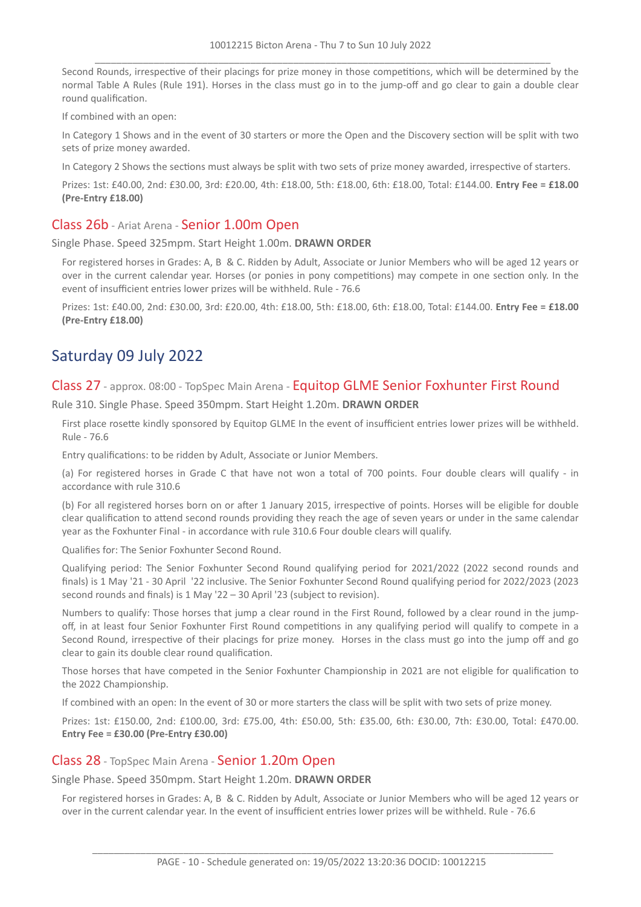Second Rounds, irrespective of their placings for prize money in those competitions, which will be determined by the normal Table A Rules (Rule 191). Horses in the class must go in to the jump-off and go clear to gain a double clear round qualification.

If combined with an open:

In Category 1 Shows and in the event of 30 starters or more the Open and the Discovery section will be split with two sets of prize money awarded.

In Category 2 Shows the sections must always be split with two sets of prize money awarded, irrespective of starters.

Prizes: 1st: £40.00, 2nd: £30.00, 3rd: £20.00, 4th: £18.00, 5th: £18.00, 6th: £18.00, Total: £144.00. **Entry Fee = £18.00 (Pre-Entry £18.00)**

### Class 26b - Ariat Arena - Senior 1.00m Open

Single Phase. Speed 325mpm. Start Height 1.00m. **DRAWN ORDER**

For registered horses in Grades: A, B & C. Ridden by Adult, Associate or Junior Members who will be aged 12 years or over in the current calendar year. Horses (or ponies in pony competitions) may compete in one section only. In the event of insufficient entries lower prizes will be withheld. Rule - 76.6

Prizes: 1st: £40.00, 2nd: £30.00, 3rd: £20.00, 4th: £18.00, 5th: £18.00, 6th: £18.00, Total: £144.00. **Entry Fee = £18.00 (Pre-Entry £18.00)**

## Saturday 09 July 2022

### Class 27 - approx. 08:00 - TopSpec Main Arena - Equitop GLME Senior Foxhunter First Round

Rule 310. Single Phase. Speed 350mpm. Start Height 1.20m. **DRAWN ORDER**

First place rosette kindly sponsored by Equitop GLME In the event of insufficient entries lower prizes will be withheld. Rule - 76.6

Entry qualifications: to be ridden by Adult, Associate or Junior Members.

(a) For registered horses in Grade C that have not won a total of 700 points. Four double clears will qualify - in accordance with rule 310.6

(b) For all registered horses born on or after 1 January 2015, irrespective of points. Horses will be eligible for double clear qualification to attend second rounds providing they reach the age of seven years or under in the same calendar year as the Foxhunter Final - in accordance with rule 310.6 Four double clears will qualify.

Qualifies for: The Senior Foxhunter Second Round.

Qualifying period: The Senior Foxhunter Second Round qualifying period for 2021/2022 (2022 second rounds and finals) is 1 May '21 - 30 April '22 inclusive. The Senior Foxhunter Second Round qualifying period for 2022/2023 (2023 second rounds and finals) is 1 May '22 – 30 April '23 (subject to revision).

Numbers to qualify: Those horses that jump a clear round in the First Round, followed by a clear round in the jump-off, in at least four Senior Foxhunter First Round competitions in any qualifying period will qualify to compete in a Second Round, irrespective of their placings for prize money. Horses in the class must go into the jump off and go clear to gain its double clear round qualification.

Those horses that have competed in the Senior Foxhunter Championship in 2021 are not eligible for qualification to the 2022 Championship.

If combined with an open: In the event of 30 or more starters the class will be split with two sets of prize money.

Prizes: 1st: £150.00, 2nd: £100.00, 3rd: £75.00, 4th: £50.00, 5th: £35.00, 6th: £30.00, 7th: £30.00, Total: £470.00. **Entry Fee = £30.00 (Pre-Entry £30.00)**

### Class 28 - TopSpec Main Arena - Senior 1.20m Open

Single Phase. Speed 350mpm. Start Height 1.20m. **DRAWN ORDER**

For registered horses in Grades: A, B & C. Ridden by Adult, Associate or Junior Members who will be aged 12 years or over in the current calendar year. In the event of insufficient entries lower prizes will be withheld. Rule - 76.6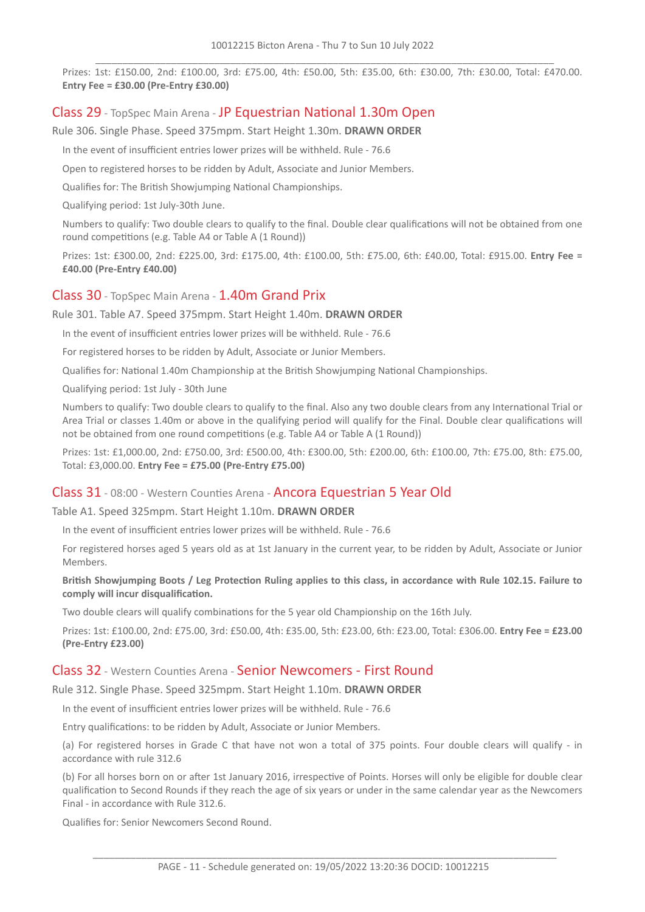Prizes: 1st: £150.00, 2nd: £100.00, 3rd: £75.00, 4th: £50.00, 5th: £35.00, 6th: £30.00, 7th: £30.00, Total: £470.00. **Entry Fee = £30.00 (Pre-Entry £30.00)**

## Class 29 - TopSpec Main Arena - JP Equestrian National 1.30m Open

Rule 306. Single Phase. Speed 375mpm. Start Height 1.30m. **DRAWN ORDER**

In the event of insufficient entries lower prizes will be withheld. Rule - 76.6

Open to registered horses to be ridden by Adult, Associate and Junior Members.

Qualifies for: The British Showjumping National Championships.

Qualifying period: 1st July-30th June.

Numbers to qualify: Two double clears to qualify to the final. Double clear qualifications will not be obtained from one round competitions (e.g. Table A4 or Table A (1 Round))

Prizes: 1st: £300.00, 2nd: £225.00, 3rd: £175.00, 4th: £100.00, 5th: £75.00, 6th: £40.00, Total: £915.00. **Entry Fee = £40.00 (Pre-Entry £40.00)**

## Class 30 - TopSpec Main Arena - 1.40m Grand Prix

Rule 301. Table A7. Speed 375mpm. Start Height 1.40m. **DRAWN ORDER**

In the event of insufficient entries lower prizes will be withheld. Rule - 76.6

For registered horses to be ridden by Adult, Associate or Junior Members.

Qualifies for: National 1.40m Championship at the British Showjumping National Championships.

Qualifying period: 1st July - 30th June

Numbers to qualify: Two double clears to qualify to the final. Also any two double clears from any International Trial or Area Trial or classes 1.40m or above in the qualifying period will qualify for the Final. Double clear qualifications will not be obtained from one round competitions (e.g. Table A4 or Table A (1 Round))

Prizes: 1st: £1,000.00, 2nd: £750.00, 3rd: £500.00, 4th: £300.00, 5th: £200.00, 6th: £100.00, 7th: £75.00, 8th: £75.00, Total: £3,000.00. **Entry Fee = £75.00 (Pre-Entry £75.00)**

## Class 31 - 08:00 - Western Counties Arena - Ancora Equestrian 5 Year Old

Table A1. Speed 325mpm. Start Height 1.10m. **DRAWN ORDER**

In the event of insufficient entries lower prizes will be withheld. Rule - 76.6

For registered horses aged 5 years old as at 1st January in the current year, to be ridden by Adult, Associate or Junior Members.

**British Showjumping Boots / Leg Protection Ruling applies to this class, in accordance with Rule 102.15. Failure to comply will incur disqualification.**

Two double clears will qualify combinations for the 5 year old Championship on the 16th July.

Prizes: 1st: £100.00, 2nd: £75.00, 3rd: £50.00, 4th: £35.00, 5th: £23.00, 6th: £23.00, Total: £306.00. **Entry Fee = £23.00 (Pre-Entry £23.00)**

## Class 32 - Western Counties Arena - Senior Newcomers - First Round

Rule 312. Single Phase. Speed 325mpm. Start Height 1.10m. **DRAWN ORDER**

In the event of insufficient entries lower prizes will be withheld. Rule - 76.6

Entry qualifications: to be ridden by Adult, Associate or Junior Members.

(a) For registered horses in Grade C that have not won a total of 375 points. Four double clears will qualify - in accordance with rule 312.6

(b) For all horses born on or after 1st January 2016, irrespective of Points. Horses will only be eligible for double clear qualification to Second Rounds if they reach the age of six years or under in the same calendar year as the Newcomers Final - in accordance with Rule 312.6.

Qualifies for: Senior Newcomers Second Round.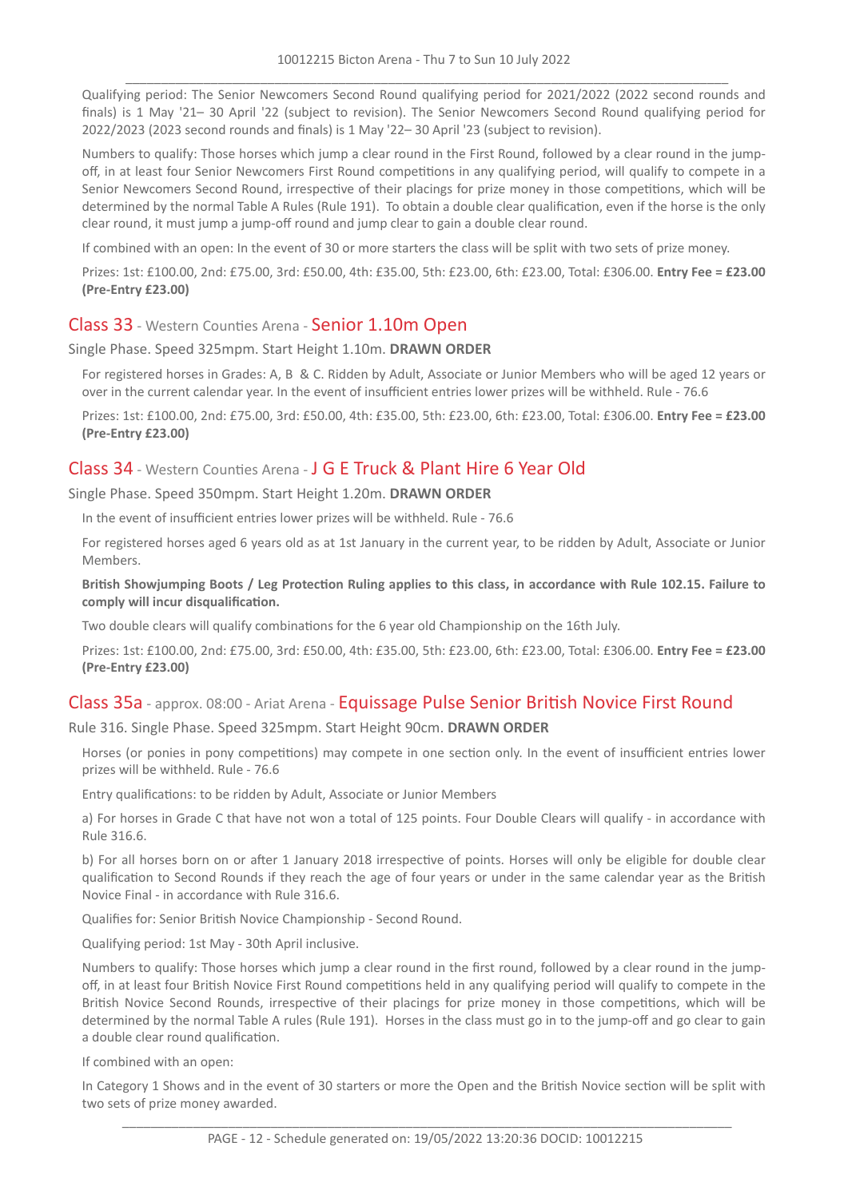Qualifying period: The Senior Newcomers Second Round qualifying period for 2021/2022 (2022 second rounds and finals) is 1 May '21– 30 April '22 (subject to revision). The Senior Newcomers Second Round qualifying period for 2022/2023 (2023 second rounds and finals) is 1 May '22– 30 April '23 (subject to revision).

Numbers to qualify: Those horses which jump a clear round in the First Round, followed by a clear round in the jump-off, in at least four Senior Newcomers First Round competitions in any qualifying period, will qualify to compete in a Senior Newcomers Second Round, irrespective of their placings for prize money in those competitions, which will be determined by the normal Table A Rules (Rule 191). To obtain a double clear qualification, even if the horse is the only clear round, it must jump a jump-off round and jump clear to gain a double clear round.

If combined with an open: In the event of 30 or more starters the class will be split with two sets of prize money.

Prizes: 1st: £100.00, 2nd: £75.00, 3rd: £50.00, 4th: £35.00, 5th: £23.00, 6th: £23.00, Total: £306.00. **Entry Fee = £23.00 (Pre-Entry £23.00)**

## Class 33 - Western Counties Arena - Senior 1.10m Open

Single Phase. Speed 325mpm. Start Height 1.10m. **DRAWN ORDER**

For registered horses in Grades: A, B & C. Ridden by Adult, Associate or Junior Members who will be aged 12 years or over in the current calendar year. In the event of insufficient entries lower prizes will be withheld. Rule - 76.6

Prizes: 1st: £100.00, 2nd: £75.00, 3rd: £50.00, 4th: £35.00, 5th: £23.00, 6th: £23.00, Total: £306.00. **Entry Fee = £23.00 (Pre-Entry £23.00)**

## Class 34 - Western Counties Arena - J G E Truck & Plant Hire 6 Year Old

Single Phase. Speed 350mpm. Start Height 1.20m. **DRAWN ORDER**

In the event of insufficient entries lower prizes will be withheld. Rule - 76.6

For registered horses aged 6 years old as at 1st January in the current year, to be ridden by Adult, Associate or Junior Members.

**British Showjumping Boots / Leg Protection Ruling applies to this class, in accordance with Rule 102.15. Failure to comply will incur disqualification.**

Two double clears will qualify combinations for the 6 year old Championship on the 16th July.

Prizes: 1st: £100.00, 2nd: £75.00, 3rd: £50.00, 4th: £35.00, 5th: £23.00, 6th: £23.00, Total: £306.00. **Entry Fee = £23.00 (Pre-Entry £23.00)**

## Class 35a - approx. 08:00 - Ariat Arena - Equissage Pulse Senior British Novice First Round

Rule 316. Single Phase. Speed 325mpm. Start Height 90cm. **DRAWN ORDER**

Horses (or ponies in pony competitions) may compete in one section only. In the event of insufficient entries lower prizes will be withheld. Rule - 76.6

Entry qualifications: to be ridden by Adult, Associate or Junior Members

a) For horses in Grade C that have not won a total of 125 points. Four Double Clears will qualify - in accordance with Rule 316.6.

b) For all horses born on or after 1 January 2018 irrespective of points. Horses will only be eligible for double clear qualification to Second Rounds if they reach the age of four years or under in the same calendar year as the British Novice Final - in accordance with Rule 316.6.

Qualifies for: Senior British Novice Championship - Second Round.

Qualifying period: 1st May - 30th April inclusive.

Numbers to qualify: Those horses which jump a clear round in the first round, followed by a clear round in the jump-off, in at least four British Novice First Round competitions held in any qualifying period will qualify to compete in the British Novice Second Rounds, irrespective of their placings for prize money in those competitions, which will be determined by the normal Table A rules (Rule 191). Horses in the class must go in to the jump-off and go clear to gain a double clear round qualification.

If combined with an open:

In Category 1 Shows and in the event of 30 starters or more the Open and the British Novice section will be split with two sets of prize money awarded.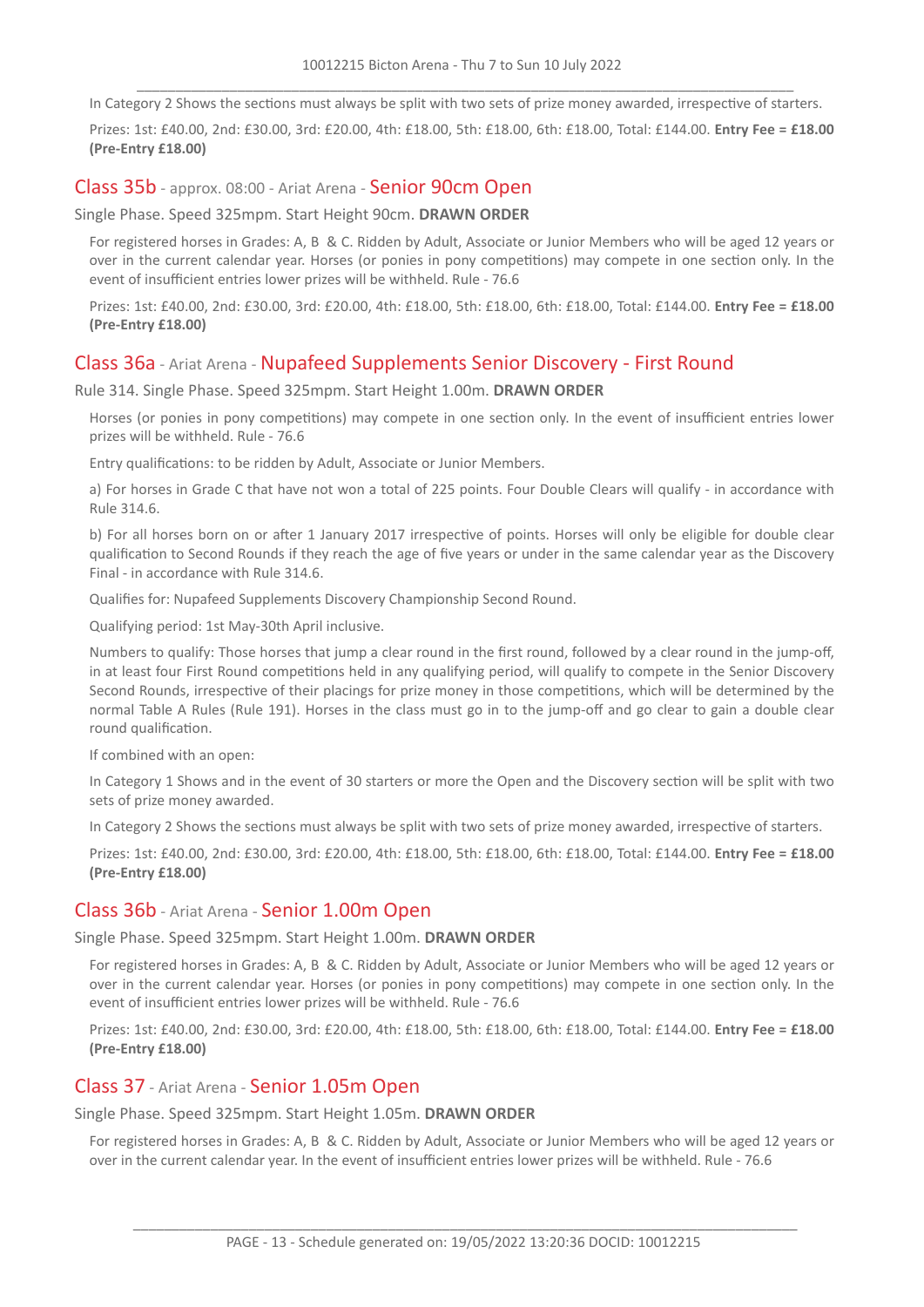In Category 2 Shows the sections must always be split with two sets of prize money awarded, irrespective of starters.

Prizes: 1st: £40.00, 2nd: £30.00, 3rd: £20.00, 4th: £18.00, 5th: £18.00, 6th: £18.00, Total: £144.00. **Entry Fee = £18.00 (Pre-Entry £18.00)**

## Class 35b - approx. 08:00 - Ariat Arena - Senior 90cm Open

Single Phase. Speed 325mpm. Start Height 90cm. **DRAWN ORDER**

For registered horses in Grades: A, B & C. Ridden by Adult, Associate or Junior Members who will be aged 12 years or over in the current calendar year. Horses (or ponies in pony competitions) may compete in one section only. In the event of insufficient entries lower prizes will be withheld. Rule - 76.6

Prizes: 1st: £40.00, 2nd: £30.00, 3rd: £20.00, 4th: £18.00, 5th: £18.00, 6th: £18.00, Total: £144.00. **Entry Fee = £18.00 (Pre-Entry £18.00)**

## Class 36a - Ariat Arena - Nupafeed Supplements Senior Discovery - First Round

Rule 314. Single Phase. Speed 325mpm. Start Height 1.00m. **DRAWN ORDER**

Horses (or ponies in pony competitions) may compete in one section only. In the event of insufficient entries lower prizes will be withheld. Rule - 76.6

Entry qualifications: to be ridden by Adult, Associate or Junior Members.

a) For horses in Grade C that have not won a total of 225 points. Four Double Clears will qualify - in accordance with Rule 314.6.

b) For all horses born on or after 1 January 2017 irrespective of points. Horses will only be eligible for double clear qualification to Second Rounds if they reach the age of five years or under in the same calendar year as the Discovery Final - in accordance with Rule 314.6.

Qualifies for: Nupafeed Supplements Discovery Championship Second Round.

Qualifying period: 1st May-30th April inclusive.

Numbers to qualify: Those horses that jump a clear round in the first round, followed by a clear round in the jump-off, in at least four First Round competitions held in any qualifying period, will qualify to compete in the Senior Discovery Second Rounds, irrespective of their placings for prize money in those competitions, which will be determined by the normal Table A Rules (Rule 191). Horses in the class must go in to the jump-off and go clear to gain a double clear round qualification.

If combined with an open:

In Category 1 Shows and in the event of 30 starters or more the Open and the Discovery section will be split with two sets of prize money awarded.

In Category 2 Shows the sections must always be split with two sets of prize money awarded, irrespective of starters.

Prizes: 1st: £40.00, 2nd: £30.00, 3rd: £20.00, 4th: £18.00, 5th: £18.00, 6th: £18.00, Total: £144.00. **Entry Fee = £18.00 (Pre-Entry £18.00)**

## Class 36b - Ariat Arena - Senior 1.00m Open

Single Phase. Speed 325mpm. Start Height 1.00m. **DRAWN ORDER**

For registered horses in Grades: A, B & C. Ridden by Adult, Associate or Junior Members who will be aged 12 years or over in the current calendar year. Horses (or ponies in pony competitions) may compete in one section only. In the event of insufficient entries lower prizes will be withheld. Rule - 76.6

Prizes: 1st: £40.00, 2nd: £30.00, 3rd: £20.00, 4th: £18.00, 5th: £18.00, 6th: £18.00, Total: £144.00. **Entry Fee = £18.00 (Pre-Entry £18.00)**

## Class 37 - Ariat Arena - Senior 1.05m Open

Single Phase. Speed 325mpm. Start Height 1.05m. **DRAWN ORDER**

For registered horses in Grades: A, B & C. Ridden by Adult, Associate or Junior Members who will be aged 12 years or over in the current calendar year. In the event of insufficient entries lower prizes will be withheld. Rule - 76.6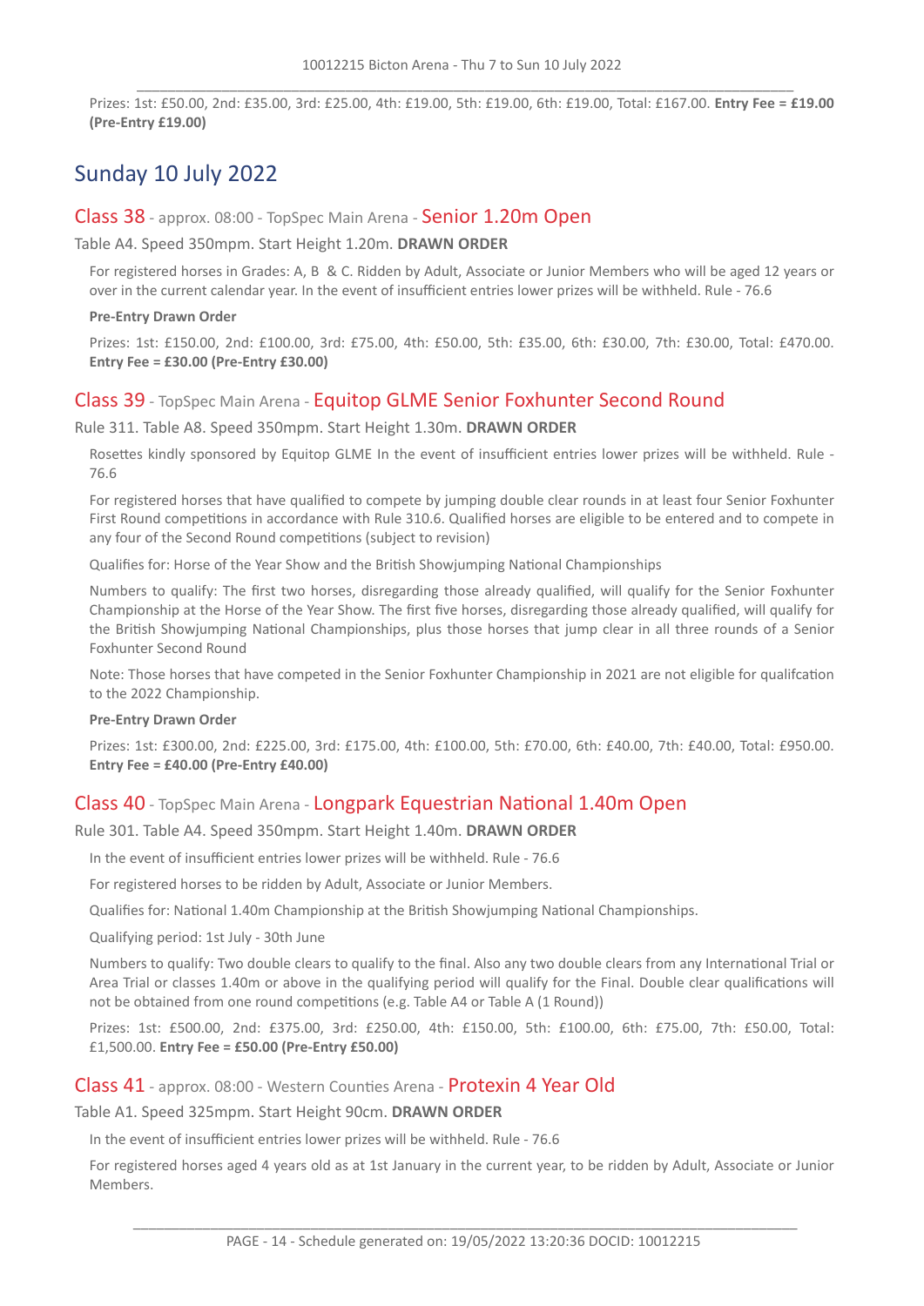Prizes: 1st: £50.00, 2nd: £35.00, 3rd: £25.00, 4th: £19.00, 5th: £19.00, 6th: £19.00, Total: £167.00. **Entry Fee = £19.00 (Pre-Entry £19.00)**

## Sunday 10 July 2022

### Class 38 - approx. 08:00 - TopSpec Main Arena - Senior 1.20m Open

Table A4. Speed 350mpm. Start Height 1.20m. **DRAWN ORDER**

For registered horses in Grades: A, B & C. Ridden by Adult, Associate or Junior Members who will be aged 12 years or over in the current calendar year. In the event of insufficient entries lower prizes will be withheld. Rule - 76.6

**Pre-Entry Drawn Order**

Prizes: 1st: £150.00, 2nd: £100.00, 3rd: £75.00, 4th: £50.00, 5th: £35.00, 6th: £30.00, 7th: £30.00, Total: £470.00. **Entry Fee = £30.00 (Pre-Entry £30.00)**

### Class 39 - TopSpec Main Arena - Equitop GLME Senior Foxhunter Second Round

Rule 311. Table A8. Speed 350mpm. Start Height 1.30m. **DRAWN ORDER**

Rosettes kindly sponsored by Equitop GLME In the event of insufficient entries lower prizes will be withheld. Rule - 76.6

For registered horses that have qualified to compete by jumping double clear rounds in at least four Senior Foxhunter First Round competitions in accordance with Rule 310.6. Qualified horses are eligible to be entered and to compete in any four of the Second Round competitions (subject to revision)

Qualifies for: Horse of the Year Show and the British Showjumping National Championships

Numbers to qualify: The first two horses, disregarding those already qualified, will qualify for the Senior Foxhunter Championship at the Horse of the Year Show. The first five horses, disregarding those already qualified, will qualify for the British Showjumping National Championships, plus those horses that jump clear in all three rounds of a Senior Foxhunter Second Round

Note: Those horses that have competed in the Senior Foxhunter Championship in 2021 are not eligible for qualifcation to the 2022 Championship.

**Pre-Entry Drawn Order**

Prizes: 1st: £300.00, 2nd: £225.00, 3rd: £175.00, 4th: £100.00, 5th: £70.00, 6th: £40.00, 7th: £40.00, Total: £950.00. **Entry Fee = £40.00 (Pre-Entry £40.00)**

### Class 40 - TopSpec Main Arena - Longpark Equestrian National 1.40m Open

Rule 301. Table A4. Speed 350mpm. Start Height 1.40m. **DRAWN ORDER**

In the event of insufficient entries lower prizes will be withheld. Rule - 76.6

For registered horses to be ridden by Adult, Associate or Junior Members.

Qualifies for: National 1.40m Championship at the British Showjumping National Championships.

Qualifying period: 1st July - 30th June

Numbers to qualify: Two double clears to qualify to the final. Also any two double clears from any International Trial or Area Trial or classes 1.40m or above in the qualifying period will qualify for the Final. Double clear qualifications will not be obtained from one round competitions (e.g. Table A4 or Table A (1 Round))

Prizes: 1st: £500.00, 2nd: £375.00, 3rd: £250.00, 4th: £150.00, 5th: £100.00, 6th: £75.00, 7th: £50.00, Total: £1,500.00. **Entry Fee = £50.00 (Pre-Entry £50.00)**

### Class 41 - approx. 08:00 - Western Counties Arena - Protexin 4 Year Old

Table A1. Speed 325mpm. Start Height 90cm. **DRAWN ORDER**

In the event of insufficient entries lower prizes will be withheld. Rule - 76.6

For registered horses aged 4 years old as at 1st January in the current year, to be ridden by Adult, Associate or Junior Members.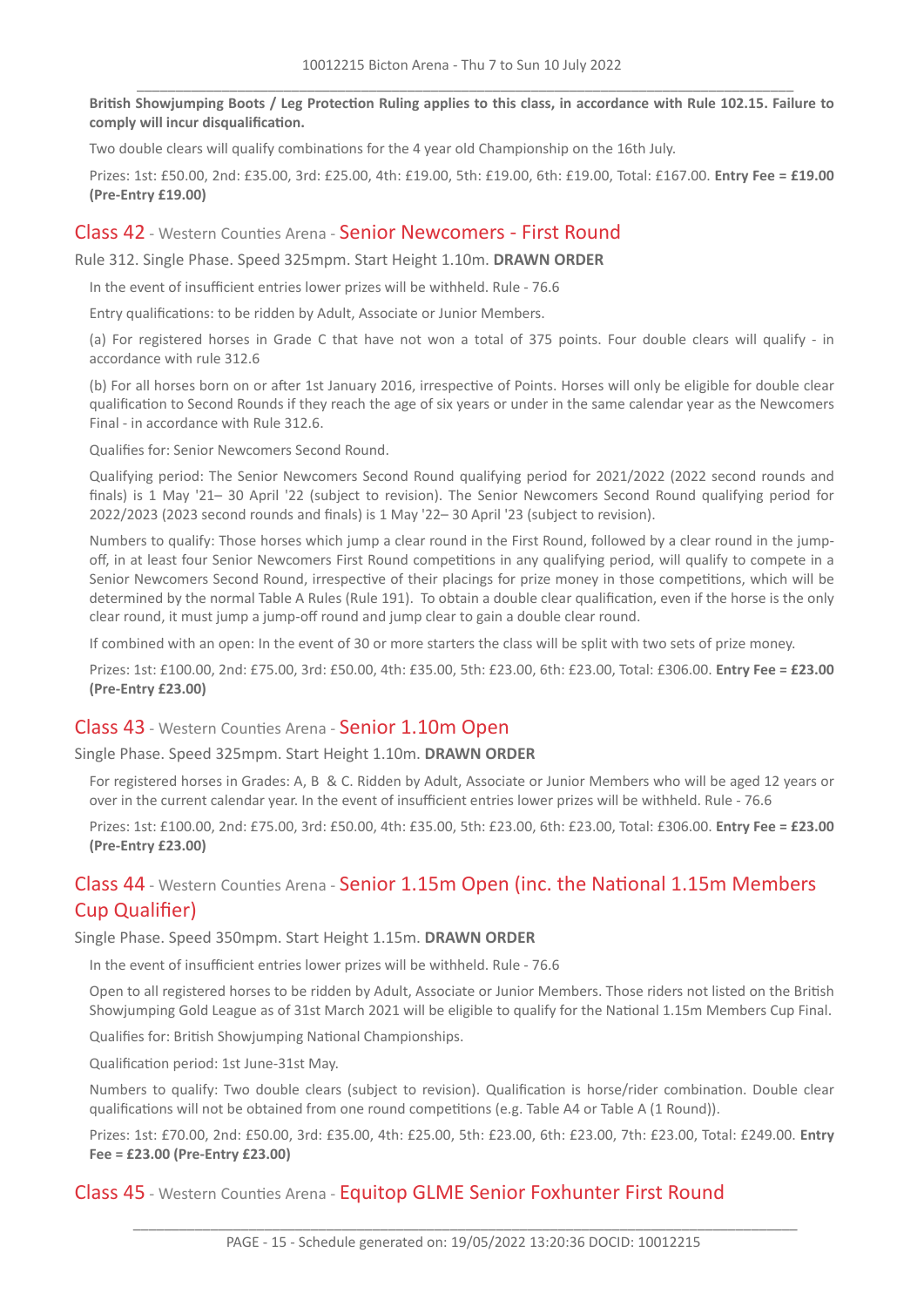**British Showjumping Boots / Leg Protection Ruling applies to this class, in accordance with Rule 102.15. Failure to comply will incur disqualification.**

Two double clears will qualify combinations for the 4 year old Championship on the 16th July.

Prizes: 1st: £50.00, 2nd: £35.00, 3rd: £25.00, 4th: £19.00, 5th: £19.00, 6th: £19.00, Total: £167.00. **Entry Fee = £19.00 (Pre-Entry £19.00)**

## Class 42 - Western Counties Arena - Senior Newcomers - First Round

Rule 312. Single Phase. Speed 325mpm. Start Height 1.10m. **DRAWN ORDER**

In the event of insufficient entries lower prizes will be withheld. Rule - 76.6

Entry qualifications: to be ridden by Adult, Associate or Junior Members.

(a) For registered horses in Grade C that have not won a total of 375 points. Four double clears will qualify - in accordance with rule 312.6

(b) For all horses born on or after 1st January 2016, irrespective of Points. Horses will only be eligible for double clear qualification to Second Rounds if they reach the age of six years or under in the same calendar year as the Newcomers Final - in accordance with Rule 312.6.

Qualifies for: Senior Newcomers Second Round.

Qualifying period: The Senior Newcomers Second Round qualifying period for 2021/2022 (2022 second rounds and finals) is 1 May '21– 30 April '22 (subject to revision). The Senior Newcomers Second Round qualifying period for 2022/2023 (2023 second rounds and finals) is 1 May '22– 30 April '23 (subject to revision).

Numbers to qualify: Those horses which jump a clear round in the First Round, followed by a clear round in the jump-off, in at least four Senior Newcomers First Round competitions in any qualifying period, will qualify to compete in a Senior Newcomers Second Round, irrespective of their placings for prize money in those competitions, which will be determined by the normal Table A Rules (Rule 191). To obtain a double clear qualification, even if the horse is the only clear round, it must jump a jump-off round and jump clear to gain a double clear round.

If combined with an open: In the event of 30 or more starters the class will be split with two sets of prize money.

Prizes: 1st: £100.00, 2nd: £75.00, 3rd: £50.00, 4th: £35.00, 5th: £23.00, 6th: £23.00, Total: £306.00. **Entry Fee = £23.00 (Pre-Entry £23.00)**

## Class 43 - Western Counties Arena - Senior 1.10m Open

Single Phase. Speed 325mpm. Start Height 1.10m. **DRAWN ORDER**

For registered horses in Grades: A, B & C. Ridden by Adult, Associate or Junior Members who will be aged 12 years or over in the current calendar year. In the event of insufficient entries lower prizes will be withheld. Rule - 76.6

Prizes: 1st: £100.00, 2nd: £75.00, 3rd: £50.00, 4th: £35.00, 5th: £23.00, 6th: £23.00, Total: £306.00. **Entry Fee = £23.00 (Pre-Entry £23.00)**

## Class 44 - Western Counties Arena - Senior 1.15m Open (inc. the National 1.15m Members Cup Qualifier)

Single Phase. Speed 350mpm. Start Height 1.15m. **DRAWN ORDER**

In the event of insufficient entries lower prizes will be withheld. Rule - 76.6

Open to all registered horses to be ridden by Adult, Associate or Junior Members. Those riders not listed on the British Showjumping Gold League as of 31st March 2021 will be eligible to qualify for the National 1.15m Members Cup Final.

Qualifies for: British Showjumping National Championships.

Qualification period: 1st June-31st May.

Numbers to qualify: Two double clears (subject to revision). Qualification is horse/rider combination. Double clear qualifications will not be obtained from one round competitions (e.g. Table A4 or Table A (1 Round)).

Prizes: 1st: £70.00, 2nd: £50.00, 3rd: £35.00, 4th: £25.00, 5th: £23.00, 6th: £23.00, 7th: £23.00, Total: £249.00. **Entry Fee = £23.00 (Pre-Entry £23.00)**

## Class 45 - Western Counties Arena - Equitop GLME Senior Foxhunter First Round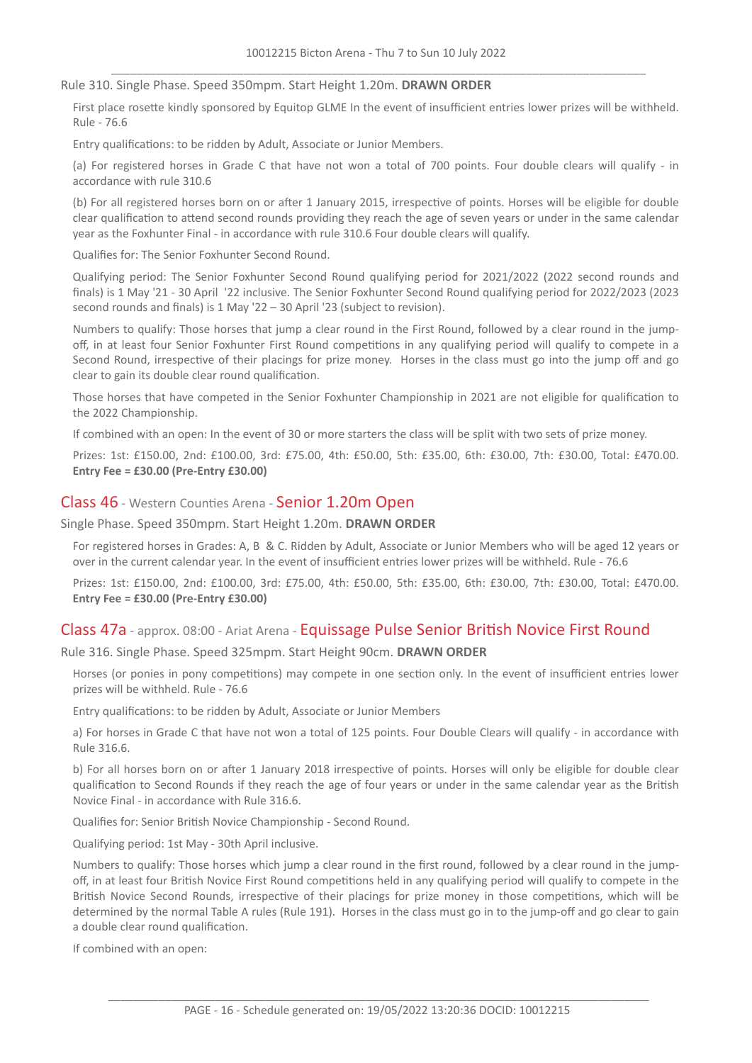Rule 310. Single Phase. Speed 350mpm. Start Height 1.20m. **DRAWN ORDER**

First place rosette kindly sponsored by Equitop GLME In the event of insufficient entries lower prizes will be withheld. Rule - 76.6

Entry qualifications: to be ridden by Adult, Associate or Junior Members.

(a) For registered horses in Grade C that have not won a total of 700 points. Four double clears will qualify - in accordance with rule 310.6

(b) For all registered horses born on or after 1 January 2015, irrespective of points. Horses will be eligible for double clear qualification to attend second rounds providing they reach the age of seven years or under in the same calendar year as the Foxhunter Final - in accordance with rule 310.6 Four double clears will qualify.

Qualifies for: The Senior Foxhunter Second Round.

Qualifying period: The Senior Foxhunter Second Round qualifying period for 2021/2022 (2022 second rounds and finals) is 1 May '21 - 30 April '22 inclusive. The Senior Foxhunter Second Round qualifying period for 2022/2023 (2023 second rounds and finals) is 1 May '22 – 30 April '23 (subject to revision).

Numbers to qualify: Those horses that jump a clear round in the First Round, followed by a clear round in the jump-off, in at least four Senior Foxhunter First Round competitions in any qualifying period will qualify to compete in a Second Round, irrespective of their placings for prize money. Horses in the class must go into the jump off and go clear to gain its double clear round qualification.

Those horses that have competed in the Senior Foxhunter Championship in 2021 are not eligible for qualification to the 2022 Championship.

If combined with an open: In the event of 30 or more starters the class will be split with two sets of prize money.

Prizes: 1st: £150.00, 2nd: £100.00, 3rd: £75.00, 4th: £50.00, 5th: £35.00, 6th: £30.00, 7th: £30.00, Total: £470.00. **Entry Fee = £30.00 (Pre-Entry £30.00)**

## Class 46 - Western Counties Arena - Senior 1.20m Open

Single Phase. Speed 350mpm. Start Height 1.20m. **DRAWN ORDER**

For registered horses in Grades: A, B & C. Ridden by Adult, Associate or Junior Members who will be aged 12 years or over in the current calendar year. In the event of insufficient entries lower prizes will be withheld. Rule - 76.6

Prizes: 1st: £150.00, 2nd: £100.00, 3rd: £75.00, 4th: £50.00, 5th: £35.00, 6th: £30.00, 7th: £30.00, Total: £470.00. **Entry Fee = £30.00 (Pre-Entry £30.00)**

## Class 47a - approx. 08:00 - Ariat Arena - Equissage Pulse Senior British Novice First Round

Rule 316. Single Phase. Speed 325mpm. Start Height 90cm. **DRAWN ORDER**

Horses (or ponies in pony competitions) may compete in one section only. In the event of insufficient entries lower prizes will be withheld. Rule - 76.6

Entry qualifications: to be ridden by Adult, Associate or Junior Members

a) For horses in Grade C that have not won a total of 125 points. Four Double Clears will qualify - in accordance with Rule 316.6.

b) For all horses born on or after 1 January 2018 irrespective of points. Horses will only be eligible for double clear qualification to Second Rounds if they reach the age of four years or under in the same calendar year as the British Novice Final - in accordance with Rule 316.6.

Qualifies for: Senior British Novice Championship - Second Round.

Qualifying period: 1st May - 30th April inclusive.

Numbers to qualify: Those horses which jump a clear round in the first round, followed by a clear round in the jump-off, in at least four British Novice First Round competitions held in any qualifying period will qualify to compete in the British Novice Second Rounds, irrespective of their placings for prize money in those competitions, which will be determined by the normal Table A rules (Rule 191). Horses in the class must go in to the jump-off and go clear to gain a double clear round qualification.

If combined with an open: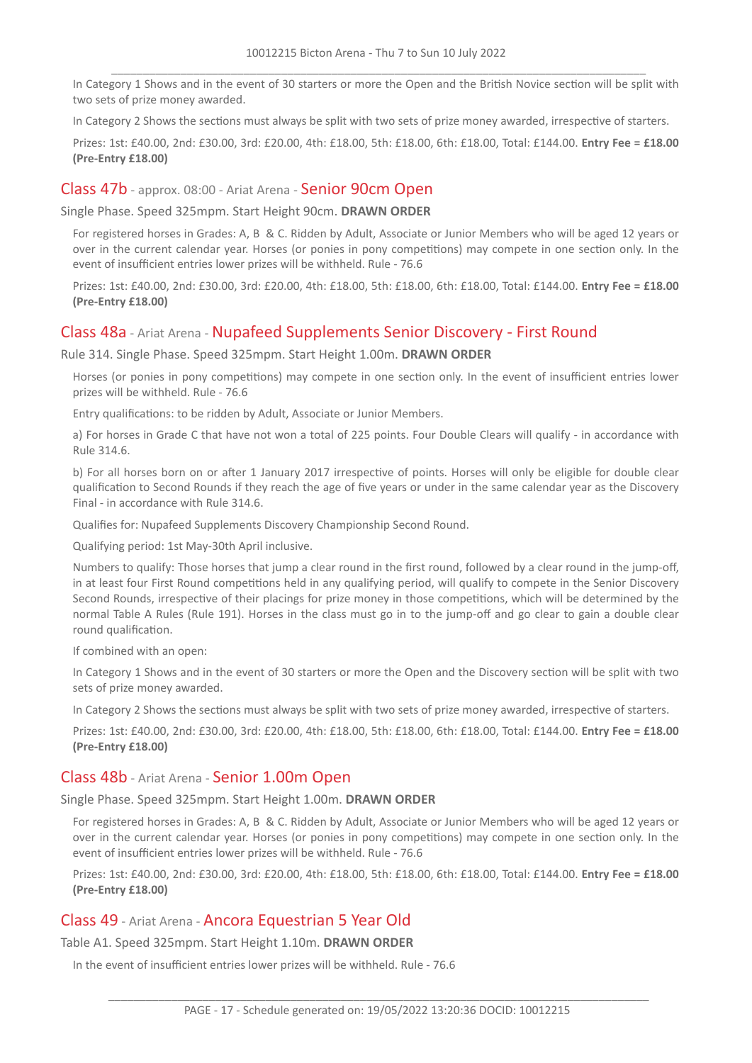In Category 1 Shows and in the event of 30 starters or more the Open and the British Novice section will be split with two sets of prize money awarded.

In Category 2 Shows the sections must always be split with two sets of prize money awarded, irrespective of starters.

Prizes: 1st: £40.00, 2nd: £30.00, 3rd: £20.00, 4th: £18.00, 5th: £18.00, 6th: £18.00, Total: £144.00. **Entry Fee = £18.00 (Pre-Entry £18.00)**

## Class 47b - approx. 08:00 - Ariat Arena - Senior 90cm Open

Single Phase. Speed 325mpm. Start Height 90cm. **DRAWN ORDER**

For registered horses in Grades: A, B & C. Ridden by Adult, Associate or Junior Members who will be aged 12 years or over in the current calendar year. Horses (or ponies in pony competitions) may compete in one section only. In the event of insufficient entries lower prizes will be withheld. Rule - 76.6

Prizes: 1st: £40.00, 2nd: £30.00, 3rd: £20.00, 4th: £18.00, 5th: £18.00, 6th: £18.00, Total: £144.00. **Entry Fee = £18.00 (Pre-Entry £18.00)**

## Class 48a - Ariat Arena - Nupafeed Supplements Senior Discovery - First Round

Rule 314. Single Phase. Speed 325mpm. Start Height 1.00m. **DRAWN ORDER**

Horses (or ponies in pony competitions) may compete in one section only. In the event of insufficient entries lower prizes will be withheld. Rule - 76.6

Entry qualifications: to be ridden by Adult, Associate or Junior Members.

a) For horses in Grade C that have not won a total of 225 points. Four Double Clears will qualify - in accordance with Rule 314.6.

b) For all horses born on or after 1 January 2017 irrespective of points. Horses will only be eligible for double clear qualification to Second Rounds if they reach the age of five years or under in the same calendar year as the Discovery Final - in accordance with Rule 314.6.

Qualifies for: Nupafeed Supplements Discovery Championship Second Round.

Qualifying period: 1st May-30th April inclusive.

Numbers to qualify: Those horses that jump a clear round in the first round, followed by a clear round in the jump-off, in at least four First Round competitions held in any qualifying period, will qualify to compete in the Senior Discovery Second Rounds, irrespective of their placings for prize money in those competitions, which will be determined by the normal Table A Rules (Rule 191). Horses in the class must go in to the jump-off and go clear to gain a double clear round qualification.

If combined with an open:

In Category 1 Shows and in the event of 30 starters or more the Open and the Discovery section will be split with two sets of prize money awarded.

In Category 2 Shows the sections must always be split with two sets of prize money awarded, irrespective of starters.

Prizes: 1st: £40.00, 2nd: £30.00, 3rd: £20.00, 4th: £18.00, 5th: £18.00, 6th: £18.00, Total: £144.00. **Entry Fee = £18.00 (Pre-Entry £18.00)**

## Class 48b - Ariat Arena - Senior 1.00m Open

Single Phase. Speed 325mpm. Start Height 1.00m. **DRAWN ORDER**

For registered horses in Grades: A, B & C. Ridden by Adult, Associate or Junior Members who will be aged 12 years or over in the current calendar year. Horses (or ponies in pony competitions) may compete in one section only. In the event of insufficient entries lower prizes will be withheld. Rule - 76.6

Prizes: 1st: £40.00, 2nd: £30.00, 3rd: £20.00, 4th: £18.00, 5th: £18.00, 6th: £18.00, Total: £144.00. **Entry Fee = £18.00 (Pre-Entry £18.00)**

## Class 49 - Ariat Arena - Ancora Equestrian 5 Year Old

Table A1. Speed 325mpm. Start Height 1.10m. **DRAWN ORDER**

In the event of insufficient entries lower prizes will be withheld. Rule - 76.6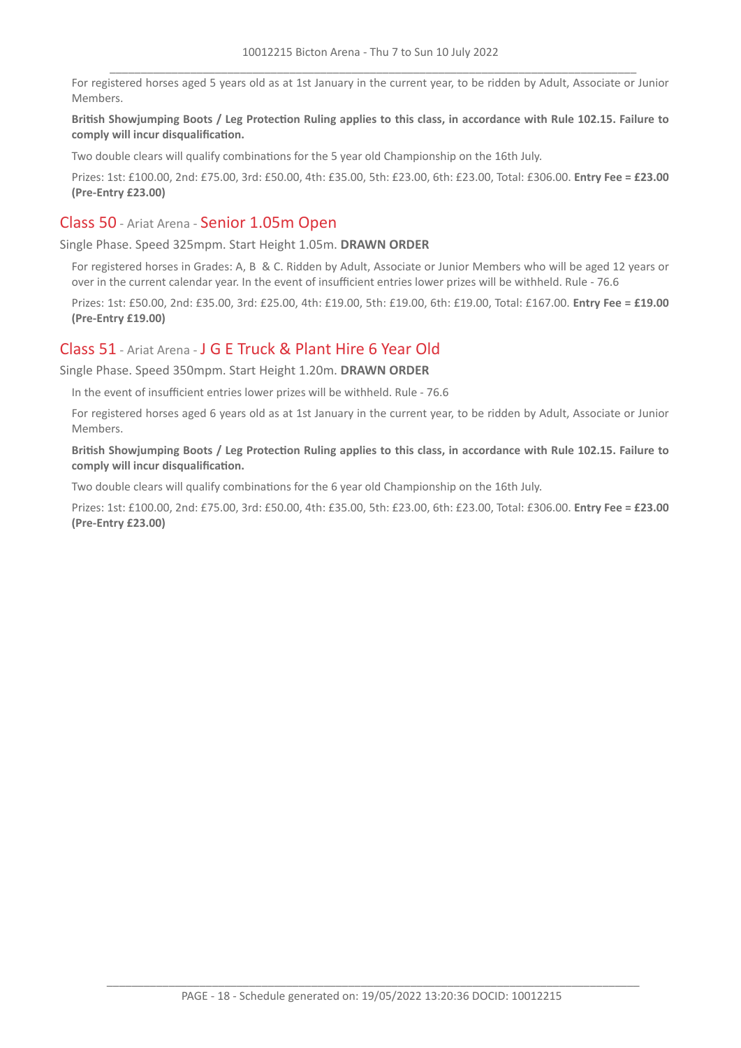For registered horses aged 5 years old as at 1st January in the current year, to be ridden by Adult, Associate or Junior Members.

**British Showjumping Boots / Leg Protection Ruling applies to this class, in accordance with Rule 102.15. Failure to comply will incur disqualification.**

Two double clears will qualify combinations for the 5 year old Championship on the 16th July.

Prizes: 1st: £100.00, 2nd: £75.00, 3rd: £50.00, 4th: £35.00, 5th: £23.00, 6th: £23.00, Total: £306.00. **Entry Fee = £23.00 (Pre-Entry £23.00)**

## Class 50 - Ariat Arena - Senior 1.05m Open

Single Phase. Speed 325mpm. Start Height 1.05m. **DRAWN ORDER**

For registered horses in Grades: A, B & C. Ridden by Adult, Associate or Junior Members who will be aged 12 years or over in the current calendar year. In the event of insufficient entries lower prizes will be withheld. Rule - 76.6

Prizes: 1st: £50.00, 2nd: £35.00, 3rd: £25.00, 4th: £19.00, 5th: £19.00, 6th: £19.00, Total: £167.00. **Entry Fee = £19.00 (Pre-Entry £19.00)**

## Class 51 - Ariat Arena - J G E Truck & Plant Hire 6 Year Old

Single Phase. Speed 350mpm. Start Height 1.20m. **DRAWN ORDER**

In the event of insufficient entries lower prizes will be withheld. Rule - 76.6

For registered horses aged 6 years old as at 1st January in the current year, to be ridden by Adult, Associate or Junior Members.

**British Showjumping Boots / Leg Protection Ruling applies to this class, in accordance with Rule 102.15. Failure to comply will incur disqualification.**

Two double clears will qualify combinations for the 6 year old Championship on the 16th July.

Prizes: 1st: £100.00, 2nd: £75.00, 3rd: £50.00, 4th: £35.00, 5th: £23.00, 6th: £23.00, Total: £306.00. **Entry Fee = £23.00 (Pre-Entry £23.00)**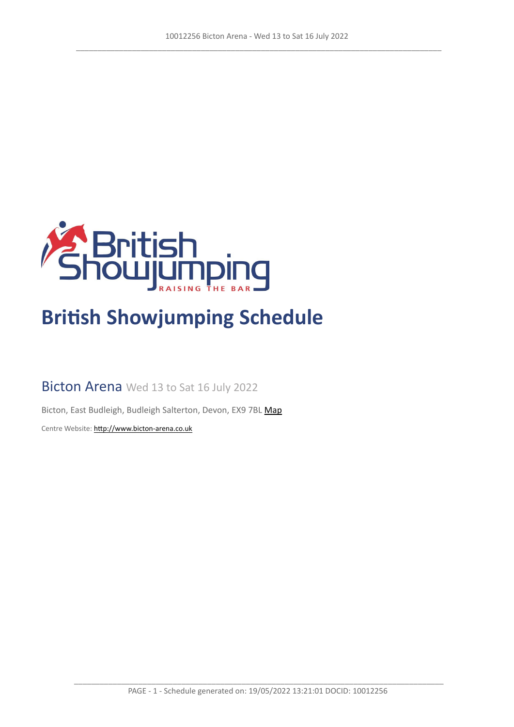# British Showjumping Schedule

## Bicton Arena Wed 13 to Sat 16 July 2022

Bicton, East Budleigh, Budleigh Salterton, Devon, EX9 7BL Map

Centre Website: http://www.bicton-arena.co.uk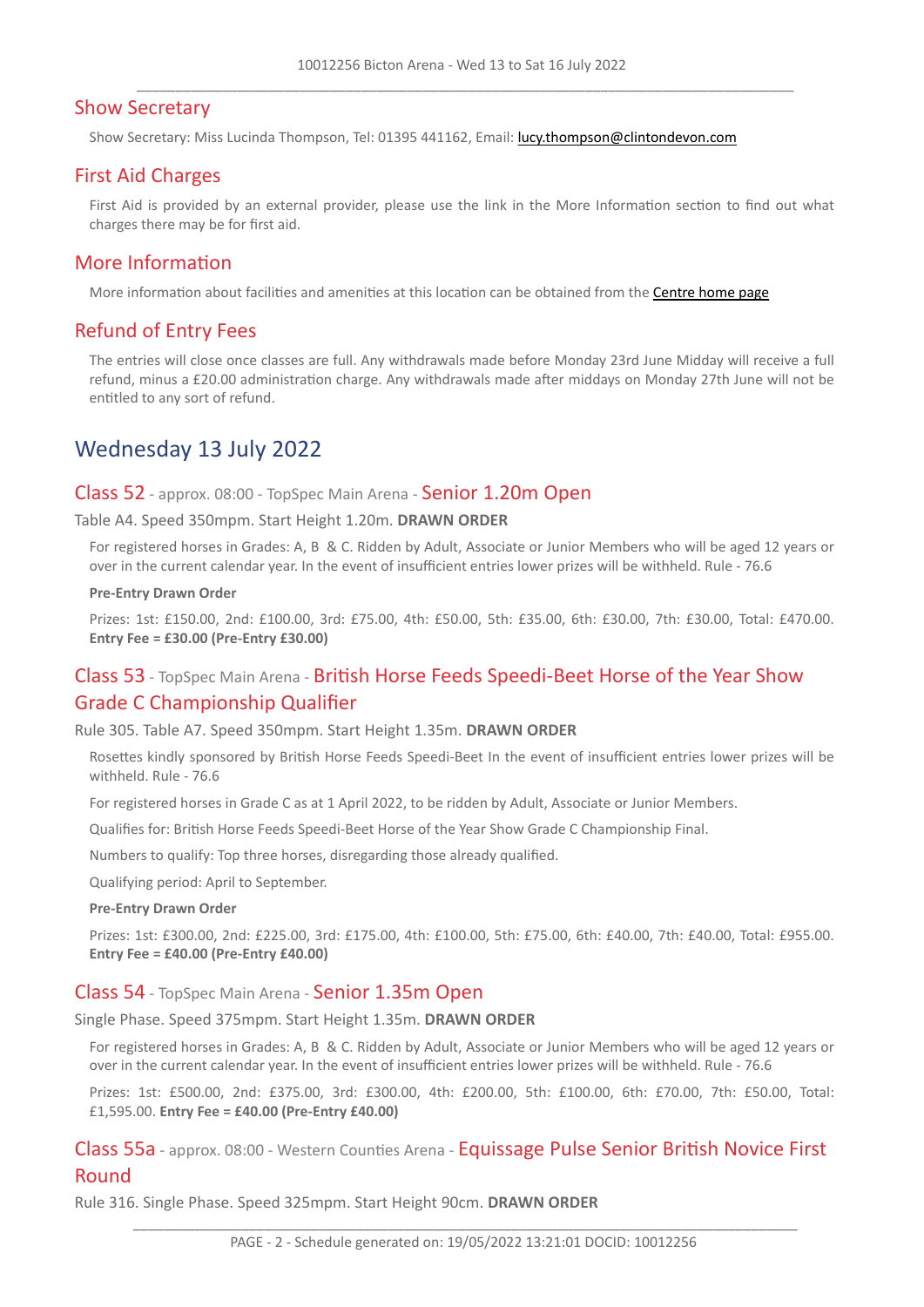## Show Secretary

Show Secretary: Miss Lucinda Thompson, Tel: 01395 441162, Email: lucy.thompson@clintondevon.com

## First Aid Charges

First Aid is provided by an external provider, please use the link in the More Information section to find out what charges there may be for first aid.

## More Information

More information about facilities and amenities at this location can be obtained from the Centre home page

## Refund of Entry Fees

The entries will close once classes are full. Any withdrawals made before Monday 23rd June Midday will receive a full refund, minus a £20.00 administration charge. Any withdrawals made after middays on Monday 27th June will not be entitled to any sort of refund.

# Wednesday 13 July 2022

### Class 52 - approx. 08:00 - TopSpec Main Arena - Senior 1.20m Open

Table A4. Speed 350mpm. Start Height 1.20m. **DRAWN ORDER**

For registered horses in Grades: A, B & C. Ridden by Adult, Associate or Junior Members who will be aged 12 years or over in the current calendar year. In the event of insufficient entries lower prizes will be withheld. Rule - 76.6

**Pre-Entry Drawn Order**

Prizes: 1st: £150.00, 2nd: £100.00, 3rd: £75.00, 4th: £50.00, 5th: £35.00, 6th: £30.00, 7th: £30.00, Total: £470.00. **Entry Fee = £30.00 (Pre-Entry £30.00)**

### Class 53 - TopSpec Main Arena - British Horse Feeds Speedi-Beet Horse of the Year Show Grade C Championship Qualifier

Rule 305. Table A7. Speed 350mpm. Start Height 1.35m. **DRAWN ORDER**

Rosettes kindly sponsored by British Horse Feeds Speedi-Beet In the event of insufficient entries lower prizes will be withheld. Rule - 76.6

For registered horses in Grade C as at 1 April 2022, to be ridden by Adult, Associate or Junior Members.

Qualifies for: British Horse Feeds Speedi-Beet Horse of the Year Show Grade C Championship Final.

Numbers to qualify: Top three horses, disregarding those already qualified.

Qualifying period: April to September.

**Pre-Entry Drawn Order**

Prizes: 1st: £300.00, 2nd: £225.00, 3rd: £175.00, 4th: £100.00, 5th: £75.00, 6th: £40.00, 7th: £40.00, Total: £955.00. **Entry Fee = £40.00 (Pre-Entry £40.00)**

### Class 54 - TopSpec Main Arena - Senior 1.35m Open

Single Phase. Speed 375mpm. Start Height 1.35m. **DRAWN ORDER**

For registered horses in Grades: A, B & C. Ridden by Adult, Associate or Junior Members who will be aged 12 years or over in the current calendar year. In the event of insufficient entries lower prizes will be withheld. Rule - 76.6

Prizes: 1st: £500.00, 2nd: £375.00, 3rd: £300.00, 4th: £200.00, 5th: £100.00, 6th: £70.00, 7th: £50.00, Total: £1,595.00. **Entry Fee = £40.00 (Pre-Entry £40.00)**

### Class 55a - approx. 08:00 - Western Counties Arena - Equissage Pulse Senior British Novice First Round

Rule 316. Single Phase. Speed 325mpm. Start Height 90cm. **DRAWN ORDER**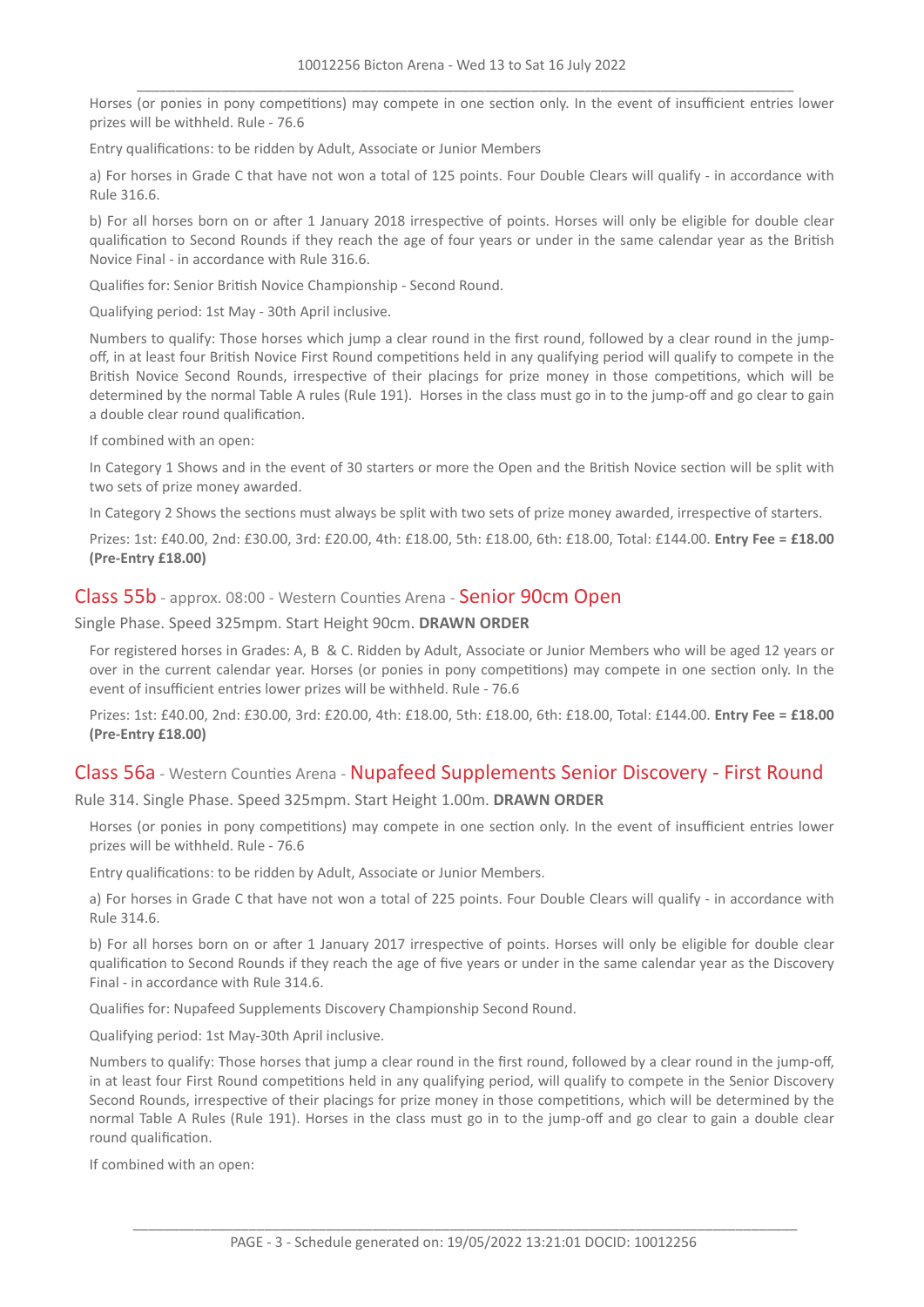Horses (or ponies in pony competitions) may compete in one section only. In the event of insufficient entries lower prizes will be withheld. Rule - 76.6

Entry qualifications: to be ridden by Adult, Associate or Junior Members

a) For horses in Grade C that have not won a total of 125 points. Four Double Clears will qualify - in accordance with Rule 316.6.

b) For all horses born on or after 1 January 2018 irrespective of points. Horses will only be eligible for double clear qualification to Second Rounds if they reach the age of four years or under in the same calendar year as the British Novice Final - in accordance with Rule 316.6.

Qualifies for: Senior British Novice Championship - Second Round.

Qualifying period: 1st May - 30th April inclusive.

Numbers to qualify: Those horses which jump a clear round in the first round, followed by a clear round in the jump-off, in at least four British Novice First Round competitions held in any qualifying period will qualify to compete in the British Novice Second Rounds, irrespective of their placings for prize money in those competitions, which will be determined by the normal Table A rules (Rule 191). Horses in the class must go in to the jump-off and go clear to gain a double clear round qualification.

If combined with an open:

In Category 1 Shows and in the event of 30 starters or more the Open and the British Novice section will be split with two sets of prize money awarded.

In Category 2 Shows the sections must always be split with two sets of prize money awarded, irrespective of starters.

Prizes: 1st: £40.00, 2nd: £30.00, 3rd: £20.00, 4th: £18.00, 5th: £18.00, 6th: £18.00, Total: £144.00. **Entry Fee = £18.00 (Pre-Entry £18.00)**

## Class 55b - approx. 08:00 - Western Counties Arena - Senior 90cm Open

Single Phase. Speed 325mpm. Start Height 90cm. **DRAWN ORDER**

For registered horses in Grades: A, B & C. Ridden by Adult, Associate or Junior Members who will be aged 12 years or over in the current calendar year. Horses (or ponies in pony competitions) may compete in one section only. In the event of insufficient entries lower prizes will be withheld. Rule - 76.6

Prizes: 1st: £40.00, 2nd: £30.00, 3rd: £20.00, 4th: £18.00, 5th: £18.00, 6th: £18.00, Total: £144.00. **Entry Fee = £18.00 (Pre-Entry £18.00)**

## Class 56a - Western Counties Arena - Nupafeed Supplements Senior Discovery - First Round

Rule 314. Single Phase. Speed 325mpm. Start Height 1.00m. **DRAWN ORDER**

Horses (or ponies in pony competitions) may compete in one section only. In the event of insufficient entries lower prizes will be withheld. Rule - 76.6

Entry qualifications: to be ridden by Adult, Associate or Junior Members.

a) For horses in Grade C that have not won a total of 225 points. Four Double Clears will qualify - in accordance with Rule 314.6.

b) For all horses born on or after 1 January 2017 irrespective of points. Horses will only be eligible for double clear qualification to Second Rounds if they reach the age of five years or under in the same calendar year as the Discovery Final - in accordance with Rule 314.6.

Qualifies for: Nupafeed Supplements Discovery Championship Second Round.

Qualifying period: 1st May-30th April inclusive.

Numbers to qualify: Those horses that jump a clear round in the first round, followed by a clear round in the jump-off, in at least four First Round competitions held in any qualifying period, will qualify to compete in the Senior Discovery Second Rounds, irrespective of their placings for prize money in those competitions, which will be determined by the normal Table A Rules (Rule 191). Horses in the class must go in to the jump-off and go clear to gain a double clear round qualification.

If combined with an open: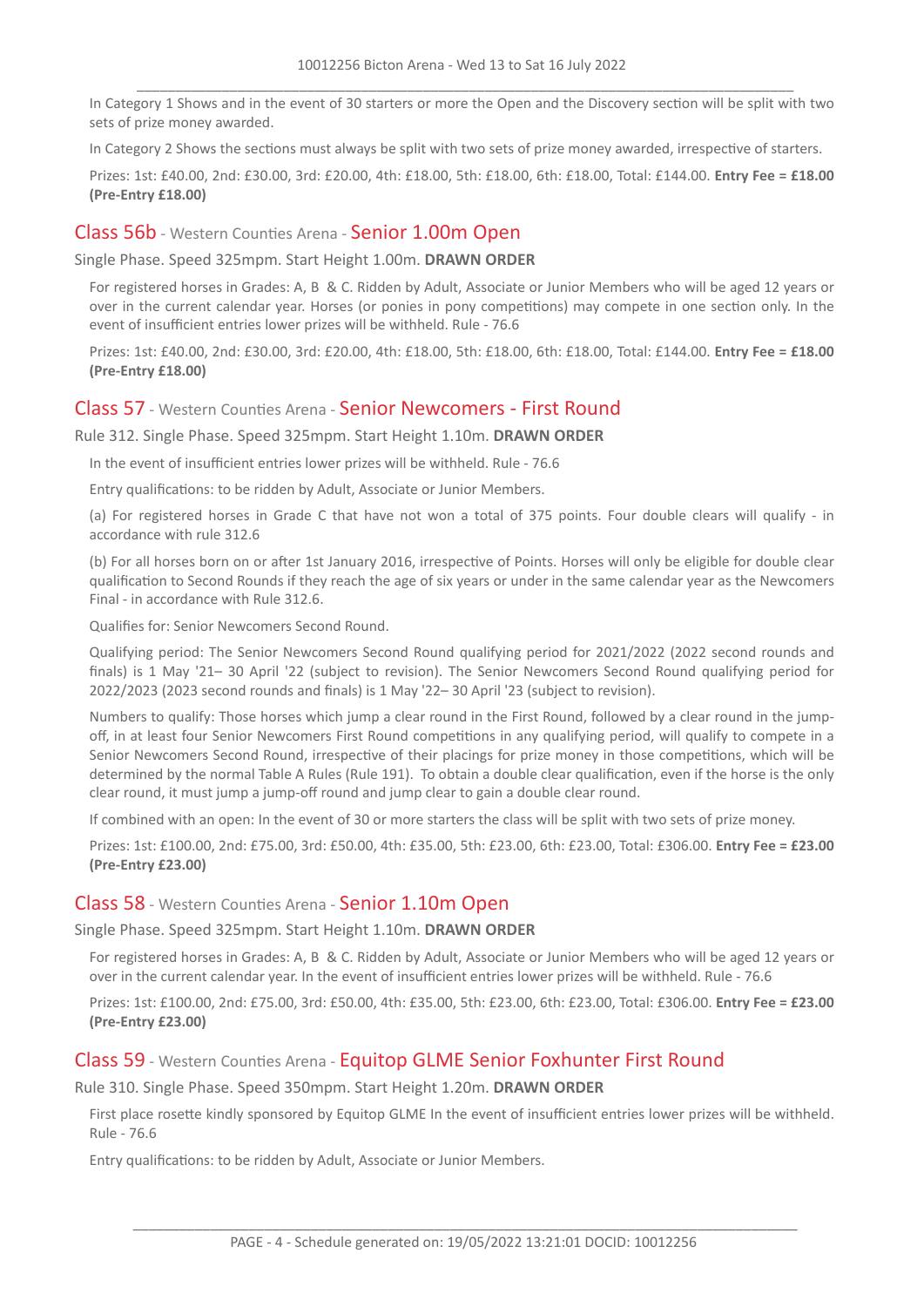In Category 1 Shows and in the event of 30 starters or more the Open and the Discovery section will be split with two sets of prize money awarded.

In Category 2 Shows the sections must always be split with two sets of prize money awarded, irrespective of starters.

Prizes: 1st: £40.00, 2nd: £30.00, 3rd: £20.00, 4th: £18.00, 5th: £18.00, 6th: £18.00, Total: £144.00. **Entry Fee = £18.00 (Pre-Entry £18.00)**

## Class 56b - Western Counties Arena - Senior 1.00m Open

Single Phase. Speed 325mpm. Start Height 1.00m. **DRAWN ORDER**

For registered horses in Grades: A, B & C. Ridden by Adult, Associate or Junior Members who will be aged 12 years or over in the current calendar year. Horses (or ponies in pony competitions) may compete in one section only. In the event of insufficient entries lower prizes will be withheld. Rule - 76.6

Prizes: 1st: £40.00, 2nd: £30.00, 3rd: £20.00, 4th: £18.00, 5th: £18.00, 6th: £18.00, Total: £144.00. **Entry Fee = £18.00 (Pre-Entry £18.00)**

## Class 57 - Western Counties Arena - Senior Newcomers - First Round

Rule 312. Single Phase. Speed 325mpm. Start Height 1.10m. **DRAWN ORDER**

In the event of insufficient entries lower prizes will be withheld. Rule - 76.6

Entry qualifications: to be ridden by Adult, Associate or Junior Members.

(a) For registered horses in Grade C that have not won a total of 375 points. Four double clears will qualify - in accordance with rule 312.6

(b) For all horses born on or after 1st January 2016, irrespective of Points. Horses will only be eligible for double clear qualification to Second Rounds if they reach the age of six years or under in the same calendar year as the Newcomers Final - in accordance with Rule 312.6.

Qualifies for: Senior Newcomers Second Round.

Qualifying period: The Senior Newcomers Second Round qualifying period for 2021/2022 (2022 second rounds and finals) is 1 May '21– 30 April '22 (subject to revision). The Senior Newcomers Second Round qualifying period for 2022/2023 (2023 second rounds and finals) is 1 May '22– 30 April '23 (subject to revision).

Numbers to qualify: Those horses which jump a clear round in the First Round, followed by a clear round in the jump-off, in at least four Senior Newcomers First Round competitions in any qualifying period, will qualify to compete in a Senior Newcomers Second Round, irrespective of their placings for prize money in those competitions, which will be determined by the normal Table A Rules (Rule 191). To obtain a double clear qualification, even if the horse is the only clear round, it must jump a jump-off round and jump clear to gain a double clear round.

If combined with an open: In the event of 30 or more starters the class will be split with two sets of prize money.

Prizes: 1st: £100.00, 2nd: £75.00, 3rd: £50.00, 4th: £35.00, 5th: £23.00, 6th: £23.00, Total: £306.00. **Entry Fee = £23.00 (Pre-Entry £23.00)**

## Class 58 - Western Counties Arena - Senior 1.10m Open

Single Phase. Speed 325mpm. Start Height 1.10m. **DRAWN ORDER**

For registered horses in Grades: A, B & C. Ridden by Adult, Associate or Junior Members who will be aged 12 years or over in the current calendar year. In the event of insufficient entries lower prizes will be withheld. Rule - 76.6

Prizes: 1st: £100.00, 2nd: £75.00, 3rd: £50.00, 4th: £35.00, 5th: £23.00, 6th: £23.00, Total: £306.00. **Entry Fee = £23.00 (Pre-Entry £23.00)**

## Class 59 - Western Counties Arena - Equitop GLME Senior Foxhunter First Round

Rule 310. Single Phase. Speed 350mpm. Start Height 1.20m. **DRAWN ORDER**

First place rosette kindly sponsored by Equitop GLME In the event of insufficient entries lower prizes will be withheld. Rule - 76.6

Entry qualifications: to be ridden by Adult, Associate or Junior Members.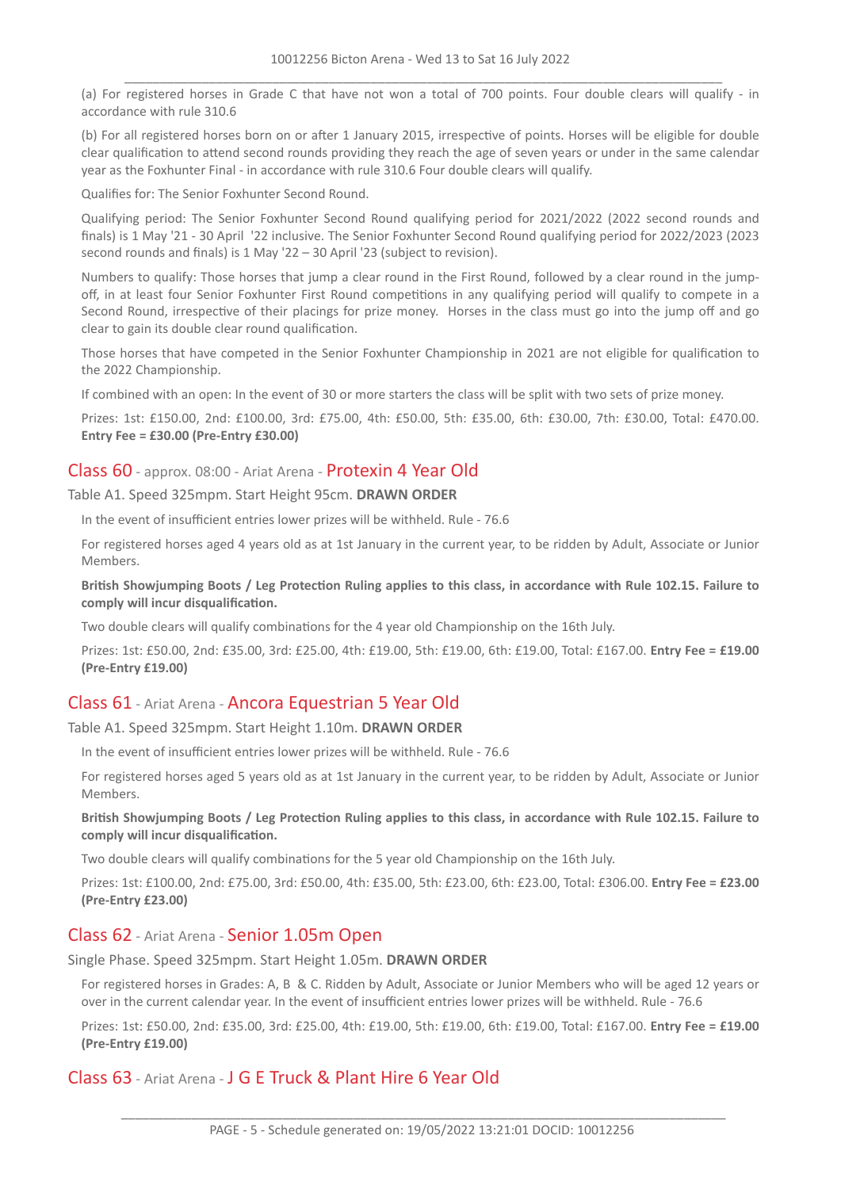(a) For registered horses in Grade C that have not won a total of 700 points. Four double clears will qualify - in accordance with rule 310.6

(b) For all registered horses born on or after 1 January 2015, irrespective of points. Horses will be eligible for double clear qualification to attend second rounds providing they reach the age of seven years or under in the same calendar year as the Foxhunter Final - in accordance with rule 310.6 Four double clears will qualify.

Qualifies for: The Senior Foxhunter Second Round.

Qualifying period: The Senior Foxhunter Second Round qualifying period for 2021/2022 (2022 second rounds and finals) is 1 May '21 - 30 April '22 inclusive. The Senior Foxhunter Second Round qualifying period for 2022/2023 (2023 second rounds and finals) is 1 May '22 – 30 April '23 (subject to revision).

Numbers to qualify: Those horses that jump a clear round in the First Round, followed by a clear round in the jump-off, in at least four Senior Foxhunter First Round competitions in any qualifying period will qualify to compete in a Second Round, irrespective of their placings for prize money. Horses in the class must go into the jump off and go clear to gain its double clear round qualification.

Those horses that have competed in the Senior Foxhunter Championship in 2021 are not eligible for qualification to the 2022 Championship.

If combined with an open: In the event of 30 or more starters the class will be split with two sets of prize money.

Prizes: 1st: £150.00, 2nd: £100.00, 3rd: £75.00, 4th: £50.00, 5th: £35.00, 6th: £30.00, 7th: £30.00, Total: £470.00. **Entry Fee = £30.00 (Pre-Entry £30.00)**

## Class 60 - approx. 08:00 - Ariat Arena - Protexin 4 Year Old

Table A1. Speed 325mpm. Start Height 95cm. **DRAWN ORDER**

In the event of insufficient entries lower prizes will be withheld. Rule - 76.6

For registered horses aged 4 years old as at 1st January in the current year, to be ridden by Adult, Associate or Junior Members.

**British Showjumping Boots / Leg Protection Ruling applies to this class, in accordance with Rule 102.15. Failure to comply will incur disqualification.**

Two double clears will qualify combinations for the 4 year old Championship on the 16th July.

Prizes: 1st: £50.00, 2nd: £35.00, 3rd: £25.00, 4th: £19.00, 5th: £19.00, 6th: £19.00, Total: £167.00. **Entry Fee = £19.00 (Pre-Entry £19.00)**

## Class 61 - Ariat Arena - Ancora Equestrian 5 Year Old

Table A1. Speed 325mpm. Start Height 1.10m. **DRAWN ORDER**

In the event of insufficient entries lower prizes will be withheld. Rule - 76.6

For registered horses aged 5 years old as at 1st January in the current year, to be ridden by Adult, Associate or Junior Members.

**British Showjumping Boots / Leg Protection Ruling applies to this class, in accordance with Rule 102.15. Failure to comply will incur disqualification.**

Two double clears will qualify combinations for the 5 year old Championship on the 16th July.

Prizes: 1st: £100.00, 2nd: £75.00, 3rd: £50.00, 4th: £35.00, 5th: £23.00, 6th: £23.00, Total: £306.00. **Entry Fee = £23.00 (Pre-Entry £23.00)**

## Class 62 - Ariat Arena - Senior 1.05m Open

Single Phase. Speed 325mpm. Start Height 1.05m. **DRAWN ORDER**

For registered horses in Grades: A, B & C. Ridden by Adult, Associate or Junior Members who will be aged 12 years or over in the current calendar year. In the event of insufficient entries lower prizes will be withheld. Rule - 76.6

Prizes: 1st: £50.00, 2nd: £35.00, 3rd: £25.00, 4th: £19.00, 5th: £19.00, 6th: £19.00, Total: £167.00. **Entry Fee = £19.00 (Pre-Entry £19.00)**

## Class 63 - Ariat Arena - J G E Truck & Plant Hire 6 Year Old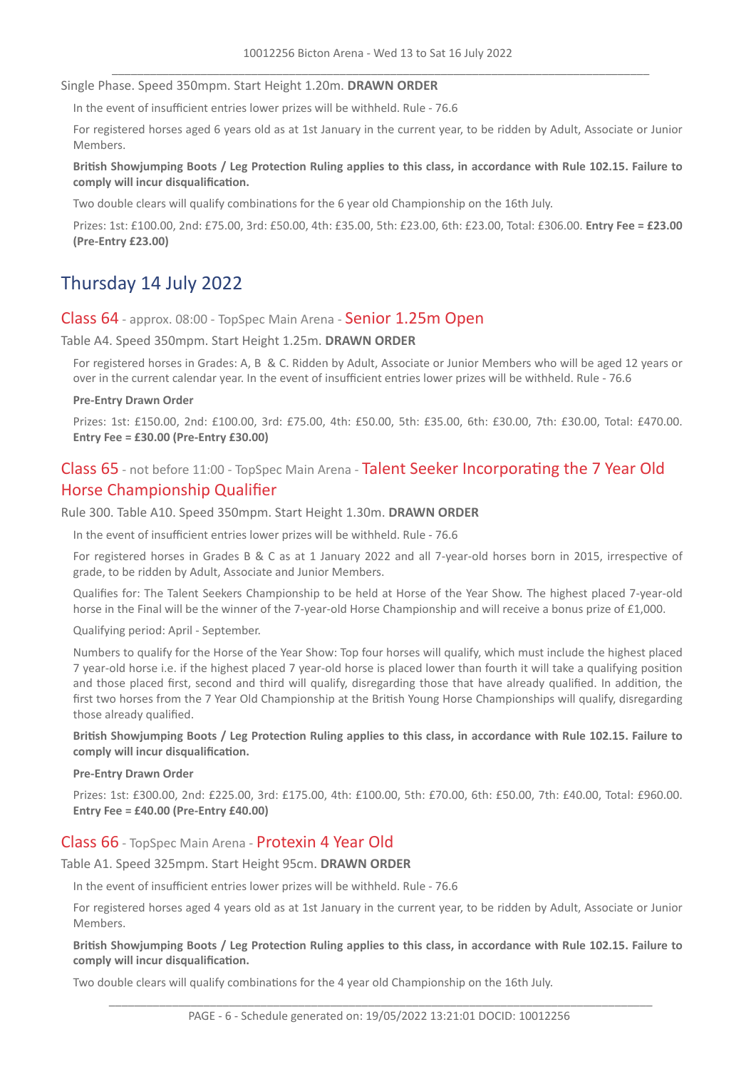Single Phase. Speed 350mpm. Start Height 1.20m. **DRAWN ORDER**

In the event of insufficient entries lower prizes will be withheld. Rule - 76.6

For registered horses aged 6 years old as at 1st January in the current year, to be ridden by Adult, Associate or Junior Members.

**British Showjumping Boots / Leg Protection Ruling applies to this class, in accordance with Rule 102.15. Failure to comply will incur disqualification.**

Two double clears will qualify combinations for the 6 year old Championship on the 16th July.

Prizes: 1st: £100.00, 2nd: £75.00, 3rd: £50.00, 4th: £35.00, 5th: £23.00, 6th: £23.00, Total: £306.00. **Entry Fee = £23.00 (Pre-Entry £23.00)**

# Thursday 14 July 2022

## Class 64 - approx. 08:00 - TopSpec Main Arena - Senior 1.25m Open

Table A4. Speed 350mpm. Start Height 1.25m. **DRAWN ORDER**

For registered horses in Grades: A, B & C. Ridden by Adult, Associate or Junior Members who will be aged 12 years or over in the current calendar year. In the event of insufficient entries lower prizes will be withheld. Rule - 76.6

**Pre-Entry Drawn Order**

Prizes: 1st: £150.00, 2nd: £100.00, 3rd: £75.00, 4th: £50.00, 5th: £35.00, 6th: £30.00, 7th: £30.00, Total: £470.00. **Entry Fee = £30.00 (Pre-Entry £30.00)**

## Class 65 - not before 11:00 - TopSpec Main Arena - Talent Seeker Incorporating the 7 Year Old Horse Championship Qualifier

Rule 300. Table A10. Speed 350mpm. Start Height 1.30m. **DRAWN ORDER**

In the event of insufficient entries lower prizes will be withheld. Rule - 76.6

For registered horses in Grades B & C as at 1 January 2022 and all 7-year-old horses born in 2015, irrespective of grade, to be ridden by Adult, Associate and Junior Members.

Qualifies for: The Talent Seekers Championship to be held at Horse of the Year Show. The highest placed 7-year-old horse in the Final will be the winner of the 7-year-old Horse Championship and will receive a bonus prize of £1,000.

Qualifying period: April - September.

Numbers to qualify for the Horse of the Year Show: Top four horses will qualify, which must include the highest placed 7 year-old horse i.e. if the highest placed 7 year-old horse is placed lower than fourth it will take a qualifying position and those placed first, second and third will qualify, disregarding those that have already qualified. In addition, the first two horses from the 7 Year Old Championship at the British Young Horse Championships will qualify, disregarding those already qualified.

**British Showjumping Boots / Leg Protection Ruling applies to this class, in accordance with Rule 102.15. Failure to comply will incur disqualification.**

**Pre-Entry Drawn Order**

Prizes: 1st: £300.00, 2nd: £225.00, 3rd: £175.00, 4th: £100.00, 5th: £70.00, 6th: £50.00, 7th: £40.00, Total: £960.00. **Entry Fee = £40.00 (Pre-Entry £40.00)**

## Class 66 - TopSpec Main Arena - Protexin 4 Year Old

Table A1. Speed 325mpm. Start Height 95cm. **DRAWN ORDER**

In the event of insufficient entries lower prizes will be withheld. Rule - 76.6

For registered horses aged 4 years old as at 1st January in the current year, to be ridden by Adult, Associate or Junior Members.

**British Showjumping Boots / Leg Protection Ruling applies to this class, in accordance with Rule 102.15. Failure to comply will incur disqualification.**

Two double clears will qualify combinations for the 4 year old Championship on the 16th July.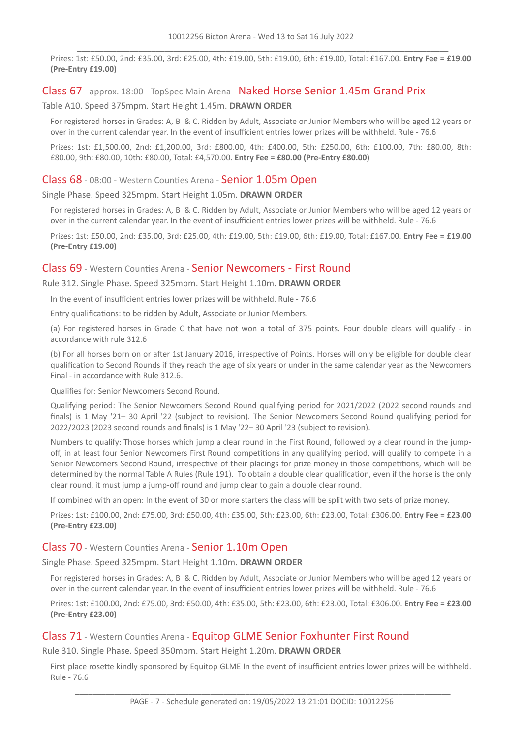Prizes: 1st: £50.00, 2nd: £35.00, 3rd: £25.00, 4th: £19.00, 5th: £19.00, 6th: £19.00, Total: £167.00. **Entry Fee = £19.00 (Pre-Entry £19.00)**

## Class 67 - approx. 18:00 - TopSpec Main Arena - Naked Horse Senior 1.45m Grand Prix

Table A10. Speed 375mpm. Start Height 1.45m. **DRAWN ORDER**

For registered horses in Grades: A, B & C. Ridden by Adult, Associate or Junior Members who will be aged 12 years or over in the current calendar year. In the event of insufficient entries lower prizes will be withheld. Rule - 76.6

Prizes: 1st: £1,500.00, 2nd: £1,200.00, 3rd: £800.00, 4th: £400.00, 5th: £250.00, 6th: £100.00, 7th: £80.00, 8th: £80.00, 9th: £80.00, 10th: £80.00, Total: £4,570.00. **Entry Fee = £80.00 (Pre-Entry £80.00)**

## Class 68 - 08:00 - Western Counties Arena - Senior 1.05m Open

Single Phase. Speed 325mpm. Start Height 1.05m. **DRAWN ORDER**

For registered horses in Grades: A, B & C. Ridden by Adult, Associate or Junior Members who will be aged 12 years or over in the current calendar year. In the event of insufficient entries lower prizes will be withheld. Rule - 76.6

Prizes: 1st: £50.00, 2nd: £35.00, 3rd: £25.00, 4th: £19.00, 5th: £19.00, 6th: £19.00, Total: £167.00. **Entry Fee = £19.00 (Pre-Entry £19.00)**

## Class 69 - Western Counties Arena - Senior Newcomers - First Round

Rule 312. Single Phase. Speed 325mpm. Start Height 1.10m. **DRAWN ORDER**

In the event of insufficient entries lower prizes will be withheld. Rule - 76.6

Entry qualifications: to be ridden by Adult, Associate or Junior Members.

(a) For registered horses in Grade C that have not won a total of 375 points. Four double clears will qualify - in accordance with rule 312.6

(b) For all horses born on or after 1st January 2016, irrespective of Points. Horses will only be eligible for double clear qualification to Second Rounds if they reach the age of six years or under in the same calendar year as the Newcomers Final - in accordance with Rule 312.6.

Qualifies for: Senior Newcomers Second Round.

Qualifying period: The Senior Newcomers Second Round qualifying period for 2021/2022 (2022 second rounds and finals) is 1 May '21– 30 April '22 (subject to revision). The Senior Newcomers Second Round qualifying period for 2022/2023 (2023 second rounds and finals) is 1 May '22– 30 April '23 (subject to revision).

Numbers to qualify: Those horses which jump a clear round in the First Round, followed by a clear round in the jump-off, in at least four Senior Newcomers First Round competitions in any qualifying period, will qualify to compete in a Senior Newcomers Second Round, irrespective of their placings for prize money in those competitions, which will be determined by the normal Table A Rules (Rule 191). To obtain a double clear qualification, even if the horse is the only clear round, it must jump a jump-off round and jump clear to gain a double clear round.

If combined with an open: In the event of 30 or more starters the class will be split with two sets of prize money.

Prizes: 1st: £100.00, 2nd: £75.00, 3rd: £50.00, 4th: £35.00, 5th: £23.00, 6th: £23.00, Total: £306.00. **Entry Fee = £23.00 (Pre-Entry £23.00)**

## Class 70 - Western Counties Arena - Senior 1.10m Open

Single Phase. Speed 325mpm. Start Height 1.10m. **DRAWN ORDER**

For registered horses in Grades: A, B & C. Ridden by Adult, Associate or Junior Members who will be aged 12 years or over in the current calendar year. In the event of insufficient entries lower prizes will be withheld. Rule - 76.6

Prizes: 1st: £100.00, 2nd: £75.00, 3rd: £50.00, 4th: £35.00, 5th: £23.00, 6th: £23.00, Total: £306.00. **Entry Fee = £23.00 (Pre-Entry £23.00)**

## Class 71 - Western Counties Arena - Equitop GLME Senior Foxhunter First Round

Rule 310. Single Phase. Speed 350mpm. Start Height 1.20m. **DRAWN ORDER**

First place rosette kindly sponsored by Equitop GLME In the event of insufficient entries lower prizes will be withheld. Rule - 76.6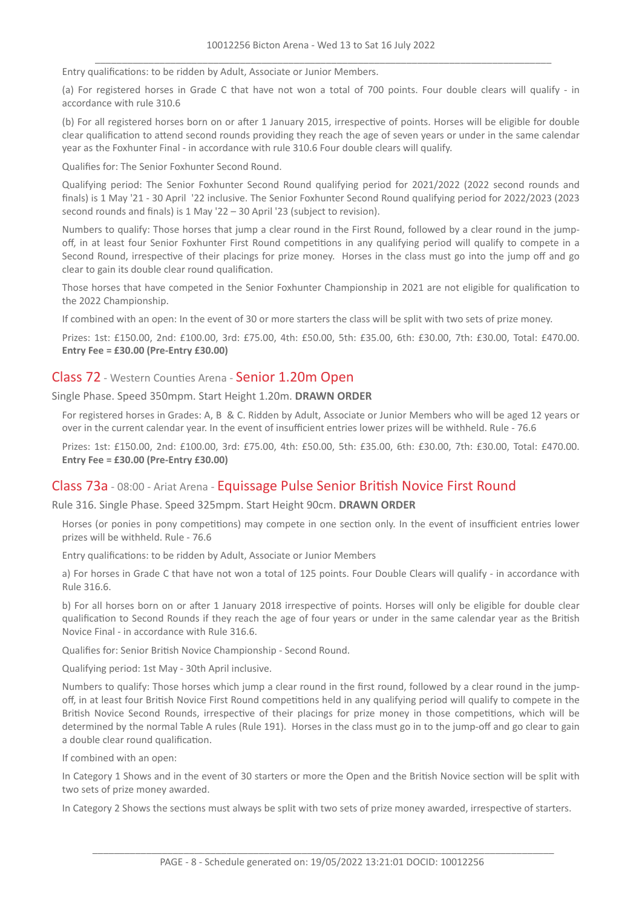Entry qualifications: to be ridden by Adult, Associate or Junior Members.

(a) For registered horses in Grade C that have not won a total of 700 points. Four double clears will qualify - in accordance with rule 310.6

(b) For all registered horses born on or after 1 January 2015, irrespective of points. Horses will be eligible for double clear qualification to attend second rounds providing they reach the age of seven years or under in the same calendar year as the Foxhunter Final - in accordance with rule 310.6 Four double clears will qualify.

Qualifies for: The Senior Foxhunter Second Round.

Qualifying period: The Senior Foxhunter Second Round qualifying period for 2021/2022 (2022 second rounds and finals) is 1 May '21 - 30 April '22 inclusive. The Senior Foxhunter Second Round qualifying period for 2022/2023 (2023 second rounds and finals) is 1 May '22 – 30 April '23 (subject to revision).

Numbers to qualify: Those horses that jump a clear round in the First Round, followed by a clear round in the jump-off, in at least four Senior Foxhunter First Round competitions in any qualifying period will qualify to compete in a Second Round, irrespective of their placings for prize money. Horses in the class must go into the jump off and go clear to gain its double clear round qualification.

Those horses that have competed in the Senior Foxhunter Championship in 2021 are not eligible for qualification to the 2022 Championship.

If combined with an open: In the event of 30 or more starters the class will be split with two sets of prize money.

Prizes: 1st: £150.00, 2nd: £100.00, 3rd: £75.00, 4th: £50.00, 5th: £35.00, 6th: £30.00, 7th: £30.00, Total: £470.00.
**Entry Fee = £30.00 (Pre-Entry £30.00)**

## Class 72 - Western Counties Arena - Senior 1.20m Open

Single Phase. Speed 350mpm. Start Height 1.20m. **DRAWN ORDER**

For registered horses in Grades: A, B & C. Ridden by Adult, Associate or Junior Members who will be aged 12 years or over in the current calendar year. In the event of insufficient entries lower prizes will be withheld. Rule - 76.6

Prizes: 1st: £150.00, 2nd: £100.00, 3rd: £75.00, 4th: £50.00, 5th: £35.00, 6th: £30.00, 7th: £30.00, Total: £470.00.
**Entry Fee = £30.00 (Pre-Entry £30.00)**

## Class 73a - 08:00 - Ariat Arena - Equissage Pulse Senior British Novice First Round

Rule 316. Single Phase. Speed 325mpm. Start Height 90cm. **DRAWN ORDER**

Horses (or ponies in pony competitions) may compete in one section only. In the event of insufficient entries lower prizes will be withheld. Rule - 76.6

Entry qualifications: to be ridden by Adult, Associate or Junior Members

a) For horses in Grade C that have not won a total of 125 points. Four Double Clears will qualify - in accordance with Rule 316.6.

b) For all horses born on or after 1 January 2018 irrespective of points. Horses will only be eligible for double clear qualification to Second Rounds if they reach the age of four years or under in the same calendar year as the British Novice Final - in accordance with Rule 316.6.

Qualifies for: Senior British Novice Championship - Second Round.

Qualifying period: 1st May - 30th April inclusive.

Numbers to qualify: Those horses which jump a clear round in the first round, followed by a clear round in the jump-off, in at least four British Novice First Round competitions held in any qualifying period will qualify to compete in the British Novice Second Rounds, irrespective of their placings for prize money in those competitions, which will be determined by the normal Table A rules (Rule 191). Horses in the class must go in to the jump-off and go clear to gain a double clear round qualification.

If combined with an open:

In Category 1 Shows and in the event of 30 starters or more the Open and the British Novice section will be split with two sets of prize money awarded.

In Category 2 Shows the sections must always be split with two sets of prize money awarded, irrespective of starters.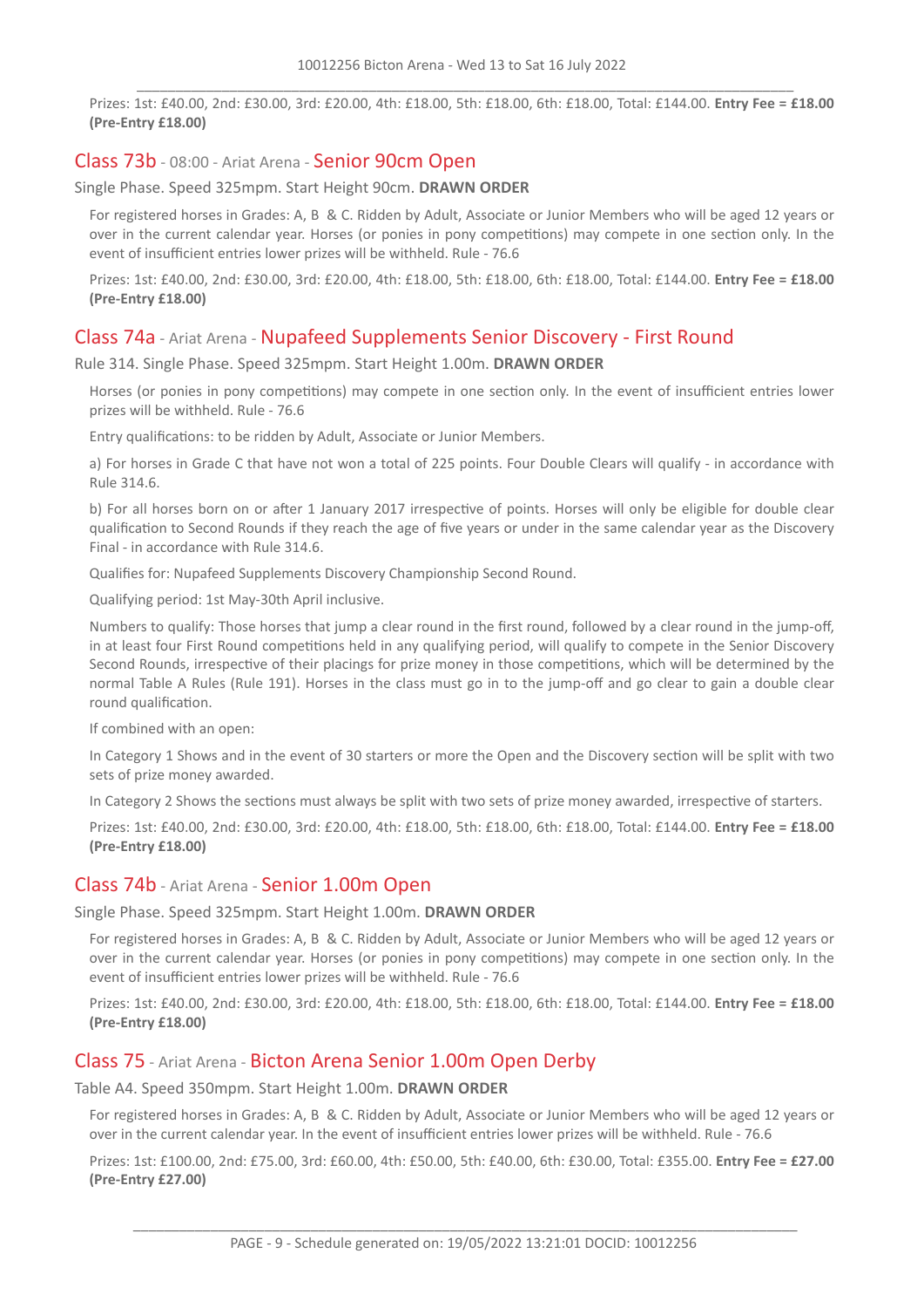Prizes: 1st: £40.00, 2nd: £30.00, 3rd: £20.00, 4th: £18.00, 5th: £18.00, 6th: £18.00, Total: £144.00. **Entry Fee = £18.00 (Pre-Entry £18.00)**

## Class 73b - 08:00 - Ariat Arena - Senior 90cm Open

Single Phase. Speed 325mpm. Start Height 90cm. **DRAWN ORDER**

For registered horses in Grades: A, B & C. Ridden by Adult, Associate or Junior Members who will be aged 12 years or over in the current calendar year. Horses (or ponies in pony competitions) may compete in one section only. In the event of insufficient entries lower prizes will be withheld. Rule - 76.6

Prizes: 1st: £40.00, 2nd: £30.00, 3rd: £20.00, 4th: £18.00, 5th: £18.00, 6th: £18.00, Total: £144.00. **Entry Fee = £18.00 (Pre-Entry £18.00)**

## Class 74a - Ariat Arena - Nupafeed Supplements Senior Discovery - First Round

Rule 314. Single Phase. Speed 325mpm. Start Height 1.00m. **DRAWN ORDER**

Horses (or ponies in pony competitions) may compete in one section only. In the event of insufficient entries lower prizes will be withheld. Rule - 76.6

Entry qualifications: to be ridden by Adult, Associate or Junior Members.

a) For horses in Grade C that have not won a total of 225 points. Four Double Clears will qualify - in accordance with Rule 314.6.

b) For all horses born on or after 1 January 2017 irrespective of points. Horses will only be eligible for double clear qualification to Second Rounds if they reach the age of five years or under in the same calendar year as the Discovery Final - in accordance with Rule 314.6.

Qualifies for: Nupafeed Supplements Discovery Championship Second Round.

Qualifying period: 1st May-30th April inclusive.

Numbers to qualify: Those horses that jump a clear round in the first round, followed by a clear round in the jump-off, in at least four First Round competitions held in any qualifying period, will qualify to compete in the Senior Discovery Second Rounds, irrespective of their placings for prize money in those competitions, which will be determined by the normal Table A Rules (Rule 191). Horses in the class must go in to the jump-off and go clear to gain a double clear round qualification.

If combined with an open:

In Category 1 Shows and in the event of 30 starters or more the Open and the Discovery section will be split with two sets of prize money awarded.

In Category 2 Shows the sections must always be split with two sets of prize money awarded, irrespective of starters.

Prizes: 1st: £40.00, 2nd: £30.00, 3rd: £20.00, 4th: £18.00, 5th: £18.00, 6th: £18.00, Total: £144.00. **Entry Fee = £18.00 (Pre-Entry £18.00)**

## Class 74b - Ariat Arena - Senior 1.00m Open

Single Phase. Speed 325mpm. Start Height 1.00m. **DRAWN ORDER**

For registered horses in Grades: A, B & C. Ridden by Adult, Associate or Junior Members who will be aged 12 years or over in the current calendar year. Horses (or ponies in pony competitions) may compete in one section only. In the event of insufficient entries lower prizes will be withheld. Rule - 76.6

Prizes: 1st: £40.00, 2nd: £30.00, 3rd: £20.00, 4th: £18.00, 5th: £18.00, 6th: £18.00, Total: £144.00. **Entry Fee = £18.00 (Pre-Entry £18.00)**

## Class 75 - Ariat Arena - Bicton Arena Senior 1.00m Open Derby

Table A4. Speed 350mpm. Start Height 1.00m. **DRAWN ORDER**

For registered horses in Grades: A, B & C. Ridden by Adult, Associate or Junior Members who will be aged 12 years or over in the current calendar year. In the event of insufficient entries lower prizes will be withheld. Rule - 76.6

Prizes: 1st: £100.00, 2nd: £75.00, 3rd: £60.00, 4th: £50.00, 5th: £40.00, 6th: £30.00, Total: £355.00. **Entry Fee = £27.00 (Pre-Entry £27.00)**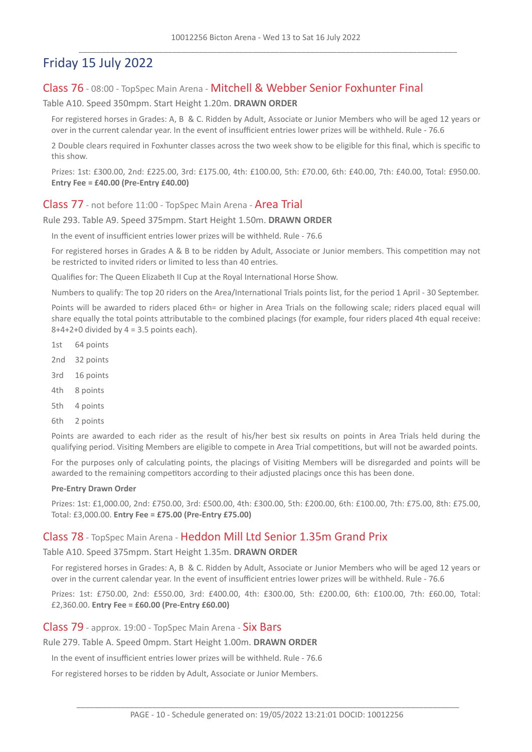# Friday 15 July 2022

## Class 76 - 08:00 - TopSpec Main Arena - Mitchell & Webber Senior Foxhunter Final

Table A10. Speed 350mpm. Start Height 1.20m. **DRAWN ORDER**

For registered horses in Grades: A, B & C. Ridden by Adult, Associate or Junior Members who will be aged 12 years or over in the current calendar year. In the event of insufficient entries lower prizes will be withheld. Rule - 76.6

2 Double clears required in Foxhunter classes across the two week show to be eligible for this final, which is specific to this show.

Prizes: 1st: £300.00, 2nd: £225.00, 3rd: £175.00, 4th: £100.00, 5th: £70.00, 6th: £40.00, 7th: £40.00, Total: £950.00. **Entry Fee = £40.00 (Pre-Entry £40.00)**

## Class 77 - not before 11:00 - TopSpec Main Arena - Area Trial

Rule 293. Table A9. Speed 375mpm. Start Height 1.50m. **DRAWN ORDER**

In the event of insufficient entries lower prizes will be withheld. Rule - 76.6

For registered horses in Grades A & B to be ridden by Adult, Associate or Junior members. This competition may not be restricted to invited riders or limited to less than 40 entries.

Qualifies for: The Queen Elizabeth II Cup at the Royal International Horse Show.

Numbers to qualify: The top 20 riders on the Area/International Trials points list, for the period 1 April - 30 September.

Points will be awarded to riders placed 6th= or higher in Area Trials on the following scale; riders placed equal will share equally the total points attributable to the combined placings (for example, four riders placed 4th equal receive: 8+4+2+0 divided by 4 = 3.5 points each).

- 1st 64 points
- 2nd 32 points
- 3rd 16 points
- 4th 8 points
- 5th 4 points
- 6th 2 points

Points are awarded to each rider as the result of his/her best six results on points in Area Trials held during the qualifying period. Visiting Members are eligible to compete in Area Trial competitions, but will not be awarded points.

For the purposes only of calculating points, the placings of Visiting Members will be disregarded and points will be awarded to the remaining competitors according to their adjusted placings once this has been done.

**Pre-Entry Drawn Order**

Prizes: 1st: £1,000.00, 2nd: £750.00, 3rd: £500.00, 4th: £300.00, 5th: £200.00, 6th: £100.00, 7th: £75.00, 8th: £75.00, Total: £3,000.00. **Entry Fee = £75.00 (Pre-Entry £75.00)**

## Class 78 - TopSpec Main Arena - Heddon Mill Ltd Senior 1.35m Grand Prix

Table A10. Speed 375mpm. Start Height 1.35m. **DRAWN ORDER**

For registered horses in Grades: A, B & C. Ridden by Adult, Associate or Junior Members who will be aged 12 years or over in the current calendar year. In the event of insufficient entries lower prizes will be withheld. Rule - 76.6

Prizes: 1st: £750.00, 2nd: £550.00, 3rd: £400.00, 4th: £300.00, 5th: £200.00, 6th: £100.00, 7th: £60.00, Total: £2,360.00. **Entry Fee = £60.00 (Pre-Entry £60.00)**

## Class 79 - approx. 19:00 - TopSpec Main Arena - Six Bars

Rule 279. Table A. Speed 0mpm. Start Height 1.00m. **DRAWN ORDER**

In the event of insufficient entries lower prizes will be withheld. Rule - 76.6

For registered horses to be ridden by Adult, Associate or Junior Members.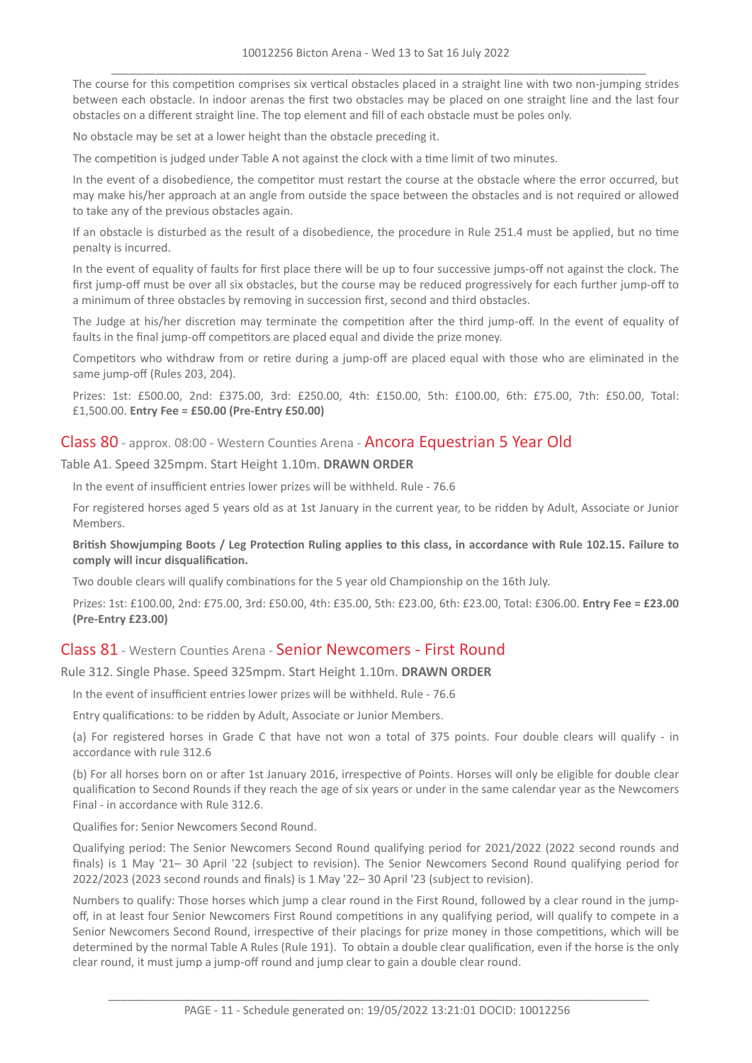The course for this competition comprises six vertical obstacles placed in a straight line with two non-jumping strides between each obstacle. In indoor arenas the first two obstacles may be placed on one straight line and the last four obstacles on a different straight line. The top element and fill of each obstacle must be poles only.

No obstacle may be set at a lower height than the obstacle preceding it.

The competition is judged under Table A not against the clock with a time limit of two minutes.

In the event of a disobedience, the competitor must restart the course at the obstacle where the error occurred, but may make his/her approach at an angle from outside the space between the obstacles and is not required or allowed to take any of the previous obstacles again.

If an obstacle is disturbed as the result of a disobedience, the procedure in Rule 251.4 must be applied, but no time penalty is incurred.

In the event of equality of faults for first place there will be up to four successive jumps-off not against the clock. The first jump-off must be over all six obstacles, but the course may be reduced progressively for each further jump-off to a minimum of three obstacles by removing in succession first, second and third obstacles.

The Judge at his/her discretion may terminate the competition after the third jump-off. In the event of equality of faults in the final jump-off competitors are placed equal and divide the prize money.

Competitors who withdraw from or retire during a jump-off are placed equal with those who are eliminated in the same jump-off (Rules 203, 204).

Prizes: 1st: £500.00, 2nd: £375.00, 3rd: £250.00, 4th: £150.00, 5th: £100.00, 6th: £75.00, 7th: £50.00, Total: £1,500.00. **Entry Fee = £50.00 (Pre-Entry £50.00)**

## Class 80 - approx. 08:00 - Western Counties Arena - Ancora Equestrian 5 Year Old

Table A1. Speed 325mpm. Start Height 1.10m. **DRAWN ORDER**

In the event of insufficient entries lower prizes will be withheld. Rule - 76.6

For registered horses aged 5 years old as at 1st January in the current year, to be ridden by Adult, Associate or Junior Members.

**British Showjumping Boots / Leg Protection Ruling applies to this class, in accordance with Rule 102.15. Failure to comply will incur disqualification.**

Two double clears will qualify combinations for the 5 year old Championship on the 16th July.

Prizes: 1st: £100.00, 2nd: £75.00, 3rd: £50.00, 4th: £35.00, 5th: £23.00, 6th: £23.00, Total: £306.00. **Entry Fee = £23.00 (Pre-Entry £23.00)**

## Class 81 - Western Counties Arena - Senior Newcomers - First Round

Rule 312. Single Phase. Speed 325mpm. Start Height 1.10m. **DRAWN ORDER**

In the event of insufficient entries lower prizes will be withheld. Rule - 76.6

Entry qualifications: to be ridden by Adult, Associate or Junior Members.

(a) For registered horses in Grade C that have not won a total of 375 points. Four double clears will qualify - in accordance with rule 312.6

(b) For all horses born on or after 1st January 2016, irrespective of Points. Horses will only be eligible for double clear qualification to Second Rounds if they reach the age of six years or under in the same calendar year as the Newcomers Final - in accordance with Rule 312.6.

Qualifies for: Senior Newcomers Second Round.

Qualifying period: The Senior Newcomers Second Round qualifying period for 2021/2022 (2022 second rounds and finals) is 1 May '21– 30 April '22 (subject to revision). The Senior Newcomers Second Round qualifying period for 2022/2023 (2023 second rounds and finals) is 1 May '22– 30 April '23 (subject to revision).

Numbers to qualify: Those horses which jump a clear round in the First Round, followed by a clear round in the jump-off, in at least four Senior Newcomers First Round competitions in any qualifying period, will qualify to compete in a Senior Newcomers Second Round, irrespective of their placings for prize money in those competitions, which will be determined by the normal Table A Rules (Rule 191). To obtain a double clear qualification, even if the horse is the only clear round, it must jump a jump-off round and jump clear to gain a double clear round.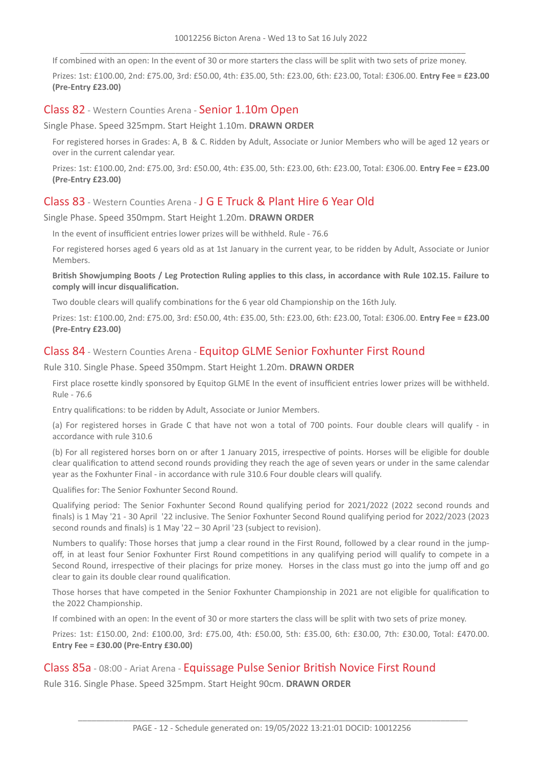If combined with an open: In the event of 30 or more starters the class will be split with two sets of prize money.

Prizes: 1st: £100.00, 2nd: £75.00, 3rd: £50.00, 4th: £35.00, 5th: £23.00, 6th: £23.00, Total: £306.00. **Entry Fee = £23.00 (Pre-Entry £23.00)**

## Class 82 - Western Counties Arena - Senior 1.10m Open

Single Phase. Speed 325mpm. Start Height 1.10m. **DRAWN ORDER**

For registered horses in Grades: A, B & C. Ridden by Adult, Associate or Junior Members who will be aged 12 years or over in the current calendar year.

Prizes: 1st: £100.00, 2nd: £75.00, 3rd: £50.00, 4th: £35.00, 5th: £23.00, 6th: £23.00, Total: £306.00. **Entry Fee = £23.00 (Pre-Entry £23.00)**

## Class 83 - Western Counties Arena - J G E Truck & Plant Hire 6 Year Old

Single Phase. Speed 350mpm. Start Height 1.20m. **DRAWN ORDER**

In the event of insufficient entries lower prizes will be withheld. Rule - 76.6

For registered horses aged 6 years old as at 1st January in the current year, to be ridden by Adult, Associate or Junior Members.

**British Showjumping Boots / Leg Protection Ruling applies to this class, in accordance with Rule 102.15. Failure to comply will incur disqualification.**

Two double clears will qualify combinations for the 6 year old Championship on the 16th July.

Prizes: 1st: £100.00, 2nd: £75.00, 3rd: £50.00, 4th: £35.00, 5th: £23.00, 6th: £23.00, Total: £306.00. **Entry Fee = £23.00 (Pre-Entry £23.00)**

## Class 84 - Western Counties Arena - Equitop GLME Senior Foxhunter First Round

Rule 310. Single Phase. Speed 350mpm. Start Height 1.20m. **DRAWN ORDER**

First place rosette kindly sponsored by Equitop GLME In the event of insufficient entries lower prizes will be withheld. Rule - 76.6

Entry qualifications: to be ridden by Adult, Associate or Junior Members.

(a) For registered horses in Grade C that have not won a total of 700 points. Four double clears will qualify - in accordance with rule 310.6

(b) For all registered horses born on or after 1 January 2015, irrespective of points. Horses will be eligible for double clear qualification to attend second rounds providing they reach the age of seven years or under in the same calendar year as the Foxhunter Final - in accordance with rule 310.6 Four double clears will qualify.

Qualifies for: The Senior Foxhunter Second Round.

Qualifying period: The Senior Foxhunter Second Round qualifying period for 2021/2022 (2022 second rounds and finals) is 1 May '21 - 30 April '22 inclusive. The Senior Foxhunter Second Round qualifying period for 2022/2023 (2023 second rounds and finals) is 1 May '22 – 30 April '23 (subject to revision).

Numbers to qualify: Those horses that jump a clear round in the First Round, followed by a clear round in the jump-off, in at least four Senior Foxhunter First Round competitions in any qualifying period will qualify to compete in a Second Round, irrespective of their placings for prize money. Horses in the class must go into the jump off and go clear to gain its double clear round qualification.

Those horses that have competed in the Senior Foxhunter Championship in 2021 are not eligible for qualification to the 2022 Championship.

If combined with an open: In the event of 30 or more starters the class will be split with two sets of prize money.

Prizes: 1st: £150.00, 2nd: £100.00, 3rd: £75.00, 4th: £50.00, 5th: £35.00, 6th: £30.00, 7th: £30.00, Total: £470.00. **Entry Fee = £30.00 (Pre-Entry £30.00)**

## Class 85a - 08:00 - Ariat Arena - Equissage Pulse Senior British Novice First Round

Rule 316. Single Phase. Speed 325mpm. Start Height 90cm. **DRAWN ORDER**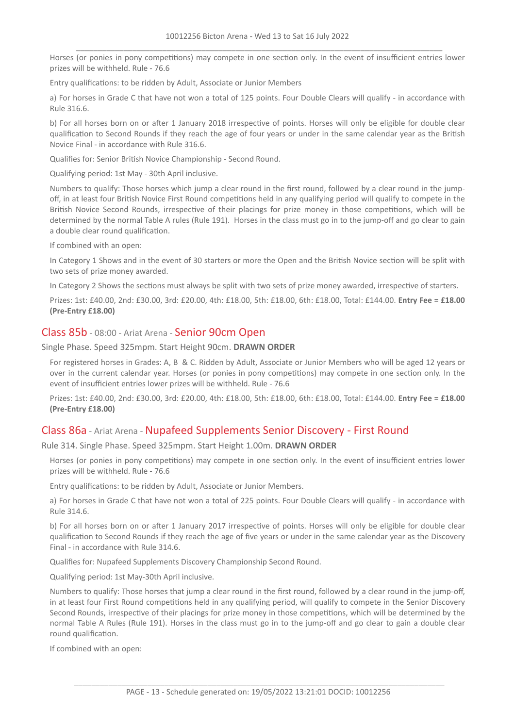Horses (or ponies in pony competitions) may compete in one section only. In the event of insufficient entries lower prizes will be withheld. Rule - 76.6

Entry qualifications: to be ridden by Adult, Associate or Junior Members

a) For horses in Grade C that have not won a total of 125 points. Four Double Clears will qualify - in accordance with Rule 316.6.

b) For all horses born on or after 1 January 2018 irrespective of points. Horses will only be eligible for double clear qualification to Second Rounds if they reach the age of four years or under in the same calendar year as the British Novice Final - in accordance with Rule 316.6.

Qualifies for: Senior British Novice Championship - Second Round.

Qualifying period: 1st May - 30th April inclusive.

Numbers to qualify: Those horses which jump a clear round in the first round, followed by a clear round in the jump-off, in at least four British Novice First Round competitions held in any qualifying period will qualify to compete in the British Novice Second Rounds, irrespective of their placings for prize money in those competitions, which will be determined by the normal Table A rules (Rule 191). Horses in the class must go in to the jump-off and go clear to gain a double clear round qualification.

If combined with an open:

In Category 1 Shows and in the event of 30 starters or more the Open and the British Novice section will be split with two sets of prize money awarded.

In Category 2 Shows the sections must always be split with two sets of prize money awarded, irrespective of starters.

Prizes: 1st: £40.00, 2nd: £30.00, 3rd: £20.00, 4th: £18.00, 5th: £18.00, 6th: £18.00, Total: £144.00. **Entry Fee = £18.00 (Pre-Entry £18.00)**

## Class 85b - 08:00 - Ariat Arena - Senior 90cm Open

Single Phase. Speed 325mpm. Start Height 90cm. **DRAWN ORDER**

For registered horses in Grades: A, B & C. Ridden by Adult, Associate or Junior Members who will be aged 12 years or over in the current calendar year. Horses (or ponies in pony competitions) may compete in one section only. In the event of insufficient entries lower prizes will be withheld. Rule - 76.6

Prizes: 1st: £40.00, 2nd: £30.00, 3rd: £20.00, 4th: £18.00, 5th: £18.00, 6th: £18.00, Total: £144.00. **Entry Fee = £18.00 (Pre-Entry £18.00)**

## Class 86a - Ariat Arena - Nupafeed Supplements Senior Discovery - First Round

Rule 314. Single Phase. Speed 325mpm. Start Height 1.00m. **DRAWN ORDER**

Horses (or ponies in pony competitions) may compete in one section only. In the event of insufficient entries lower prizes will be withheld. Rule - 76.6

Entry qualifications: to be ridden by Adult, Associate or Junior Members.

a) For horses in Grade C that have not won a total of 225 points. Four Double Clears will qualify - in accordance with Rule 314.6.

b) For all horses born on or after 1 January 2017 irrespective of points. Horses will only be eligible for double clear qualification to Second Rounds if they reach the age of five years or under in the same calendar year as the Discovery Final - in accordance with Rule 314.6.

Qualifies for: Nupafeed Supplements Discovery Championship Second Round.

Qualifying period: 1st May-30th April inclusive.

Numbers to qualify: Those horses that jump a clear round in the first round, followed by a clear round in the jump-off, in at least four First Round competitions held in any qualifying period, will qualify to compete in the Senior Discovery Second Rounds, irrespective of their placings for prize money in those competitions, which will be determined by the normal Table A Rules (Rule 191). Horses in the class must go in to the jump-off and go clear to gain a double clear round qualification.

If combined with an open: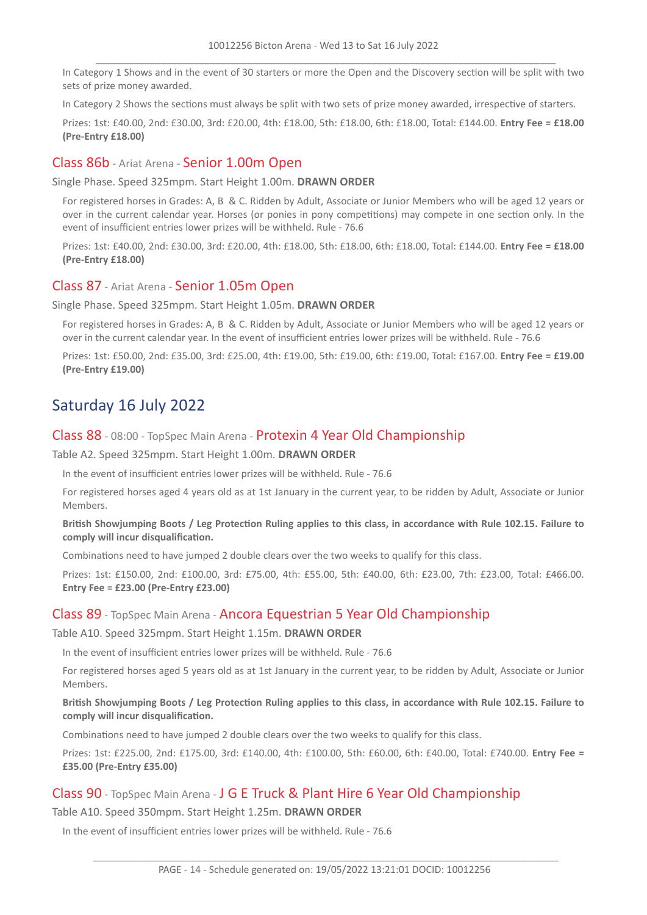In Category 1 Shows and in the event of 30 starters or more the Open and the Discovery section will be split with two sets of prize money awarded.

In Category 2 Shows the sections must always be split with two sets of prize money awarded, irrespective of starters.

Prizes: 1st: £40.00, 2nd: £30.00, 3rd: £20.00, 4th: £18.00, 5th: £18.00, 6th: £18.00, Total: £144.00. **Entry Fee = £18.00 (Pre-Entry £18.00)**

### Class 86b - Ariat Arena - Senior 1.00m Open

Single Phase. Speed 325mpm. Start Height 1.00m. **DRAWN ORDER**

For registered horses in Grades: A, B & C. Ridden by Adult, Associate or Junior Members who will be aged 12 years or over in the current calendar year. Horses (or ponies in pony competitions) may compete in one section only. In the event of insufficient entries lower prizes will be withheld. Rule - 76.6

Prizes: 1st: £40.00, 2nd: £30.00, 3rd: £20.00, 4th: £18.00, 5th: £18.00, 6th: £18.00, Total: £144.00. **Entry Fee = £18.00 (Pre-Entry £18.00)**

### Class 87 - Ariat Arena - Senior 1.05m Open

Single Phase. Speed 325mpm. Start Height 1.05m. **DRAWN ORDER**

For registered horses in Grades: A, B & C. Ridden by Adult, Associate or Junior Members who will be aged 12 years or over in the current calendar year. In the event of insufficient entries lower prizes will be withheld. Rule - 76.6

Prizes: 1st: £50.00, 2nd: £35.00, 3rd: £25.00, 4th: £19.00, 5th: £19.00, 6th: £19.00, Total: £167.00. **Entry Fee = £19.00 (Pre-Entry £19.00)**

## Saturday 16 July 2022

### Class 88 - 08:00 - TopSpec Main Arena - Protexin 4 Year Old Championship

Table A2. Speed 325mpm. Start Height 1.00m. **DRAWN ORDER**

In the event of insufficient entries lower prizes will be withheld. Rule - 76.6

For registered horses aged 4 years old as at 1st January in the current year, to be ridden by Adult, Associate or Junior Members.

**British Showjumping Boots / Leg Protection Ruling applies to this class, in accordance with Rule 102.15. Failure to comply will incur disqualification.**

Combinations need to have jumped 2 double clears over the two weeks to qualify for this class.

Prizes: 1st: £150.00, 2nd: £100.00, 3rd: £75.00, 4th: £55.00, 5th: £40.00, 6th: £23.00, 7th: £23.00, Total: £466.00. **Entry Fee = £23.00 (Pre-Entry £23.00)**

### Class 89 - TopSpec Main Arena - Ancora Equestrian 5 Year Old Championship

Table A10. Speed 325mpm. Start Height 1.15m. **DRAWN ORDER**

In the event of insufficient entries lower prizes will be withheld. Rule - 76.6

For registered horses aged 5 years old as at 1st January in the current year, to be ridden by Adult, Associate or Junior Members.

**British Showjumping Boots / Leg Protection Ruling applies to this class, in accordance with Rule 102.15. Failure to comply will incur disqualification.**

Combinations need to have jumped 2 double clears over the two weeks to qualify for this class.

Prizes: 1st: £225.00, 2nd: £175.00, 3rd: £140.00, 4th: £100.00, 5th: £60.00, 6th: £40.00, Total: £740.00. **Entry Fee = £35.00 (Pre-Entry £35.00)**

### Class 90 - TopSpec Main Arena - J G E Truck & Plant Hire 6 Year Old Championship

Table A10. Speed 350mpm. Start Height 1.25m. **DRAWN ORDER**

In the event of insufficient entries lower prizes will be withheld. Rule - 76.6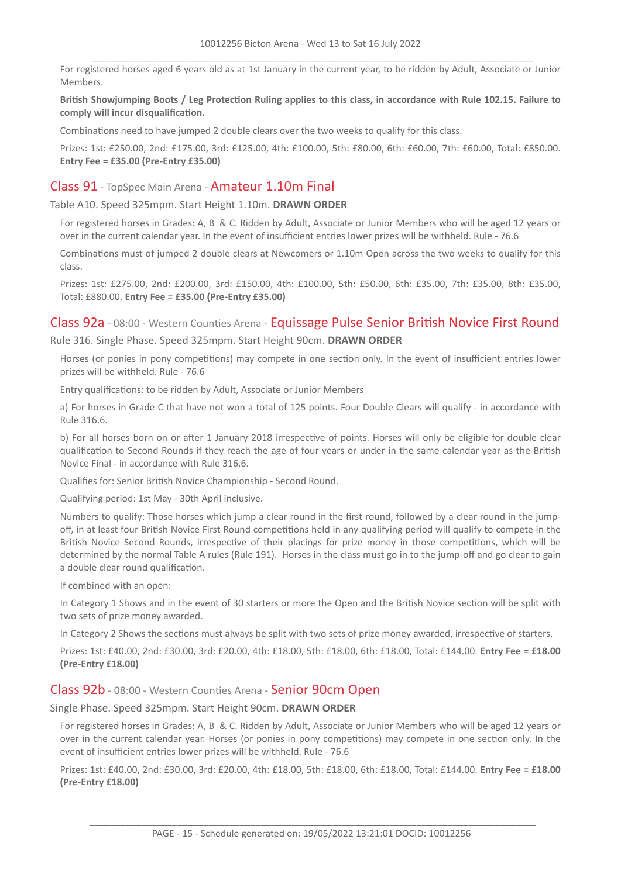For registered horses aged 6 years old as at 1st January in the current year, to be ridden by Adult, Associate or Junior Members.

**British Showjumping Boots / Leg Protection Ruling applies to this class, in accordance with Rule 102.15. Failure to comply will incur disqualification.**

Combinations need to have jumped 2 double clears over the two weeks to qualify for this class.

Prizes: 1st: £250.00, 2nd: £175.00, 3rd: £125.00, 4th: £100.00, 5th: £80.00, 6th: £60.00, 7th: £60.00, Total: £850.00. **Entry Fee = £35.00 (Pre-Entry £35.00)**

## Class 91 - TopSpec Main Arena - Amateur 1.10m Final

Table A10. Speed 325mpm. Start Height 1.10m. **DRAWN ORDER**

For registered horses in Grades: A, B & C. Ridden by Adult, Associate or Junior Members who will be aged 12 years or over in the current calendar year. In the event of insufficient entries lower prizes will be withheld. Rule - 76.6

Combinations must of jumped 2 double clears at Newcomers or 1.10m Open across the two weeks to qualify for this class.

Prizes: 1st: £275.00, 2nd: £200.00, 3rd: £150.00, 4th: £100.00, 5th: £50.00, 6th: £35.00, 7th: £35.00, 8th: £35.00, Total: £880.00. **Entry Fee = £35.00 (Pre-Entry £35.00)**

## Class 92a - 08:00 - Western Counties Arena - Equissage Pulse Senior British Novice First Round

Rule 316. Single Phase. Speed 325mpm. Start Height 90cm. **DRAWN ORDER**

Horses (or ponies in pony competitions) may compete in one section only. In the event of insufficient entries lower prizes will be withheld. Rule - 76.6

Entry qualifications: to be ridden by Adult, Associate or Junior Members

a) For horses in Grade C that have not won a total of 125 points. Four Double Clears will qualify - in accordance with Rule 316.6.

b) For all horses born on or after 1 January 2018 irrespective of points. Horses will only be eligible for double clear qualification to Second Rounds if they reach the age of four years or under in the same calendar year as the British Novice Final - in accordance with Rule 316.6.

Qualifies for: Senior British Novice Championship - Second Round.

Qualifying period: 1st May - 30th April inclusive.

Numbers to qualify: Those horses which jump a clear round in the first round, followed by a clear round in the jump-off, in at least four British Novice First Round competitions held in any qualifying period will qualify to compete in the British Novice Second Rounds, irrespective of their placings for prize money in those competitions, which will be determined by the normal Table A rules (Rule 191). Horses in the class must go in to the jump-off and go clear to gain a double clear round qualification.

If combined with an open:

In Category 1 Shows and in the event of 30 starters or more the Open and the British Novice section will be split with two sets of prize money awarded.

In Category 2 Shows the sections must always be split with two sets of prize money awarded, irrespective of starters.

Prizes: 1st: £40.00, 2nd: £30.00, 3rd: £20.00, 4th: £18.00, 5th: £18.00, 6th: £18.00, Total: £144.00. **Entry Fee = £18.00 (Pre-Entry £18.00)**

## Class 92b - 08:00 - Western Counties Arena - Senior 90cm Open

Single Phase. Speed 325mpm. Start Height 90cm. **DRAWN ORDER**

For registered horses in Grades: A, B & C. Ridden by Adult, Associate or Junior Members who will be aged 12 years or over in the current calendar year. Horses (or ponies in pony competitions) may compete in one section only. In the event of insufficient entries lower prizes will be withheld. Rule - 76.6

Prizes: 1st: £40.00, 2nd: £30.00, 3rd: £20.00, 4th: £18.00, 5th: £18.00, 6th: £18.00, Total: £144.00. **Entry Fee = £18.00 (Pre-Entry £18.00)**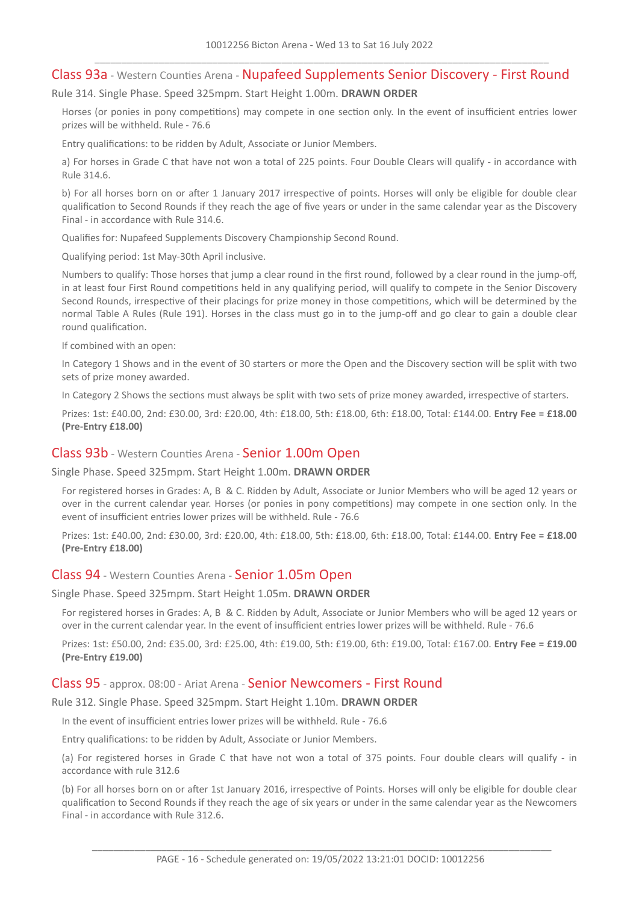## Class 93a - Western Counties Arena - Nupafeed Supplements Senior Discovery - First Round

Rule 314. Single Phase. Speed 325mpm. Start Height 1.00m. **DRAWN ORDER**

Horses (or ponies in pony competitions) may compete in one section only. In the event of insufficient entries lower prizes will be withheld. Rule - 76.6

Entry qualifications: to be ridden by Adult, Associate or Junior Members.

a) For horses in Grade C that have not won a total of 225 points. Four Double Clears will qualify - in accordance with Rule 314.6.

b) For all horses born on or after 1 January 2017 irrespective of points. Horses will only be eligible for double clear qualification to Second Rounds if they reach the age of five years or under in the same calendar year as the Discovery Final - in accordance with Rule 314.6.

Qualifies for: Nupafeed Supplements Discovery Championship Second Round.

Qualifying period: 1st May-30th April inclusive.

Numbers to qualify: Those horses that jump a clear round in the first round, followed by a clear round in the jump-off, in at least four First Round competitions held in any qualifying period, will qualify to compete in the Senior Discovery Second Rounds, irrespective of their placings for prize money in those competitions, which will be determined by the normal Table A Rules (Rule 191). Horses in the class must go in to the jump-off and go clear to gain a double clear round qualification.

If combined with an open:

In Category 1 Shows and in the event of 30 starters or more the Open and the Discovery section will be split with two sets of prize money awarded.

In Category 2 Shows the sections must always be split with two sets of prize money awarded, irrespective of starters.

Prizes: 1st: £40.00, 2nd: £30.00, 3rd: £20.00, 4th: £18.00, 5th: £18.00, 6th: £18.00, Total: £144.00. **Entry Fee = £18.00 (Pre-Entry £18.00)**

## Class 93b - Western Counties Arena - Senior 1.00m Open

Single Phase. Speed 325mpm. Start Height 1.00m. **DRAWN ORDER**

For registered horses in Grades: A, B & C. Ridden by Adult, Associate or Junior Members who will be aged 12 years or over in the current calendar year. Horses (or ponies in pony competitions) may compete in one section only. In the event of insufficient entries lower prizes will be withheld. Rule - 76.6

Prizes: 1st: £40.00, 2nd: £30.00, 3rd: £20.00, 4th: £18.00, 5th: £18.00, 6th: £18.00, Total: £144.00. **Entry Fee = £18.00 (Pre-Entry £18.00)**

## Class 94 - Western Counties Arena - Senior 1.05m Open

Single Phase. Speed 325mpm. Start Height 1.05m. **DRAWN ORDER**

For registered horses in Grades: A, B & C. Ridden by Adult, Associate or Junior Members who will be aged 12 years or over in the current calendar year. In the event of insufficient entries lower prizes will be withheld. Rule - 76.6

Prizes: 1st: £50.00, 2nd: £35.00, 3rd: £25.00, 4th: £19.00, 5th: £19.00, 6th: £19.00, Total: £167.00. **Entry Fee = £19.00 (Pre-Entry £19.00)**

## Class 95 - approx. 08:00 - Ariat Arena - Senior Newcomers - First Round

Rule 312. Single Phase. Speed 325mpm. Start Height 1.10m. **DRAWN ORDER**

In the event of insufficient entries lower prizes will be withheld. Rule - 76.6

Entry qualifications: to be ridden by Adult, Associate or Junior Members.

(a) For registered horses in Grade C that have not won a total of 375 points. Four double clears will qualify - in accordance with rule 312.6

(b) For all horses born on or after 1st January 2016, irrespective of Points. Horses will only be eligible for double clear qualification to Second Rounds if they reach the age of six years or under in the same calendar year as the Newcomers Final - in accordance with Rule 312.6.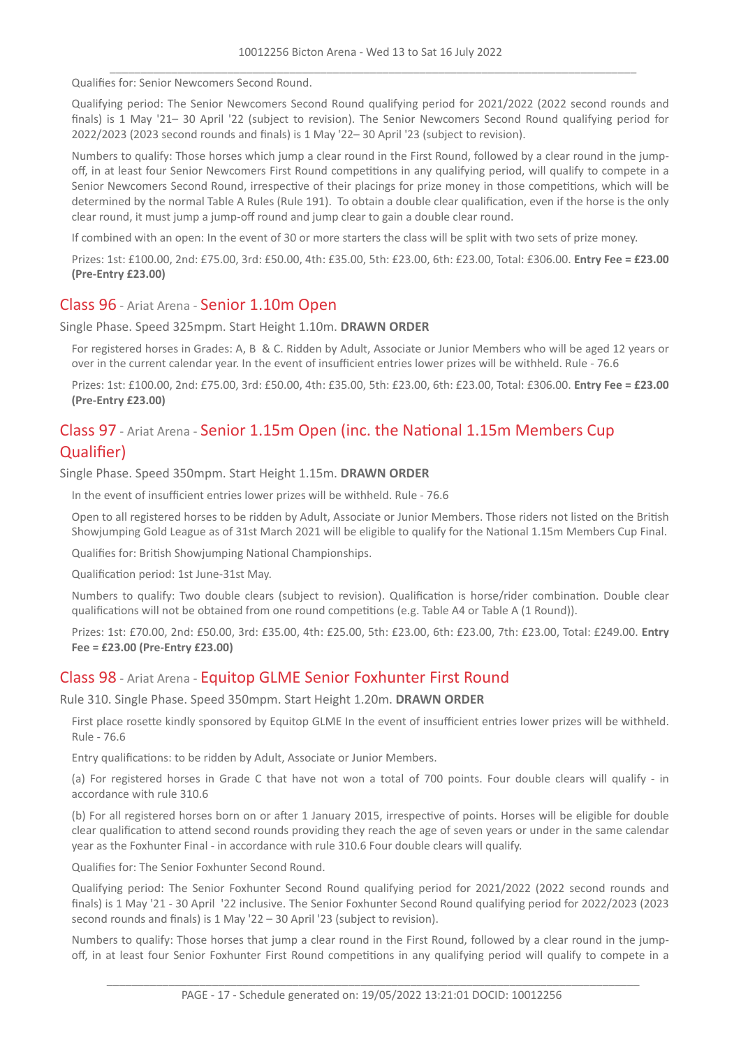Qualifies for: Senior Newcomers Second Round.

Qualifying period: The Senior Newcomers Second Round qualifying period for 2021/2022 (2022 second rounds and finals) is 1 May '21– 30 April '22 (subject to revision). The Senior Newcomers Second Round qualifying period for 2022/2023 (2023 second rounds and finals) is 1 May '22– 30 April '23 (subject to revision).

Numbers to qualify: Those horses which jump a clear round in the First Round, followed by a clear round in the jump-off, in at least four Senior Newcomers First Round competitions in any qualifying period, will qualify to compete in a Senior Newcomers Second Round, irrespective of their placings for prize money in those competitions, which will be determined by the normal Table A Rules (Rule 191). To obtain a double clear qualification, even if the horse is the only clear round, it must jump a jump-off round and jump clear to gain a double clear round.

If combined with an open: In the event of 30 or more starters the class will be split with two sets of prize money.

Prizes: 1st: £100.00, 2nd: £75.00, 3rd: £50.00, 4th: £35.00, 5th: £23.00, 6th: £23.00, Total: £306.00. **Entry Fee = £23.00 (Pre-Entry £23.00)**

## Class 96 - Ariat Arena - Senior 1.10m Open

Single Phase. Speed 325mpm. Start Height 1.10m. **DRAWN ORDER**

For registered horses in Grades: A, B & C. Ridden by Adult, Associate or Junior Members who will be aged 12 years or over in the current calendar year. In the event of insufficient entries lower prizes will be withheld. Rule - 76.6

Prizes: 1st: £100.00, 2nd: £75.00, 3rd: £50.00, 4th: £35.00, 5th: £23.00, 6th: £23.00, Total: £306.00. **Entry Fee = £23.00 (Pre-Entry £23.00)**

## Class 97 - Ariat Arena - Senior 1.15m Open (inc. the National 1.15m Members Cup Qualifier)

Single Phase. Speed 350mpm. Start Height 1.15m. **DRAWN ORDER**

In the event of insufficient entries lower prizes will be withheld. Rule - 76.6

Open to all registered horses to be ridden by Adult, Associate or Junior Members. Those riders not listed on the British Showjumping Gold League as of 31st March 2021 will be eligible to qualify for the National 1.15m Members Cup Final.

Qualifies for: British Showjumping National Championships.

Qualification period: 1st June-31st May.

Numbers to qualify: Two double clears (subject to revision). Qualification is horse/rider combination. Double clear qualifications will not be obtained from one round competitions (e.g. Table A4 or Table A (1 Round)).

Prizes: 1st: £70.00, 2nd: £50.00, 3rd: £35.00, 4th: £25.00, 5th: £23.00, 6th: £23.00, 7th: £23.00, Total: £249.00. **Entry Fee = £23.00 (Pre-Entry £23.00)**

## Class 98 - Ariat Arena - Equitop GLME Senior Foxhunter First Round

Rule 310. Single Phase. Speed 350mpm. Start Height 1.20m. **DRAWN ORDER**

First place rosette kindly sponsored by Equitop GLME In the event of insufficient entries lower prizes will be withheld. Rule - 76.6

Entry qualifications: to be ridden by Adult, Associate or Junior Members.

(a) For registered horses in Grade C that have not won a total of 700 points. Four double clears will qualify - in accordance with rule 310.6

(b) For all registered horses born on or after 1 January 2015, irrespective of points. Horses will be eligible for double clear qualification to attend second rounds providing they reach the age of seven years or under in the same calendar year as the Foxhunter Final - in accordance with rule 310.6 Four double clears will qualify.

Qualifies for: The Senior Foxhunter Second Round.

Qualifying period: The Senior Foxhunter Second Round qualifying period for 2021/2022 (2022 second rounds and finals) is 1 May '21 - 30 April '22 inclusive. The Senior Foxhunter Second Round qualifying period for 2022/2023 (2023 second rounds and finals) is 1 May '22 – 30 April '23 (subject to revision).

Numbers to qualify: Those horses that jump a clear round in the First Round, followed by a clear round in the jump-off, in at least four Senior Foxhunter First Round competitions in any qualifying period will qualify to compete in a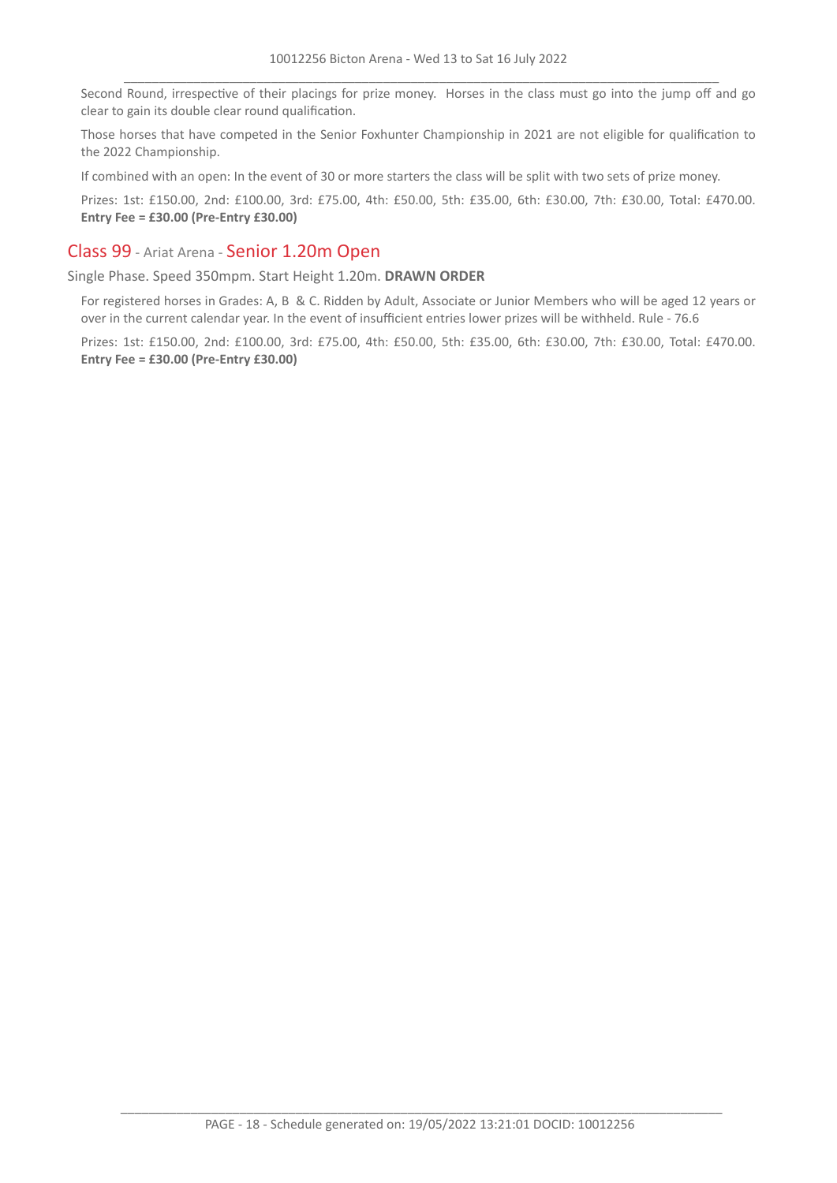Second Round, irrespective of their placings for prize money. Horses in the class must go into the jump off and go clear to gain its double clear round qualification.

Those horses that have competed in the Senior Foxhunter Championship in 2021 are not eligible for qualification to the 2022 Championship.

If combined with an open: In the event of 30 or more starters the class will be split with two sets of prize money.

Prizes: 1st: £150.00, 2nd: £100.00, 3rd: £75.00, 4th: £50.00, 5th: £35.00, 6th: £30.00, 7th: £30.00, Total: £470.00.
**Entry Fee = £30.00 (Pre-Entry £30.00)**

## Class 99 - Ariat Arena - Senior 1.20m Open

Single Phase. Speed 350mpm. Start Height 1.20m. **DRAWN ORDER**

For registered horses in Grades: A, B & C. Ridden by Adult, Associate or Junior Members who will be aged 12 years or over in the current calendar year. In the event of insufficient entries lower prizes will be withheld. Rule - 76.6

Prizes: 1st: £150.00, 2nd: £100.00, 3rd: £75.00, 4th: £50.00, 5th: £35.00, 6th: £30.00, 7th: £30.00, Total: £470.00.
**Entry Fee = £30.00 (Pre-Entry £30.00)**